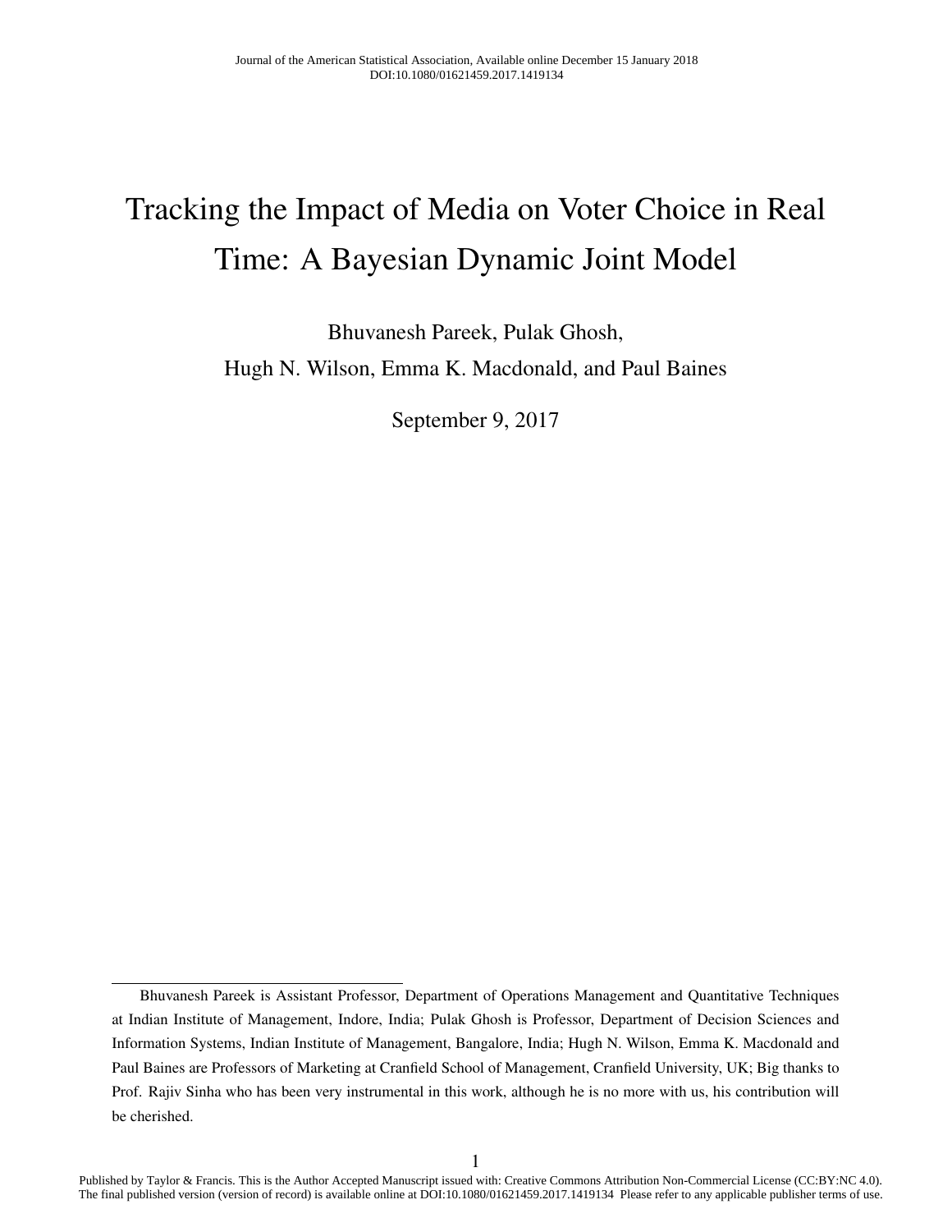# Tracking the Impact of Media on Voter Choice in Real Time: A Bayesian Dynamic Joint Model

Bhuvanesh Pareek, Pulak Ghosh,

Hugh N. Wilson, Emma K. Macdonald, and Paul Baines

September 9, 2017

---

Bhuvanesh Pareek is Assistant Professor, Department of Operations Management and Quantitative Techniques at Indian Institute of Management, Indore, India; Pulak Ghosh is Professor, Department of Decision Sciences and Information Systems, Indian Institute of Management, Bangalore, India; Hugh N. Wilson, Emma K. Macdonald and Paul Baines are Professors of Marketing at Cranfield School of Management, Cranfield University, UK; Big thanks to Prof. Rajiv Sinha who has been very instrumental in this work, although he is no more with us, his contribution will be cherished.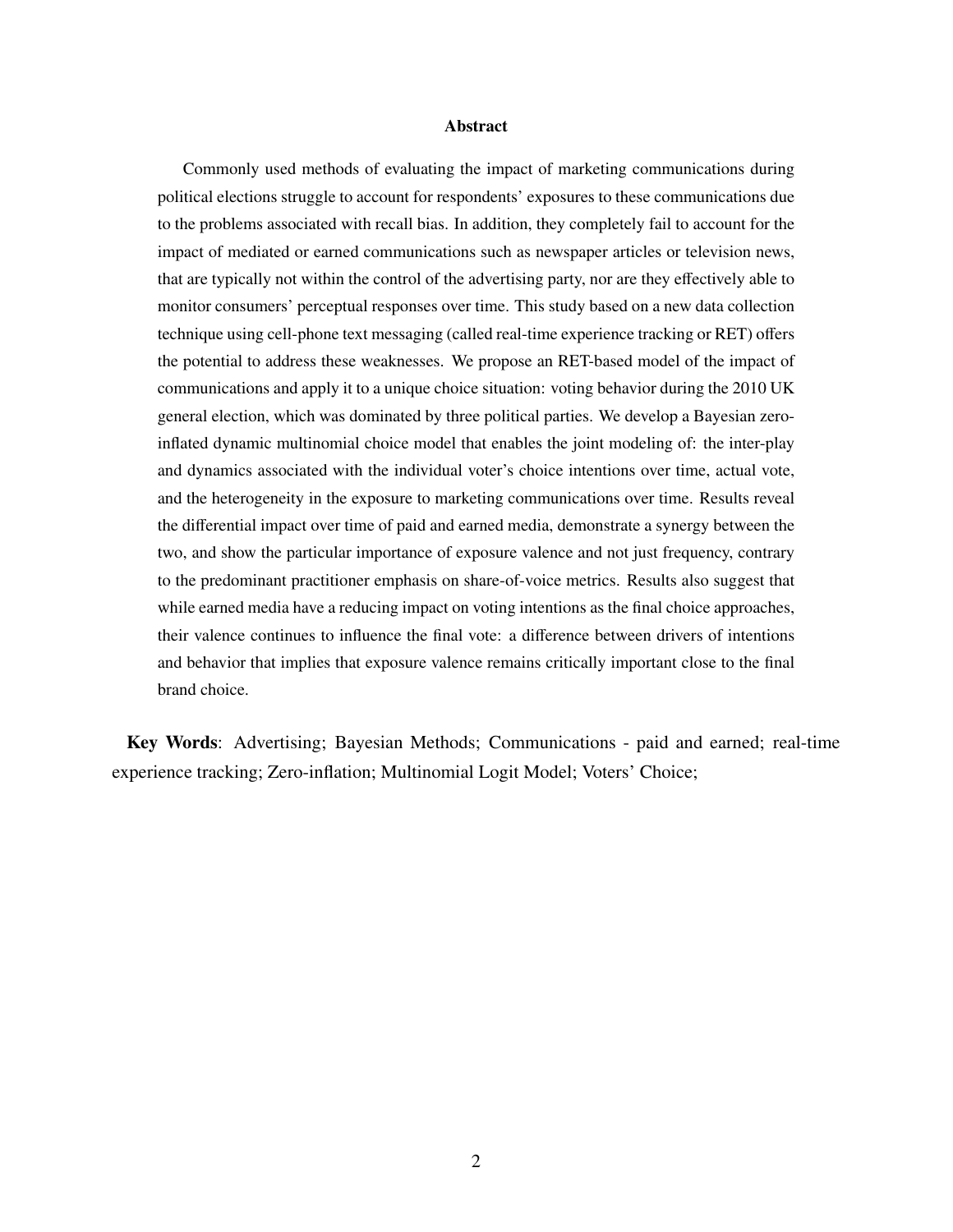# Abstract

Commonly used methods of evaluating the impact of marketing communications during political elections struggle to account for respondents' exposures to these communications due to the problems associated with recall bias. In addition, they completely fail to account for the impact of mediated or earned communications such as newspaper articles or television news, that are typically not within the control of the advertising party, nor are they effectively able to monitor consumers' perceptual responses over time. This study based on a new data collection technique using cell-phone text messaging (called real-time experience tracking or RET) offers the potential to address these weaknesses. We propose an RET-based model of the impact of communications and apply it to a unique choice situation: voting behavior during the 2010 UK general election, which was dominated by three political parties. We develop a Bayesian zero-inflated dynamic multinomial choice model that enables the joint modeling of: the inter-play and dynamics associated with the individual voter's choice intentions over time, actual vote, and the heterogeneity in the exposure to marketing communications over time. Results reveal the differential impact over time of paid and earned media, demonstrate a synergy between the two, and show the particular importance of exposure valence and not just frequency, contrary to the predominant practitioner emphasis on share-of-voice metrics. Results also suggest that while earned media have a reducing impact on voting intentions as the final choice approaches, their valence continues to influence the final vote: a difference between drivers of intentions and behavior that implies that exposure valence remains critically important close to the final brand choice.

**Key Words**: Advertising; Bayesian Methods; Communications - paid and earned; real-time experience tracking; Zero-inflation; Multinomial Logit Model; Voters' Choice;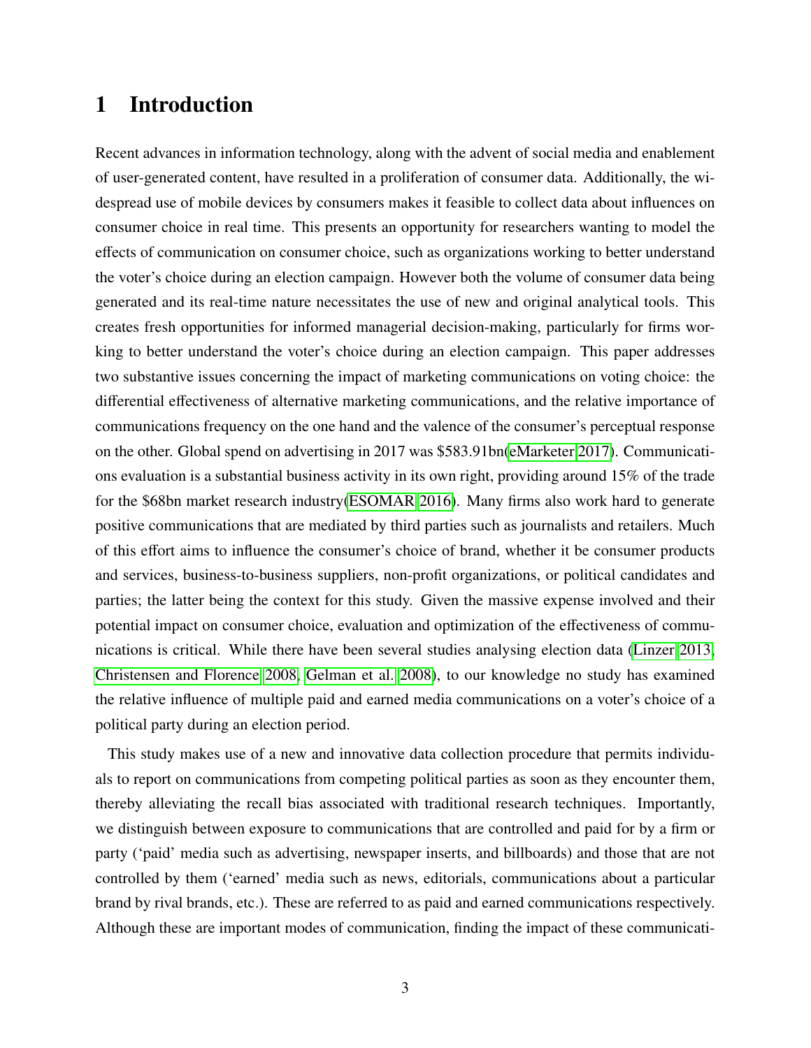# 1 Introduction

Recent advances in information technology, along with the advent of social media and enablement of user-generated content, have resulted in a proliferation of consumer data. Additionally, the widespread use of mobile devices by consumers makes it feasible to collect data about influences on consumer choice in real time. This presents an opportunity for researchers wanting to model the effects of communication on consumer choice, such as organizations working to better understand the voter's choice during an election campaign. However both the volume of consumer data being generated and its real-time nature necessitates the use of new and original analytical tools. This creates fresh opportunities for informed managerial decision-making, particularly for firms working to better understand the voter's choice during an election campaign. This paper addresses two substantive issues concerning the impact of marketing communications on voting choice: the differential effectiveness of alternative marketing communications, and the relative importance of communications frequency on the one hand and the valence of the consumer's perceptual response on the other. Global spend on advertising in 2017 was $583.91bn(eMarketer 2017). Communications evaluation is a substantial business activity in its own right, providing around 15% of the trade for the $68bn market research industry(ESOMAR 2016). Many firms also work hard to generate positive communications that are mediated by third parties such as journalists and retailers. Much of this effort aims to influence the consumer's choice of brand, whether it be consumer products and services, business-to-business suppliers, non-profit organizations, or political candidates and parties; the latter being the context for this study. Given the massive expense involved and their potential impact on consumer choice, evaluation and optimization of the effectiveness of communications is critical. While there have been several studies analysing election data (Linzer 2013, Christensen and Florence 2008, Gelman et al. 2008), to our knowledge no study has examined the relative influence of multiple paid and earned media communications on a voter's choice of a political party during an election period.

This study makes use of a new and innovative data collection procedure that permits individuals to report on communications from competing political parties as soon as they encounter them, thereby alleviating the recall bias associated with traditional research techniques. Importantly, we distinguish between exposure to communications that are controlled and paid for by a firm or party ('paid' media such as advertising, newspaper inserts, and billboards) and those that are not controlled by them ('earned' media such as news, editorials, communications about a particular brand by rival brands, etc.). These are referred to as paid and earned communications respectively. Although these are important modes of communication, finding the impact of these communicati-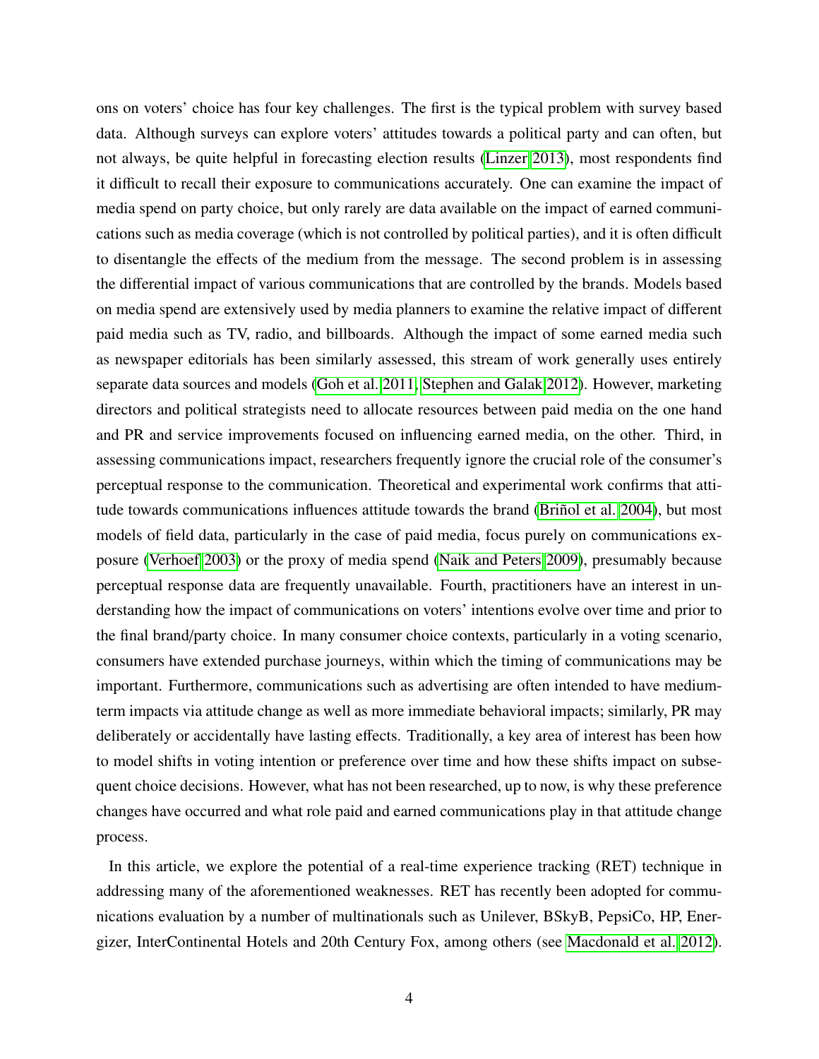ons on voters' choice has four key challenges. The first is the typical problem with survey based data. Although surveys can explore voters' attitudes towards a political party and can often, but not always, be quite helpful in forecasting election results (Linzer 2013), most respondents find it difficult to recall their exposure to communications accurately. One can examine the impact of media spend on party choice, but only rarely are data available on the impact of earned communications such as media coverage (which is not controlled by political parties), and it is often difficult to disentangle the effects of the medium from the message. The second problem is in assessing the differential impact of various communications that are controlled by the brands. Models based on media spend are extensively used by media planners to examine the relative impact of different paid media such as TV, radio, and billboards. Although the impact of some earned media such as newspaper editorials has been similarly assessed, this stream of work generally uses entirely separate data sources and models (Goh et al. 2011, Stephen and Galak 2012). However, marketing directors and political strategists need to allocate resources between paid media on the one hand and PR and service improvements focused on influencing earned media, on the other. Third, in assessing communications impact, researchers frequently ignore the crucial role of the consumer's perceptual response to the communication. Theoretical and experimental work confirms that attitude towards communications influences attitude towards the brand (Briñol et al. 2004), but most models of field data, particularly in the case of paid media, focus purely on communications exposure (Verhoef 2003) or the proxy of media spend (Naik and Peters 2009), presumably because perceptual response data are frequently unavailable. Fourth, practitioners have an interest in understanding how the impact of communications on voters' intentions evolve over time and prior to the final brand/party choice. In many consumer choice contexts, particularly in a voting scenario, consumers have extended purchase journeys, within which the timing of communications may be important. Furthermore, communications such as advertising are often intended to have medium-term impacts via attitude change as well as more immediate behavioral impacts; similarly, PR may deliberately or accidentally have lasting effects. Traditionally, a key area of interest has been how to model shifts in voting intention or preference over time and how these shifts impact on subsequent choice decisions. However, what has not been researched, up to now, is why these preference changes have occurred and what role paid and earned communications play in that attitude change process.

In this article, we explore the potential of a real-time experience tracking (RET) technique in addressing many of the aforementioned weaknesses. RET has recently been adopted for communications evaluation by a number of multinationals such as Unilever, BSkyB, PepsiCo, HP, Energizer, InterContinental Hotels and 20th Century Fox, among others (see Macdonald et al. 2012).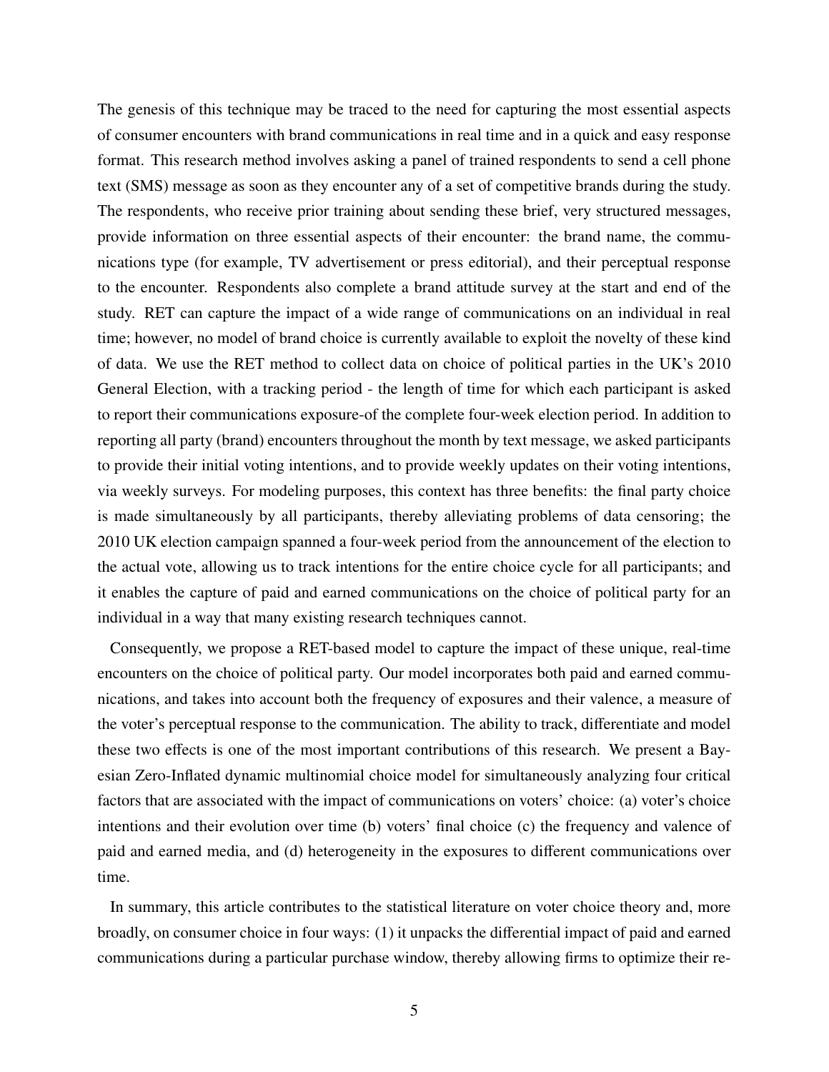The genesis of this technique may be traced to the need for capturing the most essential aspects of consumer encounters with brand communications in real time and in a quick and easy response format. This research method involves asking a panel of trained respondents to send a cell phone text (SMS) message as soon as they encounter any of a set of competitive brands during the study. The respondents, who receive prior training about sending these brief, very structured messages, provide information on three essential aspects of their encounter: the brand name, the communications type (for example, TV advertisement or press editorial), and their perceptual response to the encounter. Respondents also complete a brand attitude survey at the start and end of the study. RET can capture the impact of a wide range of communications on an individual in real time; however, no model of brand choice is currently available to exploit the novelty of these kind of data. We use the RET method to collect data on choice of political parties in the UK's 2010 General Election, with a tracking period - the length of time for which each participant is asked to report their communications exposure-of the complete four-week election period. In addition to reporting all party (brand) encounters throughout the month by text message, we asked participants to provide their initial voting intentions, and to provide weekly updates on their voting intentions, via weekly surveys. For modeling purposes, this context has three benefits: the final party choice is made simultaneously by all participants, thereby alleviating problems of data censoring; the 2010 UK election campaign spanned a four-week period from the announcement of the election to the actual vote, allowing us to track intentions for the entire choice cycle for all participants; and it enables the capture of paid and earned communications on the choice of political party for an individual in a way that many existing research techniques cannot.

Consequently, we propose a RET-based model to capture the impact of these unique, real-time encounters on the choice of political party. Our model incorporates both paid and earned communications, and takes into account both the frequency of exposures and their valence, a measure of the voter's perceptual response to the communication. The ability to track, differentiate and model these two effects is one of the most important contributions of this research. We present a Bayesian Zero-Inflated dynamic multinomial choice model for simultaneously analyzing four critical factors that are associated with the impact of communications on voters' choice: (a) voter's choice intentions and their evolution over time (b) voters' final choice (c) the frequency and valence of paid and earned media, and (d) heterogeneity in the exposures to different communications over time.

In summary, this article contributes to the statistical literature on voter choice theory and, more broadly, on consumer choice in four ways: (1) it unpacks the differential impact of paid and earned communications during a particular purchase window, thereby allowing firms to optimize their re-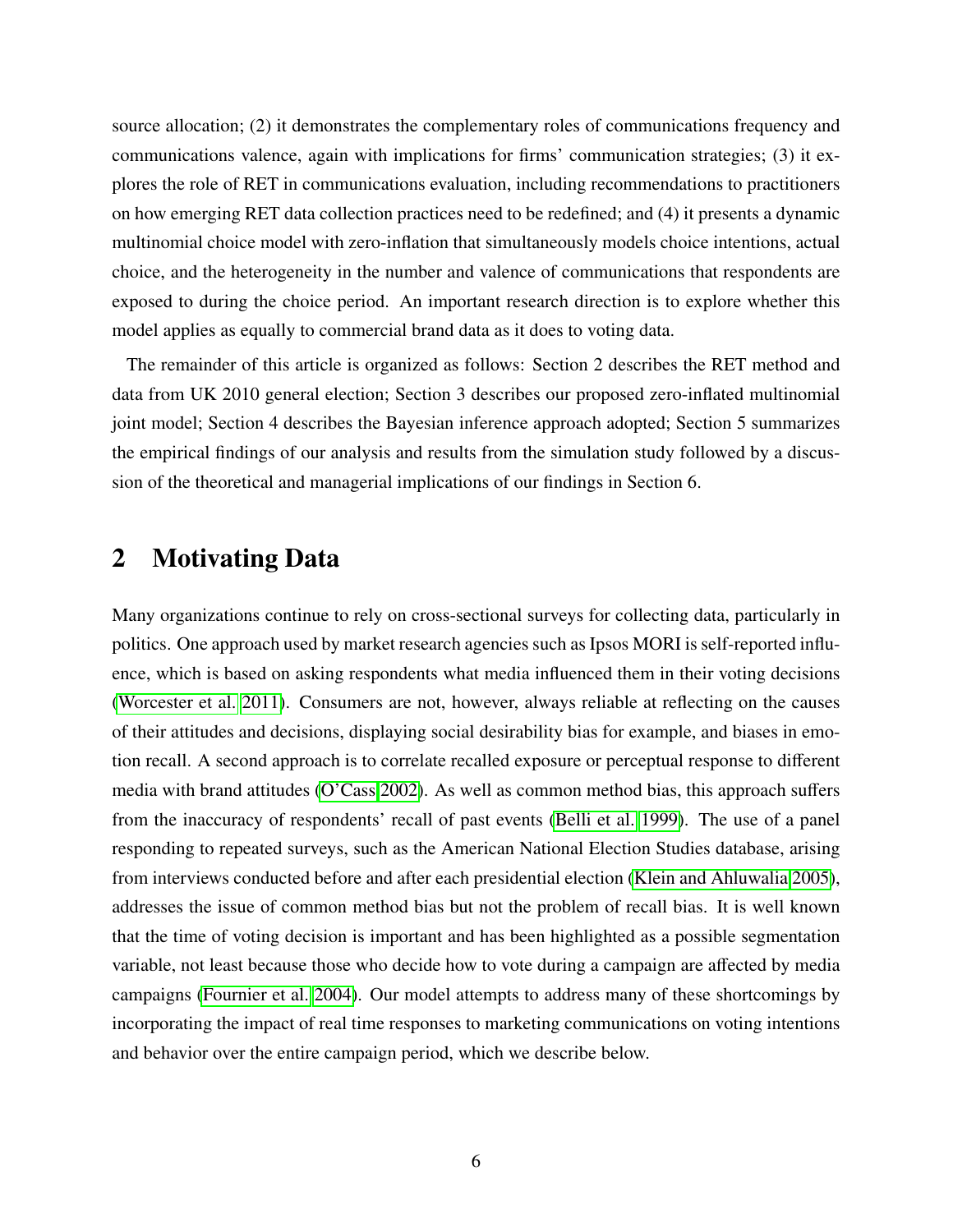source allocation; (2) it demonstrates the complementary roles of communications frequency and communications valence, again with implications for firms' communication strategies; (3) it explores the role of RET in communications evaluation, including recommendations to practitioners on how emerging RET data collection practices need to be redefined; and (4) it presents a dynamic multinomial choice model with zero-inflation that simultaneously models choice intentions, actual choice, and the heterogeneity in the number and valence of communications that respondents are exposed to during the choice period. An important research direction is to explore whether this model applies as equally to commercial brand data as it does to voting data.

The remainder of this article is organized as follows: Section 2 describes the RET method and data from UK 2010 general election; Section 3 describes our proposed zero-inflated multinomial joint model; Section 4 describes the Bayesian inference approach adopted; Section 5 summarizes the empirical findings of our analysis and results from the simulation study followed by a discussion of the theoretical and managerial implications of our findings in Section 6.

## 2 Motivating Data

Many organizations continue to rely on cross-sectional surveys for collecting data, particularly in politics. One approach used by market research agencies such as Ipsos MORI is self-reported influence, which is based on asking respondents what media influenced them in their voting decisions (Worcester et al. 2011). Consumers are not, however, always reliable at reflecting on the causes of their attitudes and decisions, displaying social desirability bias for example, and biases in emotion recall. A second approach is to correlate recalled exposure or perceptual response to different media with brand attitudes (O'Cass 2002). As well as common method bias, this approach suffers from the inaccuracy of respondents' recall of past events (Belli et al. 1999). The use of a panel responding to repeated surveys, such as the American National Election Studies database, arising from interviews conducted before and after each presidential election (Klein and Ahluwalia 2005), addresses the issue of common method bias but not the problem of recall bias. It is well known that the time of voting decision is important and has been highlighted as a possible segmentation variable, not least because those who decide how to vote during a campaign are affected by media campaigns (Fournier et al. 2004). Our model attempts to address many of these shortcomings by incorporating the impact of real time responses to marketing communications on voting intentions and behavior over the entire campaign period, which we describe below.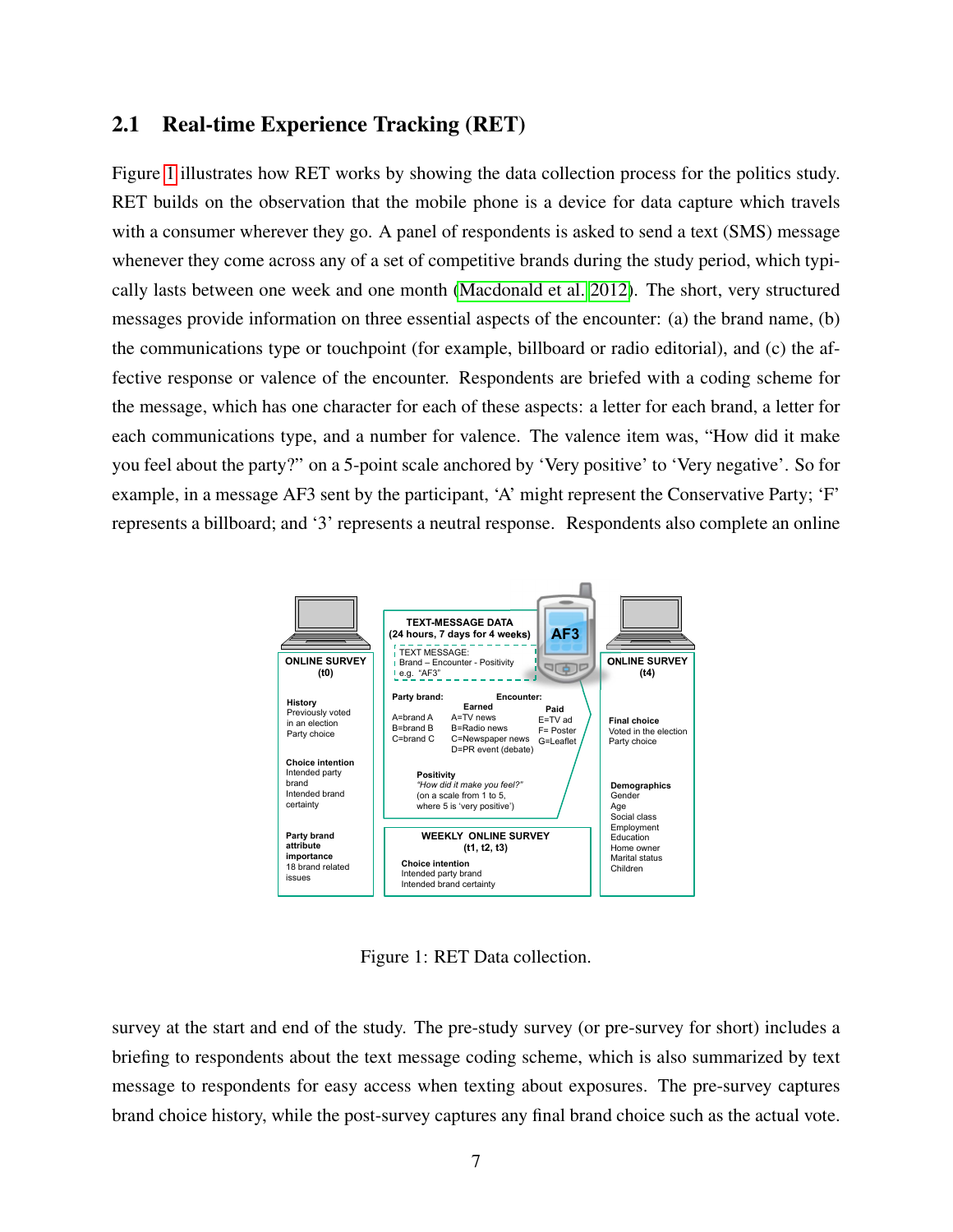## 2.1 Real-time Experience Tracking (RET)

Figure 1 illustrates how RET works by showing the data collection process for the politics study. RET builds on the observation that the mobile phone is a device for data capture which travels with a consumer wherever they go. A panel of respondents is asked to send a text (SMS) message whenever they come across any of a set of competitive brands during the study period, which typically lasts between one week and one month (Macdonald et al. 2012). The short, very structured messages provide information on three essential aspects of the encounter: (a) the brand name, (b) the communications type or touchpoint (for example, billboard or radio editorial), and (c) the affective response or valence of the encounter. Respondents are briefed with a coding scheme for the message, which has one character for each of these aspects: a letter for each brand, a letter for each communications type, and a number for valence. The valence item was, "How did it make you feel about the party?" on a 5-point scale anchored by 'Very positive' to 'Very negative'. So for example, in a message AF3 sent by the participant, 'A' might represent the Conservative Party; 'F' represents a billboard; and '3' represents a neutral response. Respondents also complete an online

Figure 1: RET Data collection.

survey at the start and end of the study. The pre-study survey (or pre-survey for short) includes a briefing to respondents about the text message coding scheme, which is also summarized by text message to respondents for easy access when texting about exposures. The pre-survey captures brand choice history, while the post-survey captures any final brand choice such as the actual vote.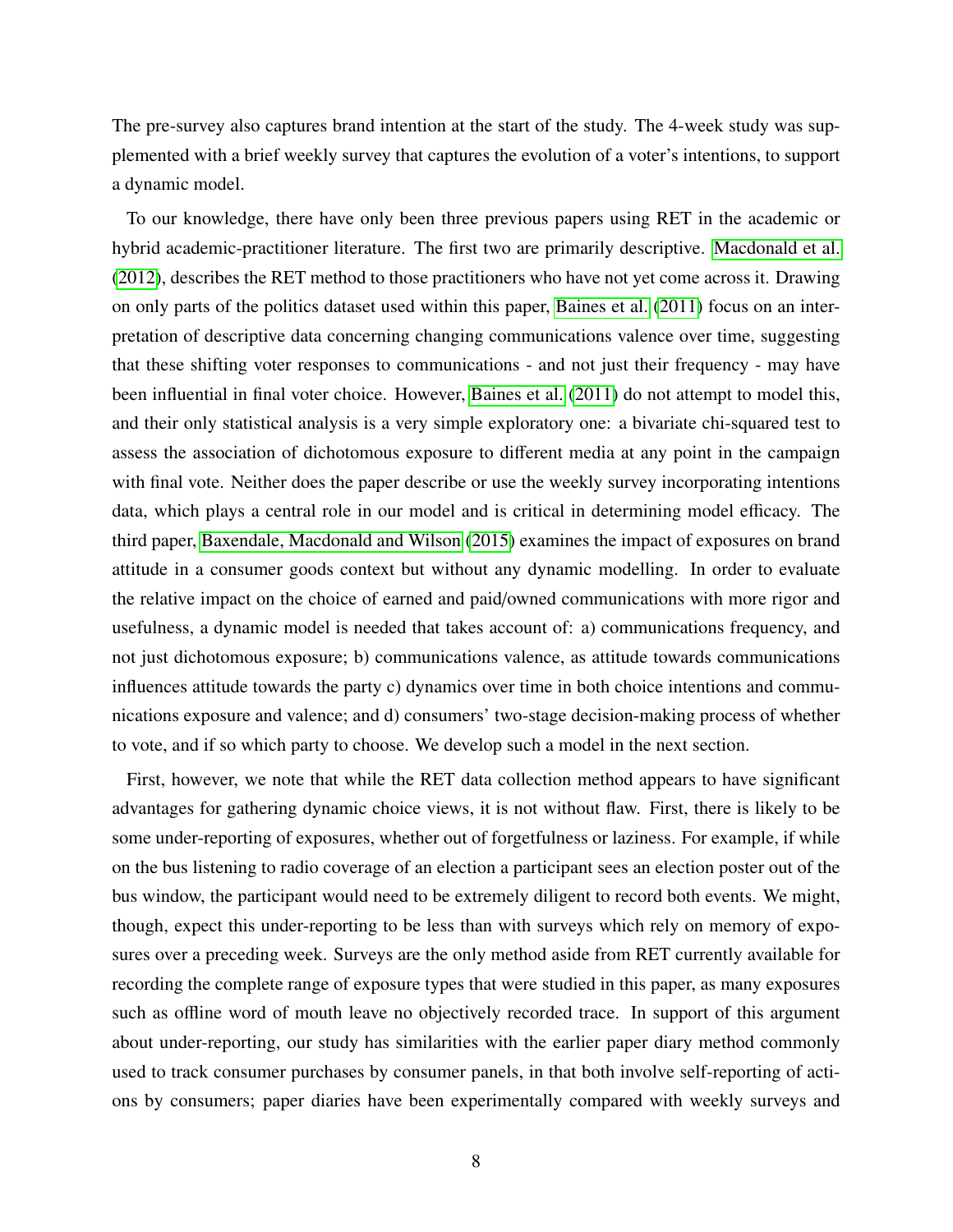The pre-survey also captures brand intention at the start of the study. The 4-week study was supplemented with a brief weekly survey that captures the evolution of a voter's intentions, to support a dynamic model.

To our knowledge, there have only been three previous papers using RET in the academic or hybrid academic-practitioner literature. The first two are primarily descriptive. Macdonald et al. (2012), describes the RET method to those practitioners who have not yet come across it. Drawing on only parts of the politics dataset used within this paper, Baines et al. (2011) focus on an interpretation of descriptive data concerning changing communications valence over time, suggesting that these shifting voter responses to communications - and not just their frequency - may have been influential in final voter choice. However, Baines et al. (2011) do not attempt to model this, and their only statistical analysis is a very simple exploratory one: a bivariate chi-squared test to assess the association of dichotomous exposure to different media at any point in the campaign with final vote. Neither does the paper describe or use the weekly survey incorporating intentions data, which plays a central role in our model and is critical in determining model efficacy. The third paper, Baxendale, Macdonald and Wilson (2015) examines the impact of exposures on brand attitude in a consumer goods context but without any dynamic modelling. In order to evaluate the relative impact on the choice of earned and paid/owned communications with more rigor and usefulness, a dynamic model is needed that takes account of: a) communications frequency, and not just dichotomous exposure; b) communications valence, as attitude towards communications influences attitude towards the party c) dynamics over time in both choice intentions and communications exposure and valence; and d) consumers' two-stage decision-making process of whether to vote, and if so which party to choose. We develop such a model in the next section.

First, however, we note that while the RET data collection method appears to have significant advantages for gathering dynamic choice views, it is not without flaw. First, there is likely to be some under-reporting of exposures, whether out of forgetfulness or laziness. For example, if while on the bus listening to radio coverage of an election a participant sees an election poster out of the bus window, the participant would need to be extremely diligent to record both events. We might, though, expect this under-reporting to be less than with surveys which rely on memory of exposures over a preceding week. Surveys are the only method aside from RET currently available for recording the complete range of exposure types that were studied in this paper, as many exposures such as offline word of mouth leave no objectively recorded trace. In support of this argument about under-reporting, our study has similarities with the earlier paper diary method commonly used to track consumer purchases by consumer panels, in that both involve self-reporting of actions by consumers; paper diaries have been experimentally compared with weekly surveys and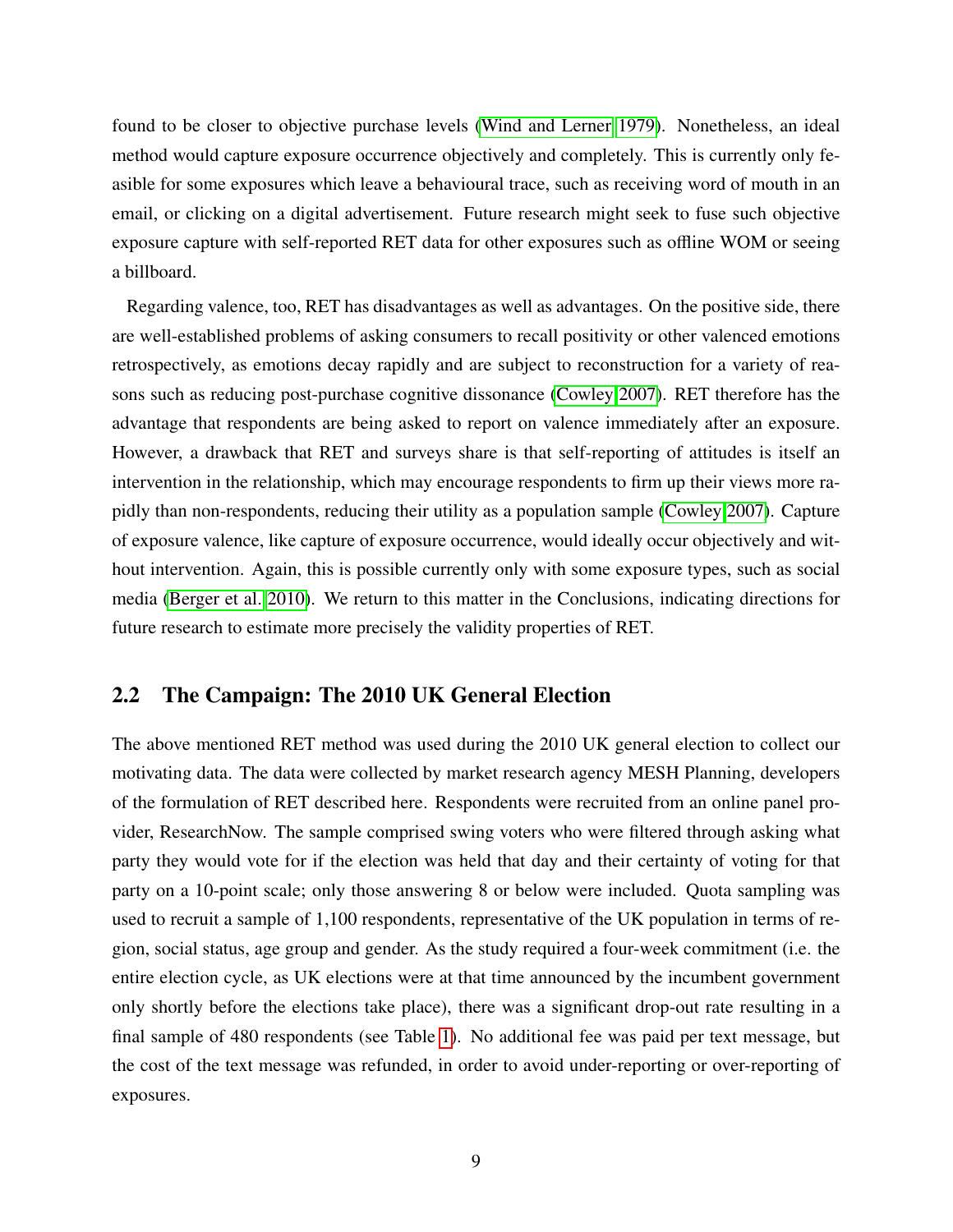found to be closer to objective purchase levels (Wind and Lerner 1979). Nonetheless, an ideal method would capture exposure occurrence objectively and completely. This is currently only feasible for some exposures which leave a behavioural trace, such as receiving word of mouth in an email, or clicking on a digital advertisement. Future research might seek to fuse such objective exposure capture with self-reported RET data for other exposures such as offline WOM or seeing a billboard.

Regarding valence, too, RET has disadvantages as well as advantages. On the positive side, there are well-established problems of asking consumers to recall positivity or other valenced emotions retrospectively, as emotions decay rapidly and are subject to reconstruction for a variety of reasons such as reducing post-purchase cognitive dissonance (Cowley 2007). RET therefore has the advantage that respondents are being asked to report on valence immediately after an exposure. However, a drawback that RET and surveys share is that self-reporting of attitudes is itself an intervention in the relationship, which may encourage respondents to firm up their views more rapidly than non-respondents, reducing their utility as a population sample (Cowley 2007). Capture of exposure valence, like capture of exposure occurrence, would ideally occur objectively and without intervention. Again, this is possible currently only with some exposure types, such as social media (Berger et al. 2010). We return to this matter in the Conclusions, indicating directions for future research to estimate more precisely the validity properties of RET.

## 2.2 The Campaign: The 2010 UK General Election

The above mentioned RET method was used during the 2010 UK general election to collect our motivating data. The data were collected by market research agency MESH Planning, developers of the formulation of RET described here. Respondents were recruited from an online panel provider, ResearchNow. The sample comprised swing voters who were filtered through asking what party they would vote for if the election was held that day and their certainty of voting for that party on a 10-point scale; only those answering 8 or below were included. Quota sampling was used to recruit a sample of 1,100 respondents, representative of the UK population in terms of region, social status, age group and gender. As the study required a four-week commitment (i.e. the entire election cycle, as UK elections were at that time announced by the incumbent government only shortly before the elections take place), there was a significant drop-out rate resulting in a final sample of 480 respondents (see Table 1). No additional fee was paid per text message, but the cost of the text message was refunded, in order to avoid under-reporting or over-reporting of exposures.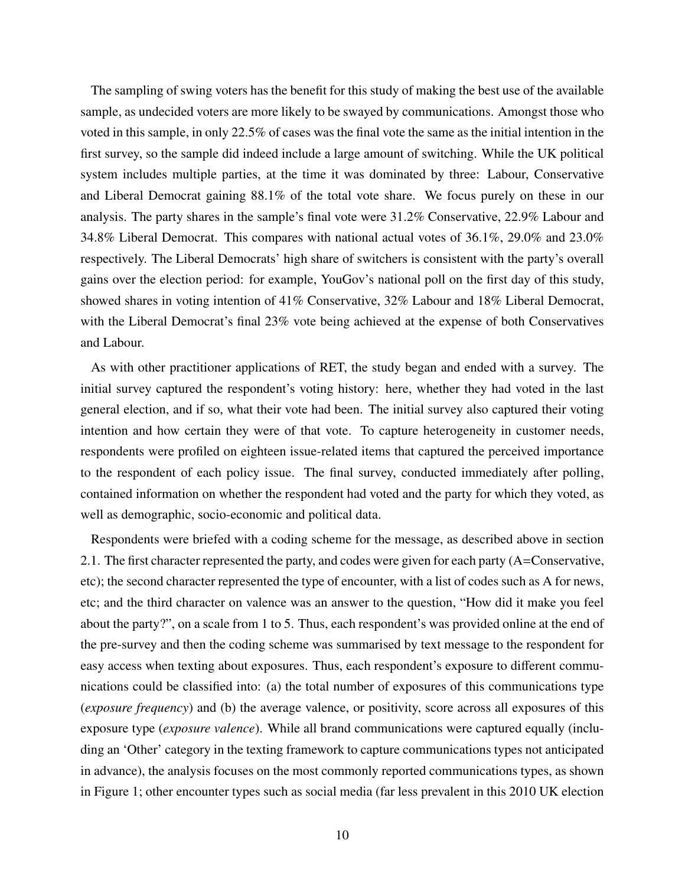The sampling of swing voters has the benefit for this study of making the best use of the available sample, as undecided voters are more likely to be swayed by communications. Amongst those who voted in this sample, in only 22.5% of cases was the final vote the same as the initial intention in the first survey, so the sample did indeed include a large amount of switching. While the UK political system includes multiple parties, at the time it was dominated by three: Labour, Conservative and Liberal Democrat gaining 88.1% of the total vote share. We focus purely on these in our analysis. The party shares in the sample's final vote were 31.2% Conservative, 22.9% Labour and 34.8% Liberal Democrat. This compares with national actual votes of 36.1%, 29.0% and 23.0% respectively. The Liberal Democrats' high share of switchers is consistent with the party's overall gains over the election period: for example, YouGov's national poll on the first day of this study, showed shares in voting intention of 41% Conservative, 32% Labour and 18% Liberal Democrat, with the Liberal Democrat's final 23% vote being achieved at the expense of both Conservatives and Labour.

As with other practitioner applications of RET, the study began and ended with a survey. The initial survey captured the respondent's voting history: here, whether they had voted in the last general election, and if so, what their vote had been. The initial survey also captured their voting intention and how certain they were of that vote. To capture heterogeneity in customer needs, respondents were profiled on eighteen issue-related items that captured the perceived importance to the respondent of each policy issue. The final survey, conducted immediately after polling, contained information on whether the respondent had voted and the party for which they voted, as well as demographic, socio-economic and political data.

Respondents were briefed with a coding scheme for the message, as described above in section 2.1. The first character represented the party, and codes were given for each party (A=Conservative, etc); the second character represented the type of encounter, with a list of codes such as A for news, etc; and the third character on valence was an answer to the question, "How did it make you feel about the party?", on a scale from 1 to 5. Thus, each respondent's was provided online at the end of the pre-survey and then the coding scheme was summarised by text message to the respondent for easy access when texting about exposures. Thus, each respondent's exposure to different communications could be classified into: (a) the total number of exposures of this communications type (*exposure frequency*) and (b) the average valence, or positivity, score across all exposures of this exposure type (*exposure valence*). While all brand communications were captured equally (including an 'Other' category in the texting framework to capture communications types not anticipated in advance), the analysis focuses on the most commonly reported communications types, as shown in Figure 1; other encounter types such as social media (far less prevalent in this 2010 UK election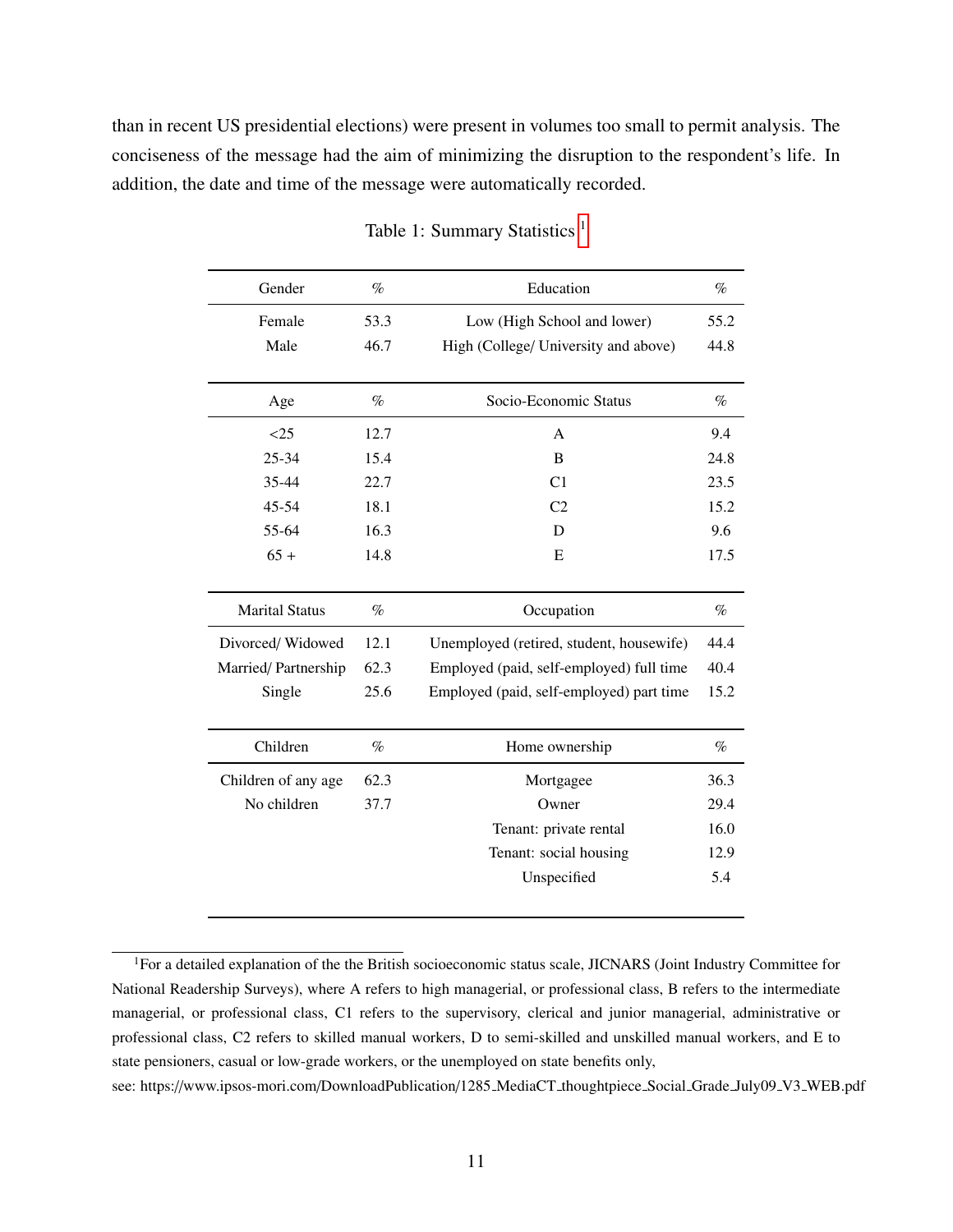than in recent US presidential elections) were present in volumes too small to permit analysis. The conciseness of the message had the aim of minimizing the disruption to the respondent's life. In addition, the date and time of the message were automatically recorded.

Table 1: Summary Statistics [1]

| Gender | % | Education | % |
|---|---|---|---|
| Female | 53.3 | Low (High School and lower) | 55.2 |
| Male | 46.7 | High (College/ University and above) | 44.8 |
| **Age** | **%** | **Socio-Economic Status** | **%** |
| <25 | 12.7 | A | 9.4 |
| 25-34 | 15.4 | B | 24.8 |
| 35-44 | 22.7 | C1 | 23.5 |
| 45-54 | 18.1 | C2 | 15.2 |
| 55-64 | 16.3 | D | 9.6 |
| 65 + | 14.8 | E | 17.5 |
| **Marital Status** | **%** | **Occupation** | **%** |
| Divorced/ Widowed | 12.1 | Unemployed (retired, student, housewife) | 44.4 |
| Married/ Partnership | 62.3 | Employed (paid, self-employed) full time | 40.4 |
| Single | 25.6 | Employed (paid, self-employed) part time | 15.2 |
| **Children** | **%** | **Home ownership** | **%** |
| Children of any age | 62.3 | Mortgagee | 36.3 |
| No children | 37.7 | Owner | 29.4 |
| | | Tenant: private rental | 16.0 |
| | | Tenant: social housing | 12.9 |
| | | Unspecified | 5.4 |

[1] For a detailed explanation of the the British socioeconomic status scale, JICNARS (Joint Industry Committee for National Readership Surveys), where A refers to high managerial, or professional class, B refers to the intermediate managerial, or professional class, C1 refers to the supervisory, clerical and junior managerial, administrative or professional class, C2 refers to skilled manual workers, D to semi-skilled and unskilled manual workers, and E to state pensioners, casual or low-grade workers, or the unemployed on state benefits only,
see: https://www.ipsos-mori.com/DownloadPublication/1285_MediaCT_thoughtpiece_Social_Grade_July09_V3_WEB.pdf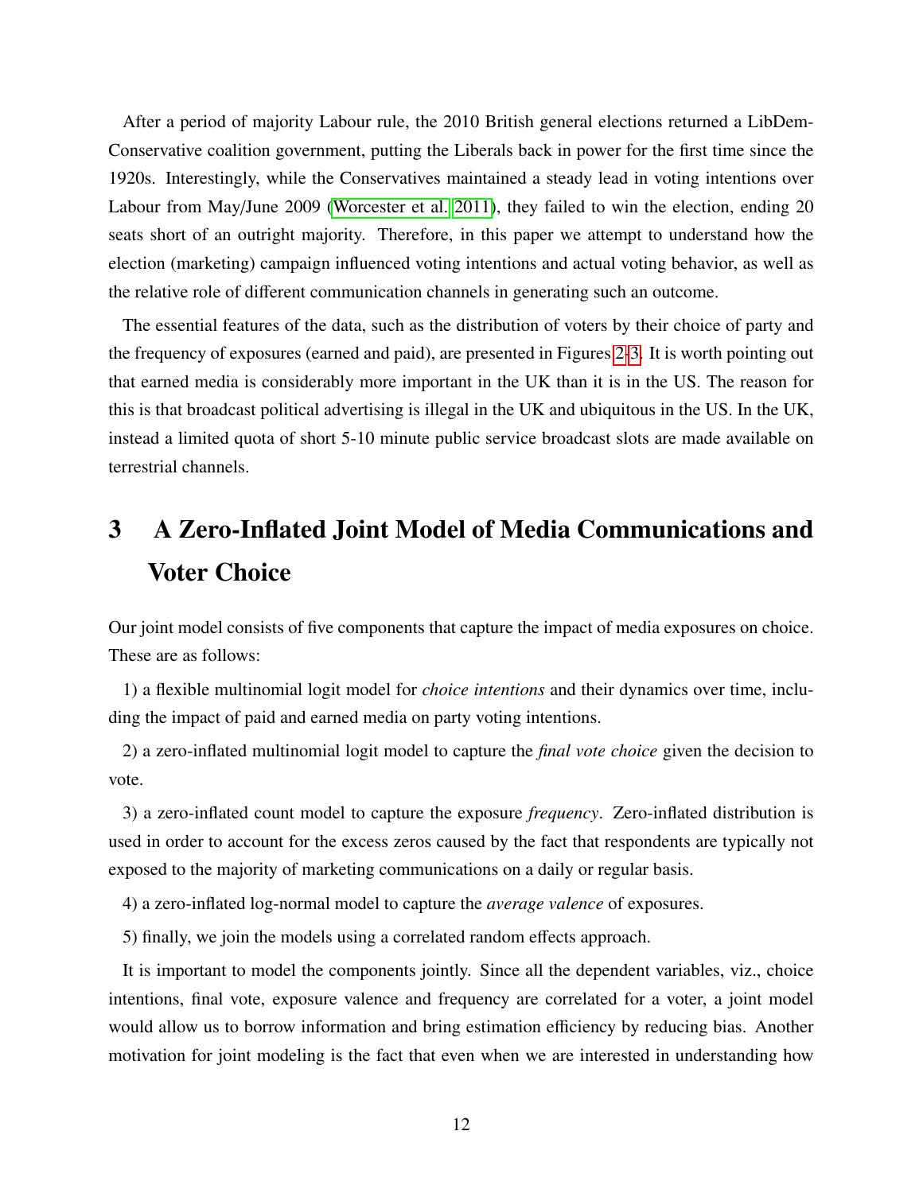After a period of majority Labour rule, the 2010 British general elections returned a LibDem-Conservative coalition government, putting the Liberals back in power for the first time since the 1920s. Interestingly, while the Conservatives maintained a steady lead in voting intentions over Labour from May/June 2009 (Worcester et al. 2011), they failed to win the election, ending 20 seats short of an outright majority. Therefore, in this paper we attempt to understand how the election (marketing) campaign influenced voting intentions and actual voting behavior, as well as the relative role of different communication channels in generating such an outcome.

The essential features of the data, such as the distribution of voters by their choice of party and the frequency of exposures (earned and paid), are presented in Figures 2-3. It is worth pointing out that earned media is considerably more important in the UK than it is in the US. The reason for this is that broadcast political advertising is illegal in the UK and ubiquitous in the US. In the UK, instead a limited quota of short 5-10 minute public service broadcast slots are made available on terrestrial channels.

# 3 A Zero-Inflated Joint Model of Media Communications and Voter Choice

Our joint model consists of five components that capture the impact of media exposures on choice. These are as follows:

1) a flexible multinomial logit model for *choice intentions* and their dynamics over time, including the impact of paid and earned media on party voting intentions.

2) a zero-inflated multinomial logit model to capture the *final vote choice* given the decision to vote.

3) a zero-inflated count model to capture the exposure *frequency*. Zero-inflated distribution is used in order to account for the excess zeros caused by the fact that respondents are typically not exposed to the majority of marketing communications on a daily or regular basis.

4) a zero-inflated log-normal model to capture the *average valence* of exposures.

5) finally, we join the models using a correlated random effects approach.

It is important to model the components jointly. Since all the dependent variables, viz., choice intentions, final vote, exposure valence and frequency are correlated for a voter, a joint model would allow us to borrow information and bring estimation efficiency by reducing bias. Another motivation for joint modeling is the fact that even when we are interested in understanding how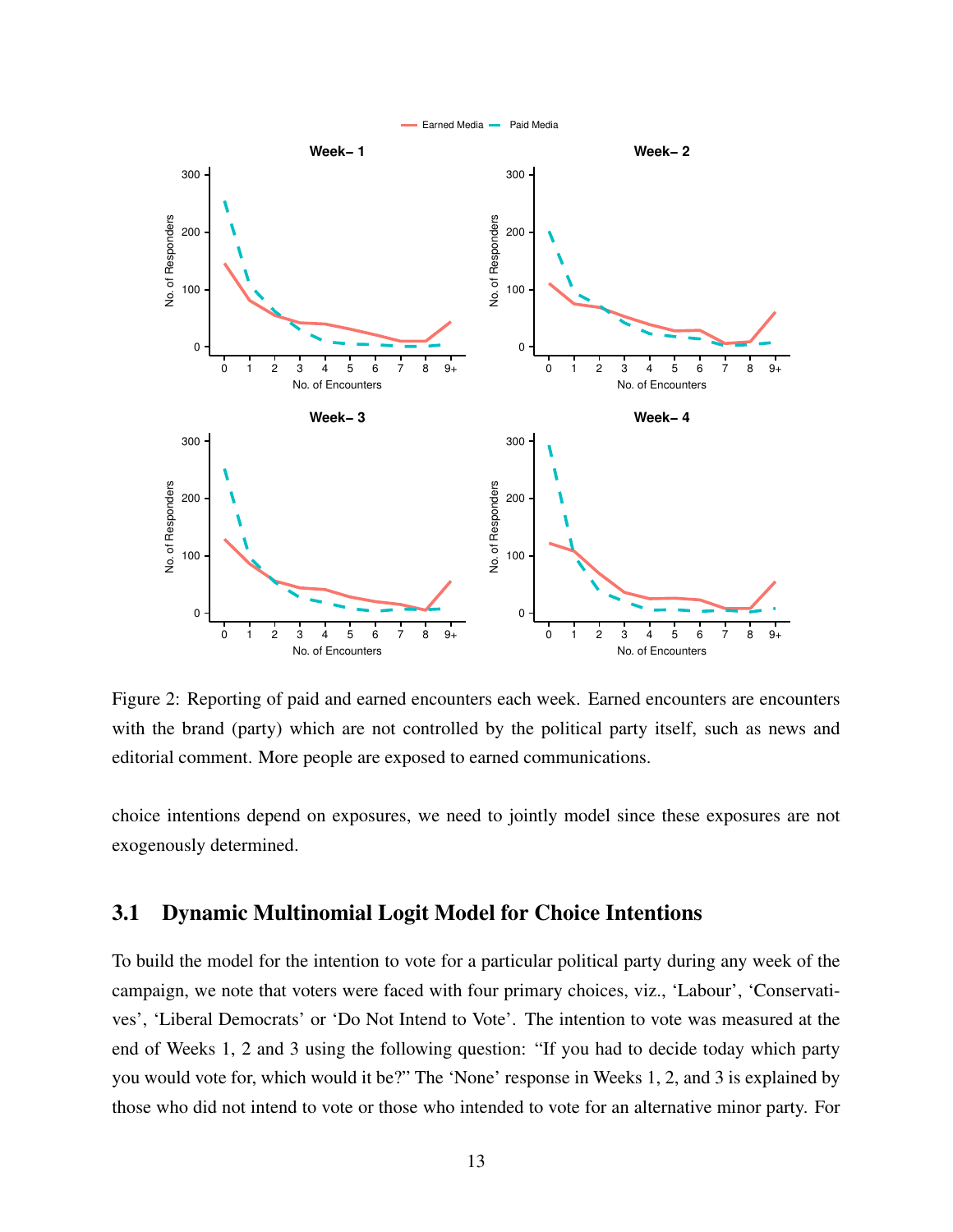Figure 2: Reporting of paid and earned encounters each week. Earned encounters are encounters with the brand (party) which are not controlled by the political party itself, such as news and editorial comment. More people are exposed to earned communications.

choice intentions depend on exposures, we need to jointly model since these exposures are not exogenously determined.

## 3.1 Dynamic Multinomial Logit Model for Choice Intentions

To build the model for the intention to vote for a particular political party during any week of the campaign, we note that voters were faced with four primary choices, viz., 'Labour', 'Conservatives', 'Liberal Democrats' or 'Do Not Intend to Vote'. The intention to vote was measured at the end of Weeks 1, 2 and 3 using the following question: "If you had to decide today which party you would vote for, which would it be?" The 'None' response in Weeks 1, 2, and 3 is explained by those who did not intend to vote or those who intended to vote for an alternative minor party. For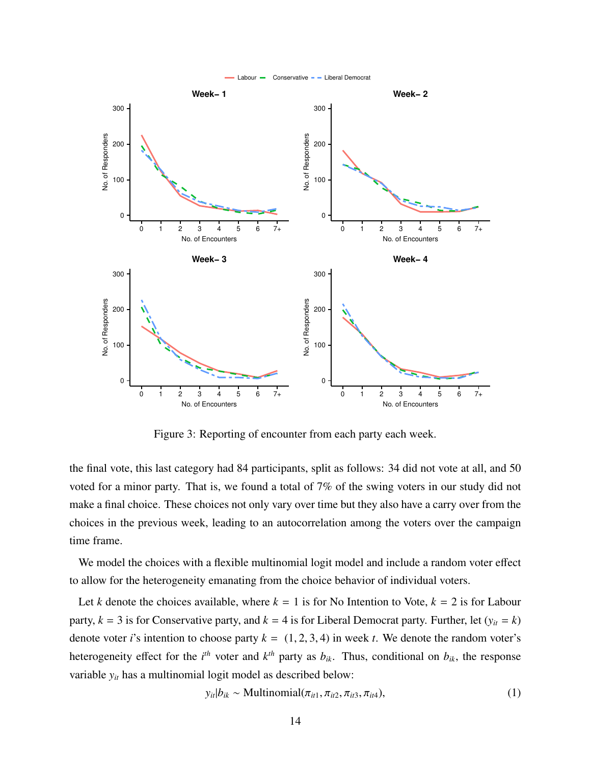Figure 3: Reporting of encounter from each party each week.

the final vote, this last category had 84 participants, split as follows: 34 did not vote at all, and 50 voted for a minor party. That is, we found a total of 7% of the swing voters in our study did not make a final choice. These choices not only vary over time but they also have a carry over from the choices in the previous week, leading to an autocorrelation among the voters over the campaign time frame.

We model the choices with a flexible multinomial logit model and include a random voter effect to allow for the heterogeneity emanating from the choice behavior of individual voters.

Let $k$ denote the choices available, where $k = 1$ is for No Intention to Vote, $k = 2$ is for Labour party, $k = 3$ is for Conservative party, and $k = 4$ is for Liberal Democrat party. Further, let $(y_{it} = k)$ denote voter $i$'s intention to choose party $k = (1, 2, 3, 4)$ in week $t$. We denote the random voter's heterogeneity effect for the $i^{th}$ voter and $k^{th}$ party as $b_{ik}$. Thus, conditional on $b_{ik}$, the response variable $y_{it}$ has a multinomial logit model as described below:

$$y_{it}|b_{ik} \sim \text{Multinomial}(\pi_{it1}, \pi_{it2}, \pi_{it3}, \pi_{it4}), \tag{1}$$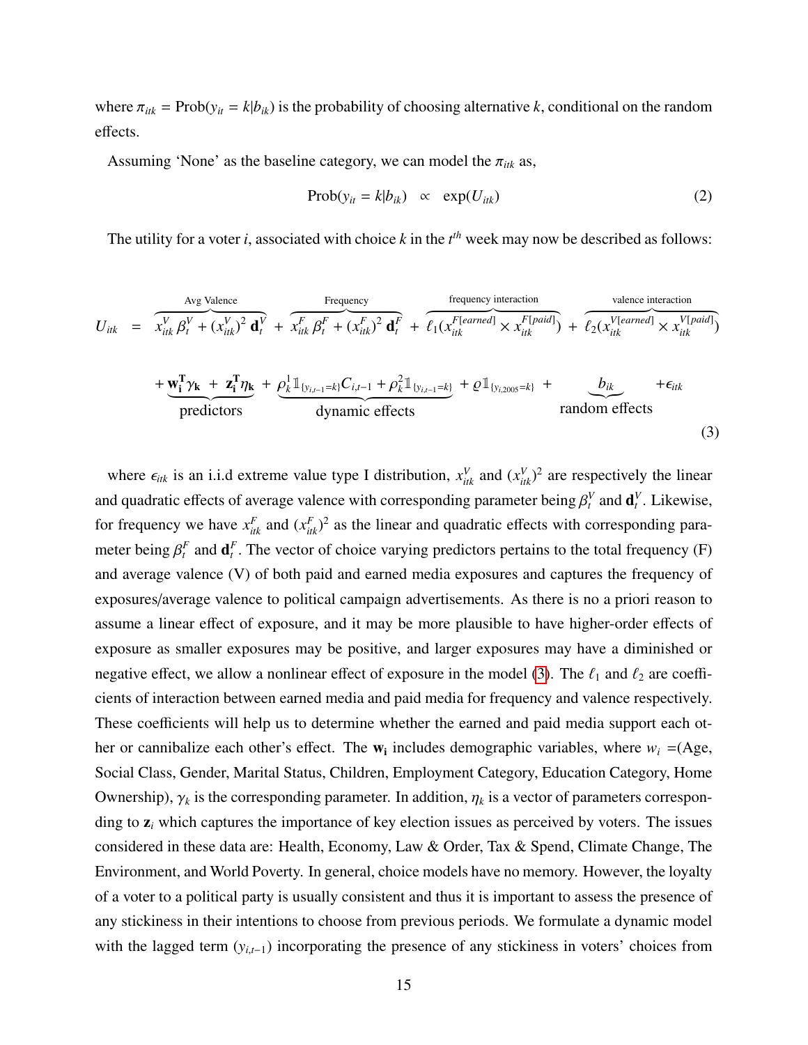where $\pi_{itk} = \text{Prob}(y_{it} = k|b_{ik})$ is the probability of choosing alternative $k$, conditional on the random effects.

Assuming 'None' as the baseline category, we can model the $\pi_{itk}$ as,

$$\text{Prob}(y_{it} = k|b_{ik}) \quad \propto \quad \exp(U_{itk}) \tag{2}$$

The utility for a voter $i$, associated with choice $k$ in the $t^{th}$ week may now be described as follows:

$$\begin{aligned} U_{itk} \quad = \quad & \overbrace{x_{itk}^{V}\,\beta_t^{V} + (x_{itk}^{V})^2\,\mathbf{d}_t^{V}}^{\text{Avg Valence}} \;+\; \overbrace{x_{itk}^{F}\,\beta_t^{F} + (x_{itk}^{F})^2\,\mathbf{d}_t^{F}}^{\text{Frequency}} \;+\; \overbrace{\ell_1(x_{itk}^{F[earned]} \times x_{itk}^{F[paid]})}^{\text{frequency interaction}} \;+\; \overbrace{\ell_2(x_{itk}^{V[earned]} \times x_{itk}^{V[paid]})}^{\text{valence interaction}} \\ & + \underbrace{\mathbf{w_i^T}\gamma_\mathbf{k} \;+\; \mathbf{z_i^T}\eta_\mathbf{k}}_{\text{predictors}} \;+\; \underbrace{\rho_k^1 \mathbb{1}_{\{y_{i,t-1}=k\}} C_{i,t-1} + \rho_k^2 \mathbb{1}_{\{y_{i,t-1}=k\}}}_{\text{dynamic effects}} \;+ \varrho \mathbb{1}_{\{y_{i,2005}=k\}} \;+\; \underbrace{b_{ik}}_{\text{random effects}} \;+ \epsilon_{itk} \end{aligned} \tag{3}$$

where $\epsilon_{itk}$ is an i.i.d extreme value type I distribution, $x_{itk}^{V}$ and $(x_{itk}^{V})^2$ are respectively the linear and quadratic effects of average valence with corresponding parameter being $\beta_t^{V}$ and $\mathbf{d}_t^{V}$. Likewise, for frequency we have $x_{itk}^{F}$ and $(x_{itk}^{F})^2$ as the linear and quadratic effects with corresponding parameter being $\beta_t^{F}$ and $\mathbf{d}_t^{F}$. The vector of choice varying predictors pertains to the total frequency (F) and average valence (V) of both paid and earned media exposures and captures the frequency of exposures/average valence to political campaign advertisements. As there is no a priori reason to assume a linear effect of exposure, and it may be more plausible to have higher-order effects of exposure as smaller exposures may be positive, and larger exposures may have a diminished or negative effect, we allow a nonlinear effect of exposure in the model (3). The $\ell_1$ and $\ell_2$ are coefficients of interaction between earned media and paid media for frequency and valence respectively. These coefficients will help us to determine whether the earned and paid media support each other or cannibalize each other's effect. The $\mathbf{w_i}$ includes demographic variables, where $w_i$ =(Age, Social Class, Gender, Marital Status, Children, Employment Category, Education Category, Home Ownership), $\gamma_k$ is the corresponding parameter. In addition, $\eta_k$ is a vector of parameters corresponding to $\mathbf{z}_i$ which captures the importance of key election issues as perceived by voters. The issues considered in these data are: Health, Economy, Law & Order, Tax & Spend, Climate Change, The Environment, and World Poverty. In general, choice models have no memory. However, the loyalty of a voter to a political party is usually consistent and thus it is important to assess the presence of any stickiness in their intentions to choose from previous periods. We formulate a dynamic model with the lagged term ($y_{i,t-1}$) incorporating the presence of any stickiness in voters' choices from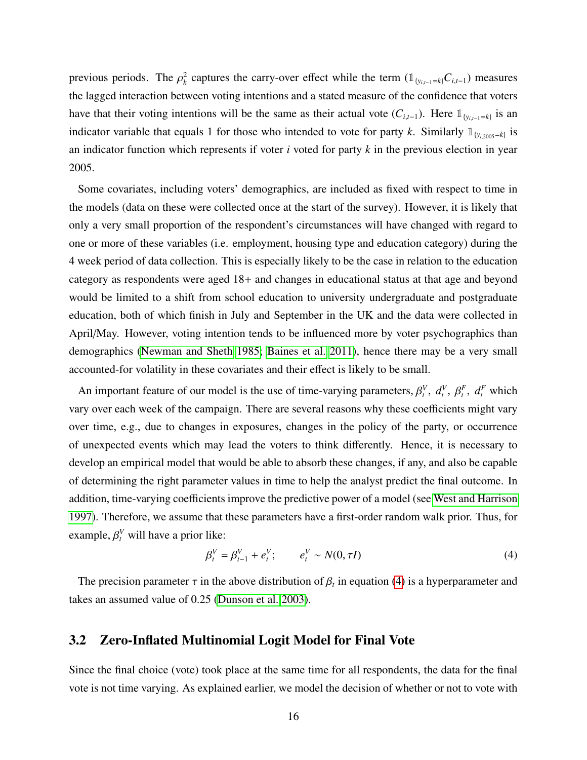previous periods. The $\rho_k^2$ captures the carry-over effect while the term $(\mathbb{1}_{\{y_{i,t-1}=k\}} C_{i,t-1})$ measures the lagged interaction between voting intentions and a stated measure of the confidence that voters have that their voting intentions will be the same as their actual vote $(C_{i,t-1})$. Here $\mathbb{1}_{\{y_{i,t-1}=k\}}$ is an indicator variable that equals 1 for those who intended to vote for party $k$. Similarly $\mathbb{1}_{\{y_{i,2005}=k\}}$ is an indicator function which represents if voter $i$ voted for party $k$ in the previous election in year 2005.

Some covariates, including voters' demographics, are included as fixed with respect to time in the models (data on these were collected once at the start of the survey). However, it is likely that only a very small proportion of the respondent's circumstances will have changed with regard to one or more of these variables (i.e. employment, housing type and education category) during the 4 week period of data collection. This is especially likely to be the case in relation to the education category as respondents were aged 18+ and changes in educational status at that age and beyond would be limited to a shift from school education to university undergraduate and postgraduate education, both of which finish in July and September in the UK and the data were collected in April/May. However, voting intention tends to be influenced more by voter psychographics than demographics (Newman and Sheth 1985; Baines et al. 2011), hence there may be a very small accounted-for volatility in these covariates and their effect is likely to be small.

An important feature of our model is the use of time-varying parameters, $\beta_t^V$, $d_t^V$, $\beta_t^F$, $d_t^F$ which vary over each week of the campaign. There are several reasons why these coefficients might vary over time, e.g., due to changes in exposures, changes in the policy of the party, or occurrence of unexpected events which may lead the voters to think differently. Hence, it is necessary to develop an empirical model that would be able to absorb these changes, if any, and also be capable of determining the right parameter values in time to help the analyst predict the final outcome. In addition, time-varying coefficients improve the predictive power of a model (see West and Harrison 1997). Therefore, we assume that these parameters have a first-order random walk prior. Thus, for example, $\beta_t^V$ will have a prior like:

$$\beta_t^V = \beta_{t-1}^V + e_t^V; \qquad e_t^V \sim N(0, \tau I) \tag{4}$$

The precision parameter $\tau$ in the above distribution of $\beta_t$ in equation (4) is a hyperparameter and takes an assumed value of 0.25 (Dunson et al. 2003).

## 3.2 Zero-Inflated Multinomial Logit Model for Final Vote

Since the final choice (vote) took place at the same time for all respondents, the data for the final vote is not time varying. As explained earlier, we model the decision of whether or not to vote with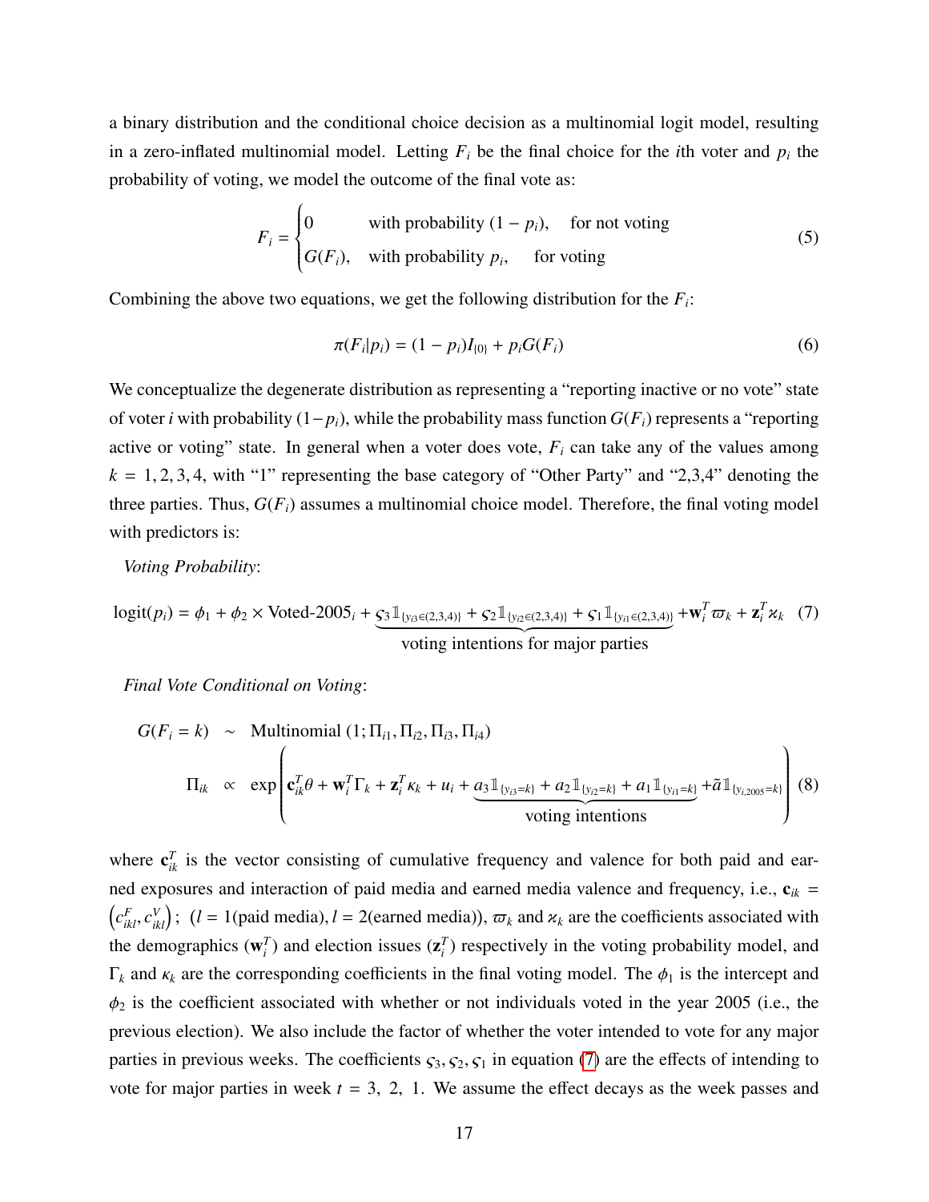a binary distribution and the conditional choice decision as a multinomial logit model, resulting in a zero-inflated multinomial model. Letting $F_i$ be the final choice for the $i$th voter and $p_i$ the probability of voting, we model the outcome of the final vote as:

$$F_i = \begin{cases} 0 & \text{with probability } (1 - p_i), \quad \text{for not voting} \\ G(F_i), & \text{with probability } p_i, \quad \text{for voting} \end{cases} \tag{5}$$

Combining the above two equations, we get the following distribution for the $F_i$:

$$\pi(F_i|p_i) = (1 - p_i)I_{\{0\}} + p_i G(F_i) \tag{6}$$

We conceptualize the degenerate distribution as representing a "reporting inactive or no vote" state of voter $i$ with probability $(1-p_i)$, while the probability mass function $G(F_i)$ represents a "reporting active or voting" state. In general when a voter does vote, $F_i$ can take any of the values among $k = 1, 2, 3, 4$, with "1" representing the base category of "Other Party" and "2,3,4" denoting the three parties. Thus, $G(F_i)$ assumes a multinomial choice model. Therefore, the final voting model with predictors is:

*Voting Probability*:

$$\text{logit}(p_i) = \phi_1 + \phi_2 \times \text{Voted-2005}_i + \underbrace{\varsigma_3 \mathbb{1}_{\{y_{i3} \in (2,3,4)\}} + \varsigma_2 \mathbb{1}_{\{y_{i2} \in (2,3,4)\}} + \varsigma_1 \mathbb{1}_{\{y_{i1} \in (2,3,4)\}}}_{\text{voting intentions for major parties}} + \mathbf{w}_i^T \varpi_k + \mathbf{z}_i^T \varkappa_k \tag{7}$$

*Final Vote Conditional on Voting*:

$$\begin{aligned} G(F_i = k) &\sim \text{Multinomial}\,(1; \Pi_{i1}, \Pi_{i2}, \Pi_{i3}, \Pi_{i4}) \\ \Pi_{ik} &\propto \exp\left( \mathbf{c}_{ik}^T \theta + \mathbf{w}_i^T \Gamma_k + \mathbf{z}_i^T \kappa_k + u_i + \underbrace{a_3 \mathbb{1}_{\{y_{i3}=k\}} + a_2 \mathbb{1}_{\{y_{i2}=k\}} + a_1 \mathbb{1}_{\{y_{i1}=k\}}}_{\text{voting intentions}} + \tilde{a} \mathbb{1}_{\{y_{i,2005}=k\}} \right) \end{aligned} \tag{8}$$

where $\mathbf{c}_{ik}^T$ is the vector consisting of cumulative frequency and valence for both paid and earned exposures and interaction of paid media and earned media valence and frequency, i.e., $\mathbf{c}_{ik} = \left(c_{ikl}^F, c_{ikl}^V\right)$; ($l = 1$(paid media), $l = 2$(earned media)), $\varpi_k$ and $\varkappa_k$ are the coefficients associated with the demographics ($\mathbf{w}_i^T$) and election issues ($\mathbf{z}_i^T$) respectively in the voting probability model, and $\Gamma_k$ and $\kappa_k$ are the corresponding coefficients in the final voting model. The $\phi_1$ is the intercept and $\phi_2$ is the coefficient associated with whether or not individuals voted in the year 2005 (i.e., the previous election). We also include the factor of whether the voter intended to vote for any major parties in previous weeks. The coefficients $\varsigma_3, \varsigma_2, \varsigma_1$ in equation (7) are the effects of intending to vote for major parties in week $t = 3,\ 2,\ 1$. We assume the effect decays as the week passes and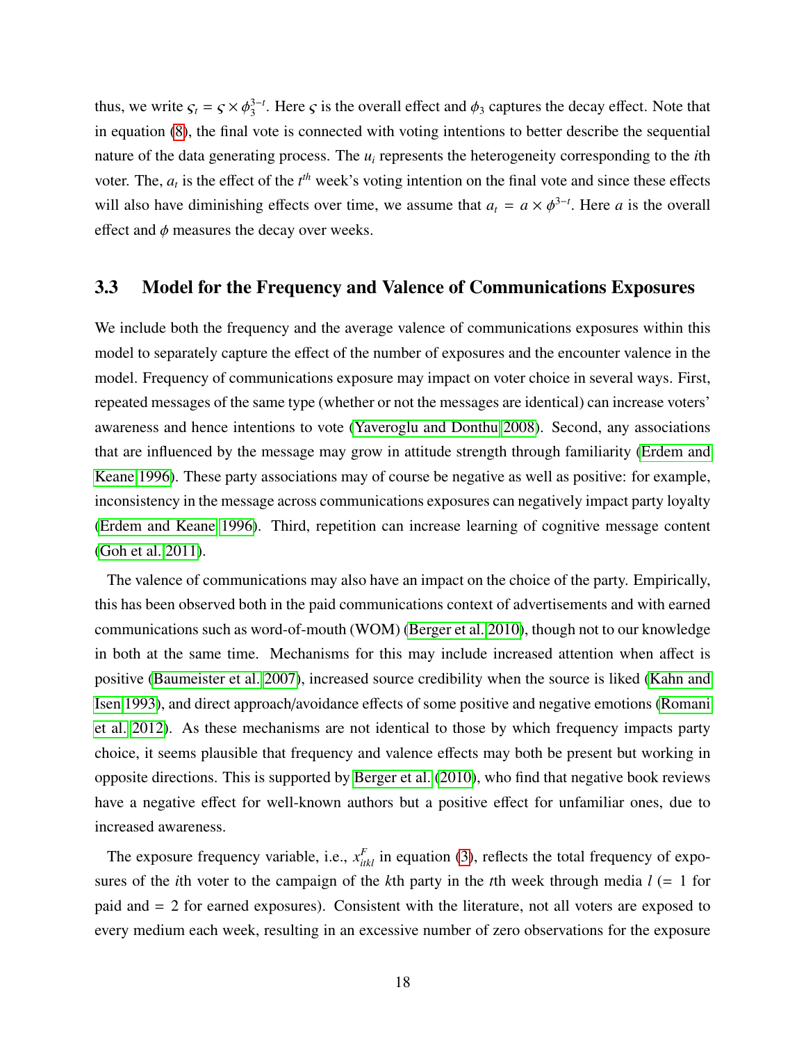thus, we write $\varsigma_t = \varsigma \times \phi_3^{3-t}$. Here $\varsigma$ is the overall effect and $\phi_3$ captures the decay effect. Note that in equation (8), the final vote is connected with voting intentions to better describe the sequential nature of the data generating process. The $u_i$ represents the heterogeneity corresponding to the $i$th voter. The, $a_t$ is the effect of the $t^{th}$ week's voting intention on the final vote and since these effects will also have diminishing effects over time, we assume that $a_t = a \times \phi^{3-t}$. Here $a$ is the overall effect and $\phi$ measures the decay over weeks.

### 3.3 Model for the Frequency and Valence of Communications Exposures

We include both the frequency and the average valence of communications exposures within this model to separately capture the effect of the number of exposures and the encounter valence in the model. Frequency of communications exposure may impact on voter choice in several ways. First, repeated messages of the same type (whether or not the messages are identical) can increase voters' awareness and hence intentions to vote (Yaveroglu and Donthu 2008). Second, any associations that are influenced by the message may grow in attitude strength through familiarity (Erdem and Keane 1996). These party associations may of course be negative as well as positive: for example, inconsistency in the message across communications exposures can negatively impact party loyalty (Erdem and Keane 1996). Third, repetition can increase learning of cognitive message content (Goh et al. 2011).

The valence of communications may also have an impact on the choice of the party. Empirically, this has been observed both in the paid communications context of advertisements and with earned communications such as word-of-mouth (WOM) (Berger et al. 2010), though not to our knowledge in both at the same time. Mechanisms for this may include increased attention when affect is positive (Baumeister et al. 2007), increased source credibility when the source is liked (Kahn and Isen 1993), and direct approach/avoidance effects of some positive and negative emotions (Romani et al. 2012). As these mechanisms are not identical to those by which frequency impacts party choice, it seems plausible that frequency and valence effects may both be present but working in opposite directions. This is supported by Berger et al. (2010), who find that negative book reviews have a negative effect for well-known authors but a positive effect for unfamiliar ones, due to increased awareness.

The exposure frequency variable, i.e., $x_{itkl}^F$ in equation (3), reflects the total frequency of exposures of the $i$th voter to the campaign of the $k$th party in the $t$th week through media $l$ (= 1 for paid and = 2 for earned exposures). Consistent with the literature, not all voters are exposed to every medium each week, resulting in an excessive number of zero observations for the exposure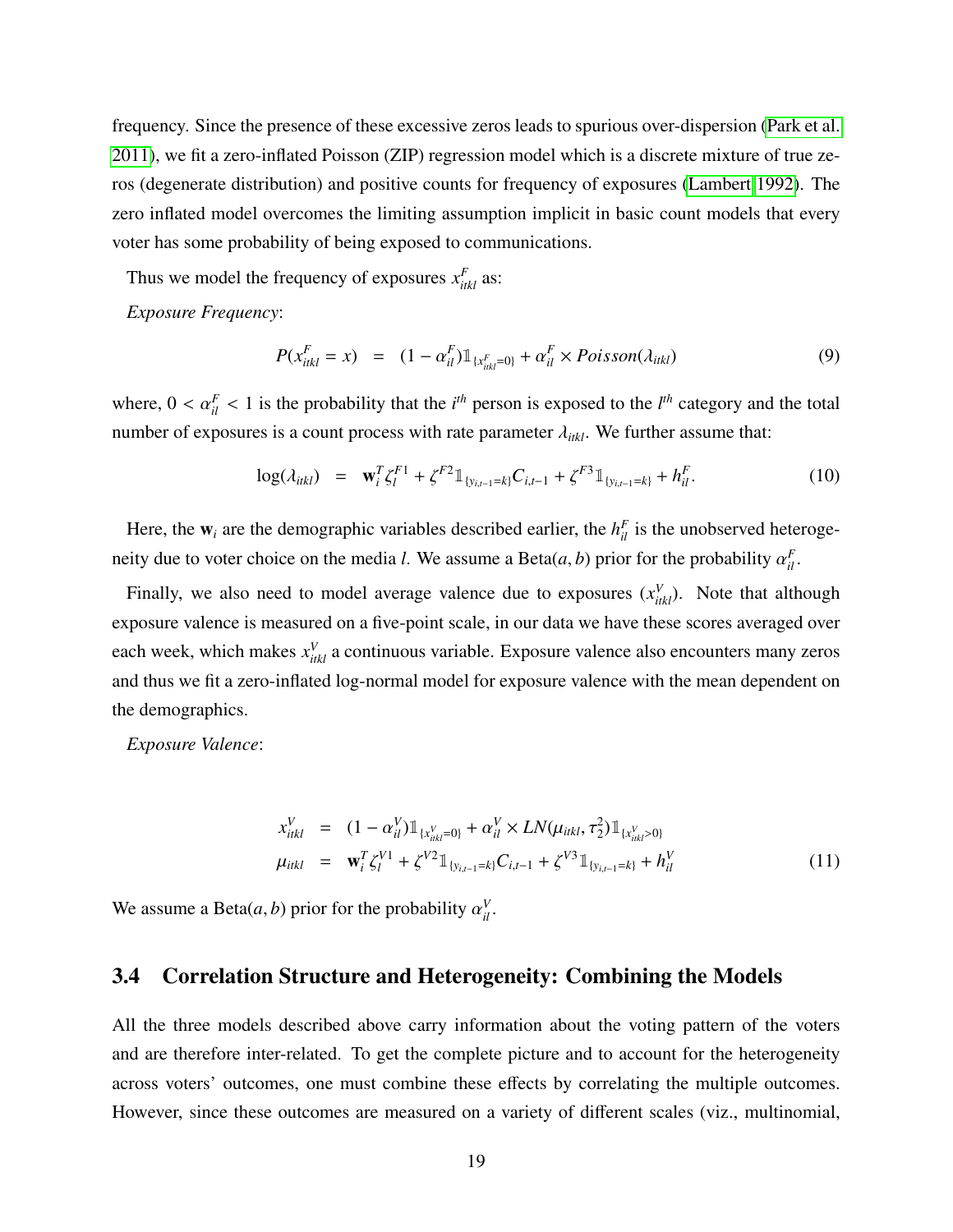frequency. Since the presence of these excessive zeros leads to spurious over-dispersion (Park et al. 2011), we fit a zero-inflated Poisson (ZIP) regression model which is a discrete mixture of true zeros (degenerate distribution) and positive counts for frequency of exposures (Lambert 1992). The zero inflated model overcomes the limiting assumption implicit in basic count models that every voter has some probability of being exposed to communications.

Thus we model the frequency of exposures $x^F_{itkl}$ as:

*Exposure Frequency*:

$$P(x^F_{itkl} = x) \;\; = \;\; (1 - \alpha^F_{il})\mathbb{1}_{\{x^F_{itkl}=0\}} + \alpha^F_{il} \times Poisson(\lambda_{itkl}) \tag{9}$$

where, $0 < \alpha^F_{il} < 1$ is the probability that the $i^{th}$ person is exposed to the $l^{th}$ category and the total number of exposures is a count process with rate parameter $\lambda_{itkl}$. We further assume that:

$$\log(\lambda_{itkl}) \;\; = \;\; \mathbf{w}_i^T \zeta^{F1}_l + \zeta^{F2}\mathbb{1}_{\{y_{i,t-1}=k\}}C_{i,t-1} + \zeta^{F3}\mathbb{1}_{\{y_{i,t-1}=k\}} + h^F_{il}. \tag{10}$$

Here, the $\mathbf{w}_i$ are the demographic variables described earlier, the $h^F_{il}$ is the unobserved heterogeneity due to voter choice on the media $l$. We assume a Beta$(a, b)$ prior for the probability $\alpha^F_{il}$.

Finally, we also need to model average valence due to exposures ($x^V_{itkl}$). Note that although exposure valence is measured on a five-point scale, in our data we have these scores averaged over each week, which makes $x^V_{itkl}$ a continuous variable. Exposure valence also encounters many zeros and thus we fit a zero-inflated log-normal model for exposure valence with the mean dependent on the demographics.

*Exposure Valence*:

$$\begin{aligned} x^V_{itkl} &= (1 - \alpha^V_{il})\mathbb{1}_{\{x^V_{itkl}=0\}} + \alpha^V_{il} \times LN(\mu_{itkl}, \tau_2^2)\mathbb{1}_{\{x^V_{itkl}>0\}} \\ \mu_{itkl} &= \mathbf{w}_i^T \zeta^{V1}_l + \zeta^{V2}\mathbb{1}_{\{y_{i,t-1}=k\}}C_{i,t-1} + \zeta^{V3}\mathbb{1}_{\{y_{i,t-1}=k\}} + h^V_{il} \end{aligned} \tag{11}$$

We assume a Beta$(a, b)$ prior for the probability $\alpha^V_{il}$.

## 3.4 Correlation Structure and Heterogeneity: Combining the Models

All the three models described above carry information about the voting pattern of the voters and are therefore inter-related. To get the complete picture and to account for the heterogeneity across voters' outcomes, one must combine these effects by correlating the multiple outcomes. However, since these outcomes are measured on a variety of different scales (viz., multinomial,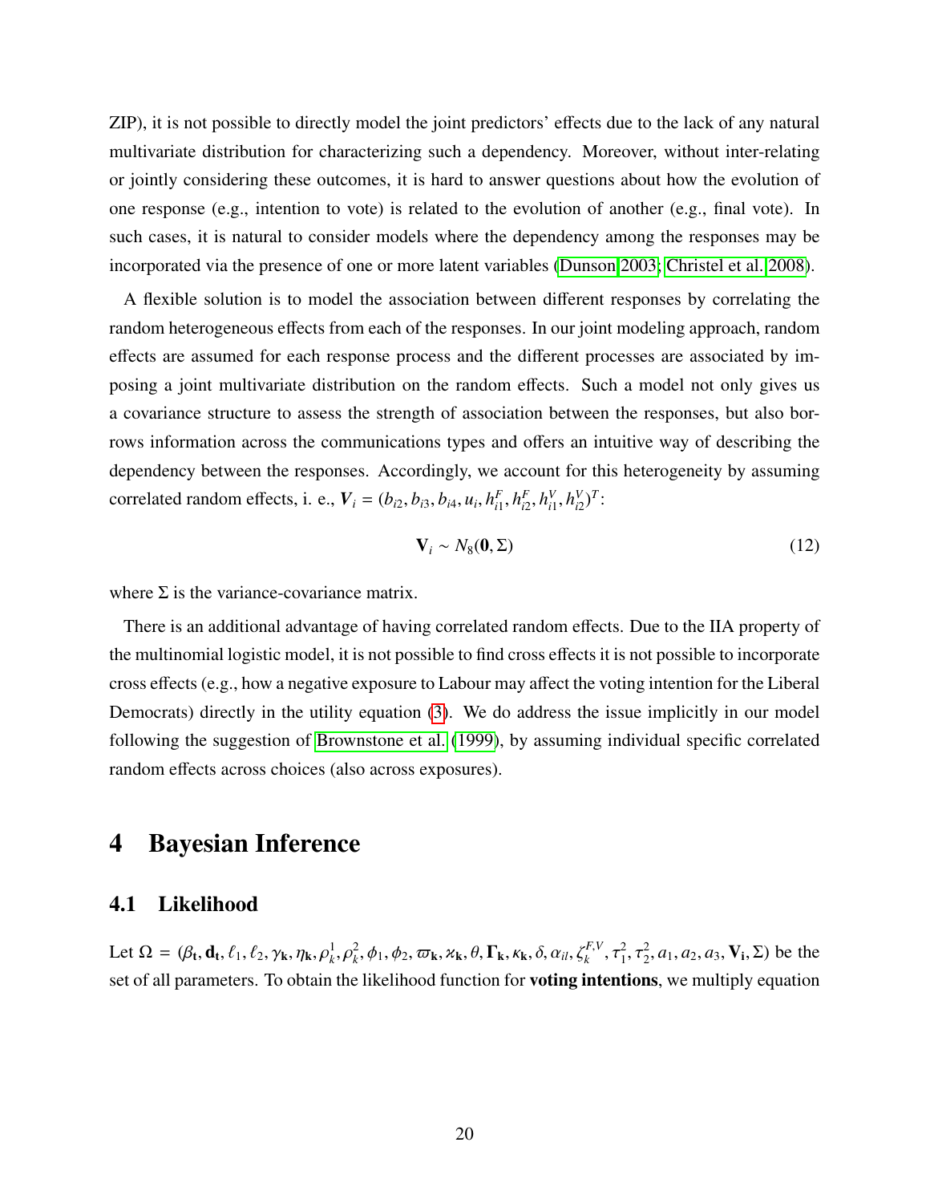ZIP), it is not possible to directly model the joint predictors' effects due to the lack of any natural multivariate distribution for characterizing such a dependency. Moreover, without inter-relating or jointly considering these outcomes, it is hard to answer questions about how the evolution of one response (e.g., intention to vote) is related to the evolution of another (e.g., final vote). In such cases, it is natural to consider models where the dependency among the responses may be incorporated via the presence of one or more latent variables (Dunson 2003; Christel et al. 2008).

A flexible solution is to model the association between different responses by correlating the random heterogeneous effects from each of the responses. In our joint modeling approach, random effects are assumed for each response process and the different processes are associated by imposing a joint multivariate distribution on the random effects. Such a model not only gives us a covariance structure to assess the strength of association between the responses, but also borrows information across the communications types and offers an intuitive way of describing the dependency between the responses. Accordingly, we account for this heterogeneity by assuming correlated random effects, i. e., $\boldsymbol{V}_i = (b_{i2}, b_{i3}, b_{i4}, u_i, h^F_{i1}, h^F_{i2}, h^V_{i1}, h^V_{i2})^T$:

$$\mathbf{V}_i \sim N_8(\mathbf{0}, \Sigma) \tag{12}$$

where $\Sigma$ is the variance-covariance matrix.

There is an additional advantage of having correlated random effects. Due to the IIA property of the multinomial logistic model, it is not possible to find cross effects it is not possible to incorporate cross effects (e.g., how a negative exposure to Labour may affect the voting intention for the Liberal Democrats) directly in the utility equation (3). We do address the issue implicitly in our model following the suggestion of Brownstone et al. (1999), by assuming individual specific correlated random effects across choices (also across exposures).

# 4 Bayesian Inference

## 4.1 Likelihood

Let $\Omega = (\beta_\mathbf{t}, \mathbf{d_t}, \ell_1, \ell_2, \gamma_\mathbf{k}, \eta_\mathbf{k}, \rho^1_k, \rho^2_k, \phi_1, \phi_2, \varpi_\mathbf{k}, \varkappa_\mathbf{k}, \theta, \mathbf{\Gamma_k}, \kappa_\mathbf{k}, \delta, \alpha_{il}, \zeta^{F,V}_k, \tau^2_1, \tau^2_2, a_1, a_2, a_3, \mathbf{V_i}, \Sigma)$ be the set of all parameters. To obtain the likelihood function for **voting intentions**, we multiply equation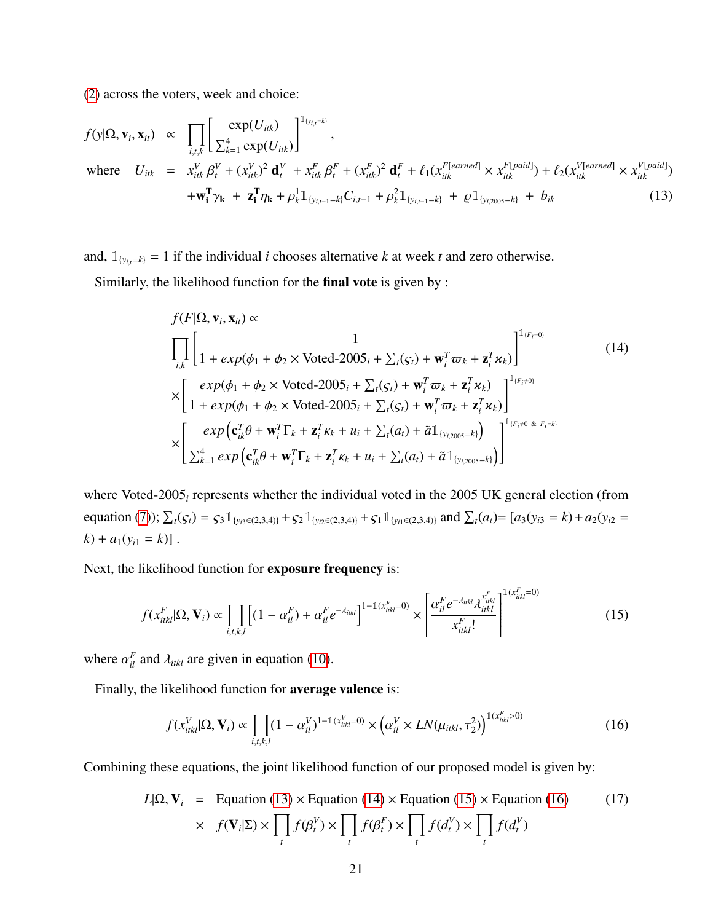(2) across the voters, week and choice:

$$
\begin{aligned}
f(y|\Omega, \mathbf{v}_i, \mathbf{x}_{it}) &\propto \prod_{i,t,k} \left[ \frac{\exp(U_{itk})}{\sum_{k=1}^{4} \exp(U_{itk})} \right]^{\mathbb{1}_{\{y_{i,t}=k\}}}, \\
\text{where} \quad U_{itk} &= x_{itk}^{V} \beta_t^{V} + (x_{itk}^{V})^2 \, \mathbf{d}_t^{V} + x_{itk}^{F} \beta_t^{F} + (x_{itk}^{F})^2 \, \mathbf{d}_t^{F} + \ell_1 (x_{itk}^{F[earned]} \times x_{itk}^{F[paid]}) + \ell_2 (x_{itk}^{V[earned]} \times x_{itk}^{V[paid]}) \\
&\quad + \mathbf{w_i^T} \gamma_{\mathbf{k}} + \mathbf{z_i^T} \eta_{\mathbf{k}} + \rho_k^1 \mathbb{1}_{\{y_{i,t-1}=k\}} C_{i,t-1} + \rho_k^2 \mathbb{1}_{\{y_{i,t-1}=k\}} + \varrho \mathbb{1}_{\{y_{i,2005}=k\}} + b_{ik} \qquad (13)
\end{aligned}
$$

and, $\mathbb{1}_{\{y_{i,t}=k\}} = 1$ if the individual $i$ chooses alternative $k$ at week $t$ and zero otherwise.

Similarly, the likelihood function for the **final vote** is given by :

$$
\begin{aligned}
& f(F|\Omega, \mathbf{v}_i, \mathbf{x}_{it}) \propto \\
& \prod_{i,k} \left[ \frac{1}{1 + exp(\phi_1 + \phi_2 \times \text{Voted-2005}_i + \sum_t(\varsigma_t) + \mathbf{w}_i^T \varpi_k + \mathbf{z}_i^T \varkappa_k)} \right]^{\mathbb{1}_{\{F_i=0\}}} \qquad (14) \\
& \times \left[ \frac{exp(\phi_1 + \phi_2 \times \text{Voted-2005}_i + \sum_t(\varsigma_t) + \mathbf{w}_i^T \varpi_k + \mathbf{z}_i^T \varkappa_k)}{1 + exp(\phi_1 + \phi_2 \times \text{Voted-2005}_i + \sum_t(\varsigma_t) + \mathbf{w}_i^T \varpi_k + \mathbf{z}_i^T \varkappa_k)} \right]^{\mathbb{1}_{\{F_i \neq 0\}}} \\
& \times \left[ \frac{exp\left(\mathbf{c}_{ik}^T \theta + \mathbf{w}_i^T \Gamma_k + \mathbf{z}_i^T \kappa_k + u_i + \sum_t(a_t) + \tilde{a} \mathbb{1}_{\{y_{i,2005}=k\}}\right)}{\sum_{k=1}^{4} exp\left(\mathbf{c}_{ik}^T \theta + \mathbf{w}_i^T \Gamma_k + \mathbf{z}_i^T \kappa_k + u_i + \sum_t(a_t) + \tilde{a} \mathbb{1}_{\{y_{i,2005}=k\}}\right)} \right]^{\mathbb{1}_{\{F_i \neq 0 \ \& \ F_i = k\}}}
\end{aligned}
$$

where Voted-2005$_i$ represents whether the individual voted in the 2005 UK general election (from equation (7)); $\sum_t(\varsigma_t) = \varsigma_3 \mathbb{1}_{\{y_{i3} \in (2,3,4)\}} + \varsigma_2 \mathbb{1}_{\{y_{i2} \in (2,3,4)\}} + \varsigma_1 \mathbb{1}_{\{y_{i1} \in (2,3,4)\}}$ and $\sum_t(a_t) = [a_3(y_{i3} = k) + a_2(y_{i2} = k) + a_1(y_{i1} = k)]$ .

Next, the likelihood function for **exposure frequency** is:

$$
f(x_{itkl}^F|\Omega, \mathbf{V}_i) \propto \prod_{i,t,k,l} \left[ (1 - \alpha_{il}^F) + \alpha_{il}^F e^{-\lambda_{itkl}} \right]^{1 - \mathbb{1}(x_{itkl}^F = 0)} \times \left[ \frac{\alpha_{il}^F e^{-\lambda_{itkl}} \lambda_{itkl}^{x_{itkl}^F}}{x_{itkl}^F!} \right]^{\mathbb{1}(x_{itkl}^F = 0)} \qquad (15)
$$

where $\alpha_{il}^F$ and $\lambda_{itkl}$ are given in equation (10).

Finally, the likelihood function for **average valence** is:

$$
f(x_{itkl}^V|\Omega, \mathbf{V}_i) \propto \prod_{i,t,k,l} (1 - \alpha_{il}^V)^{1 - \mathbb{1}(x_{itkl}^V = 0)} \times \left( \alpha_{il}^V \times LN(\mu_{itkl}, \tau_2^2) \right)^{\mathbb{1}(x_{itkl}^F > 0)} \qquad (16)
$$

Combining these equations, the joint likelihood function of our proposed model is given by:

$$
\begin{aligned}
L|\Omega, \mathbf{V}_i &= \text{Equation (13)} \times \text{Equation (14)} \times \text{Equation (15)} \times \text{Equation (16)} \qquad (17) \\
&\times \ f(\mathbf{V}_i|\Sigma) \times \prod_t f(\beta_t^V) \times \prod_t f(\beta_t^F) \times \prod_t f(d_t^V) \times \prod_t f(d_t^V)
\end{aligned}
$$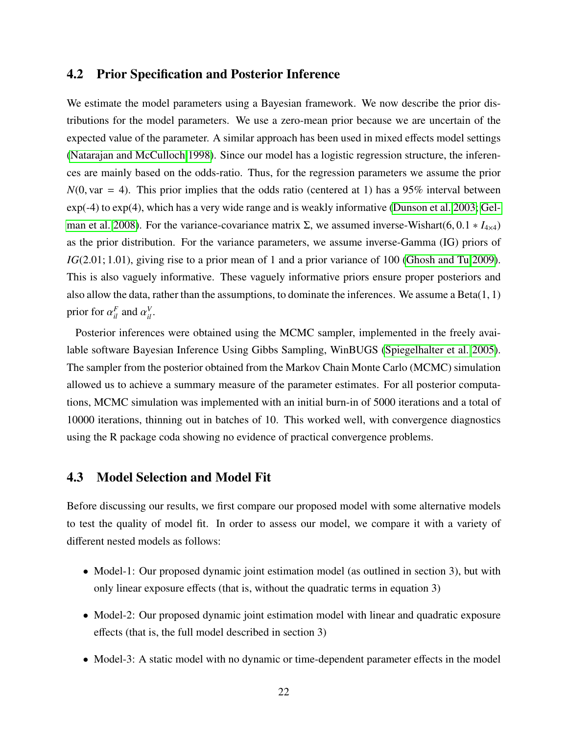## 4.2 Prior Specification and Posterior Inference

We estimate the model parameters using a Bayesian framework. We now describe the prior distributions for the model parameters. We use a zero-mean prior because we are uncertain of the expected value of the parameter. A similar approach has been used in mixed effects model settings (Natarajan and McCulloch 1998). Since our model has a logistic regression structure, the inferences are mainly based on the odds-ratio. Thus, for the regression parameters we assume the prior $N(0, \text{var} = 4)$. This prior implies that the odds ratio (centered at 1) has a 95% interval between exp(-4) to exp(4), which has a very wide range and is weakly informative (Dunson et al. 2003; Gelman et al. 2008). For the variance-covariance matrix $\Sigma$, we assumed inverse-Wishart$(6, 0.1 * I_{4\times 4})$ as the prior distribution. For the variance parameters, we assume inverse-Gamma (IG) priors of $IG(2.01; 1.01)$, giving rise to a prior mean of 1 and a prior variance of 100 (Ghosh and Tu 2009). This is also vaguely informative. These vaguely informative priors ensure proper posteriors and also allow the data, rather than the assumptions, to dominate the inferences. We assume a Beta(1, 1) prior for $\alpha^F_{il}$ and $\alpha^V_{il}$.

Posterior inferences were obtained using the MCMC sampler, implemented in the freely available software Bayesian Inference Using Gibbs Sampling, WinBUGS (Spiegelhalter et al. 2005). The sampler from the posterior obtained from the Markov Chain Monte Carlo (MCMC) simulation allowed us to achieve a summary measure of the parameter estimates. For all posterior computations, MCMC simulation was implemented with an initial burn-in of 5000 iterations and a total of 10000 iterations, thinning out in batches of 10. This worked well, with convergence diagnostics using the R package coda showing no evidence of practical convergence problems.

## 4.3 Model Selection and Model Fit

Before discussing our results, we first compare our proposed model with some alternative models to test the quality of model fit. In order to assess our model, we compare it with a variety of different nested models as follows:

- Model-1: Our proposed dynamic joint estimation model (as outlined in section 3), but with only linear exposure effects (that is, without the quadratic terms in equation 3)
- Model-2: Our proposed dynamic joint estimation model with linear and quadratic exposure effects (that is, the full model described in section 3)
- Model-3: A static model with no dynamic or time-dependent parameter effects in the model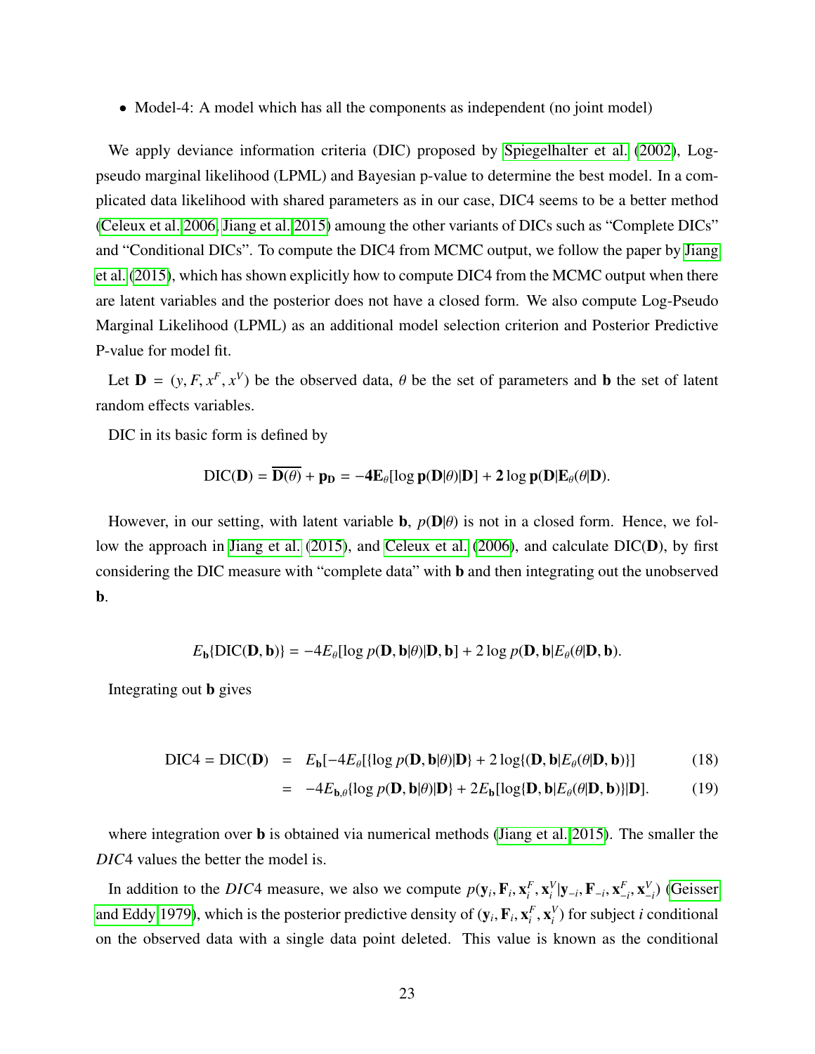- Model-4: A model which has all the components as independent (no joint model)

We apply deviance information criteria (DIC) proposed by Spiegelhalter et al. (2002), Log-pseudo marginal likelihood (LPML) and Bayesian p-value to determine the best model. In a complicated data likelihood with shared parameters as in our case, DIC4 seems to be a better method (Celeux et al. 2006, Jiang et al. 2015) amoung the other variants of DICs such as "Complete DICs" and "Conditional DICs". To compute the DIC4 from MCMC output, we follow the paper by Jiang et al. (2015), which has shown explicitly how to compute DIC4 from the MCMC output when there are latent variables and the posterior does not have a closed form. We also compute Log-Pseudo Marginal Likelihood (LPML) as an additional model selection criterion and Posterior Predictive P-value for model fit.

Let $\mathbf{D} = (y, F, x^F, x^V)$ be the observed data, $\theta$ be the set of parameters and $\mathbf{b}$ the set of latent random effects variables.

DIC in its basic form is defined by

$$\text{DIC}(\mathbf{D}) = \overline{\mathbf{D}(\theta)} + \mathbf{p_D} = -\mathbf{4E}_\theta[\log \mathbf{p}(\mathbf{D}|\theta)|\mathbf{D}] + \mathbf{2}\log \mathbf{p}(\mathbf{D}|\mathbf{E}_\theta(\theta|\mathbf{D}).$$

However, in our setting, with latent variable $\mathbf{b}$, $p(\mathbf{D}|\theta)$ is not in a closed form. Hence, we follow the approach in Jiang et al. (2015), and Celeux et al. (2006), and calculate DIC($\mathbf{D}$), by first considering the DIC measure with "complete data" with $\mathbf{b}$ and then integrating out the unobserved $\mathbf{b}$.

$$E_{\mathbf{b}}\{\text{DIC}(\mathbf{D}, \mathbf{b})\} = -4E_\theta[\log p(\mathbf{D}, \mathbf{b}|\theta)|\mathbf{D}, \mathbf{b}] + 2\log p(\mathbf{D}, \mathbf{b}|E_\theta(\theta|\mathbf{D}, \mathbf{b}).$$

Integrating out $\mathbf{b}$ gives

$$\begin{aligned}
\text{DIC4} = \text{DIC}(\mathbf{D}) &= E_{\mathbf{b}}[-4E_\theta[\{\log p(\mathbf{D}, \mathbf{b}|\theta)|\mathbf{D}\} + 2\log\{(\mathbf{D}, \mathbf{b}|E_\theta(\theta|\mathbf{D}, \mathbf{b})\}] && (18)\\
&= -4E_{\mathbf{b},\theta}\{\log p(\mathbf{D}, \mathbf{b}|\theta)|\mathbf{D}\} + 2E_{\mathbf{b}}[\log\{\mathbf{D}, \mathbf{b}|E_\theta(\theta|\mathbf{D}, \mathbf{b})\}|\mathbf{D}]. && (19)
\end{aligned}$$

where integration over $\mathbf{b}$ is obtained via numerical methods (Jiang et al. 2015). The smaller the $DIC4$ values the better the model is.

In addition to the $DIC4$ measure, we also we compute $p(\mathbf{y}_i, \mathbf{F}_i, \mathbf{x}_i^F, \mathbf{x}_i^V|\mathbf{y}_{-i}, \mathbf{F}_{-i}, \mathbf{x}_{-i}^F, \mathbf{x}_{-i}^V)$ (Geisser and Eddy 1979), which is the posterior predictive density of $(\mathbf{y}_i, \mathbf{F}_i, \mathbf{x}_i^F, \mathbf{x}_i^V)$ for subject $i$ conditional on the observed data with a single data point deleted. This value is known as the conditional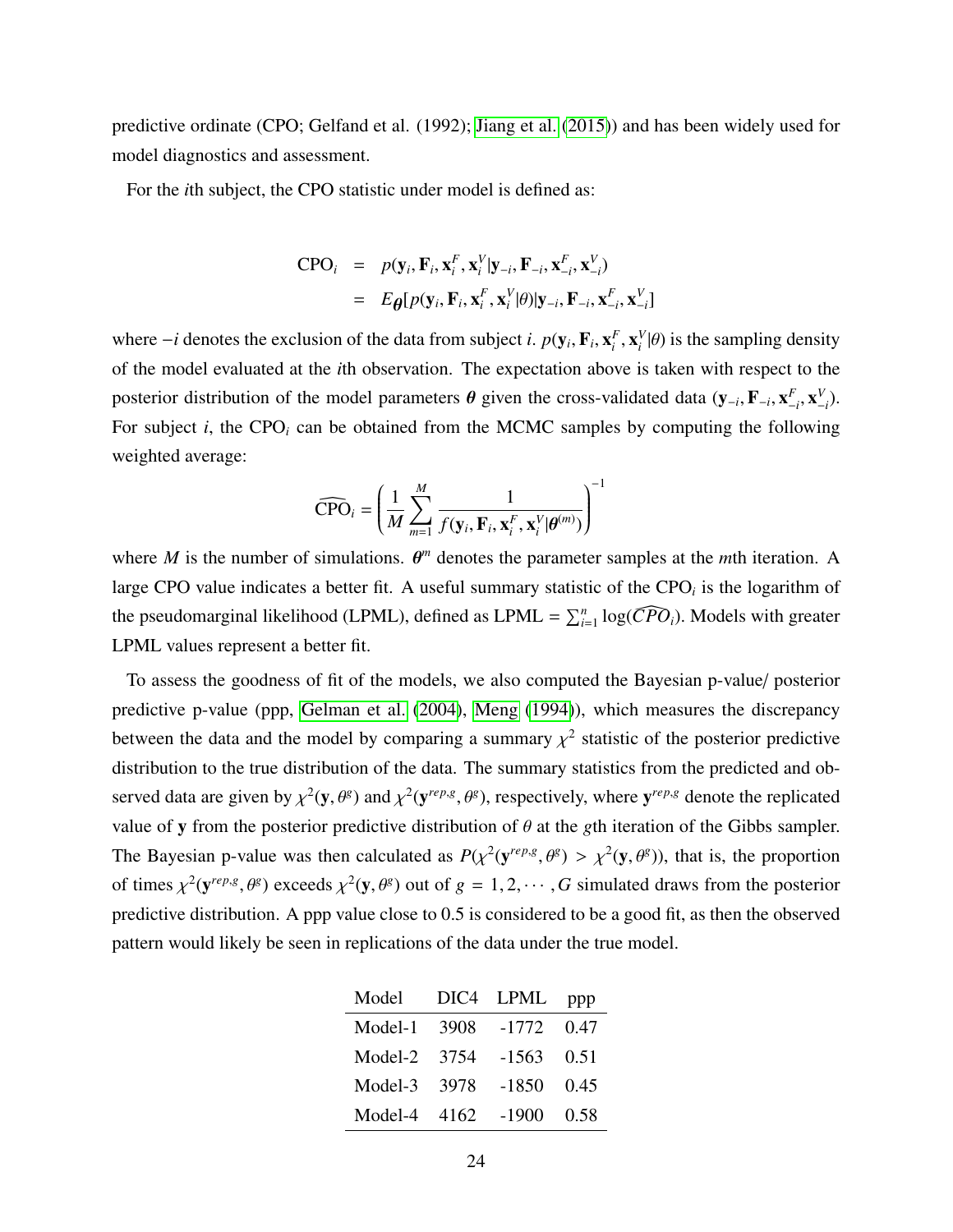predictive ordinate (CPO; Gelfand et al. (1992); Jiang et al. (2015)) and has been widely used for model diagnostics and assessment.

For the $i$th subject, the CPO statistic under model is defined as:

$$
\begin{aligned}
\text{CPO}_i &= p(\mathbf{y}_i, \mathbf{F}_i, \mathbf{x}_i^F, \mathbf{x}_i^V | \mathbf{y}_{-i}, \mathbf{F}_{-i}, \mathbf{x}_{-i}^F, \mathbf{x}_{-i}^V) \\
&= E_{\boldsymbol{\theta}}[p(\mathbf{y}_i, \mathbf{F}_i, \mathbf{x}_i^F, \mathbf{x}_i^V | \theta) | \mathbf{y}_{-i}, \mathbf{F}_{-i}, \mathbf{x}_{-i}^F, \mathbf{x}_{-i}^V]
\end{aligned}
$$

where $-i$ denotes the exclusion of the data from subject $i$. $p(\mathbf{y}_i, \mathbf{F}_i, \mathbf{x}_i^F, \mathbf{x}_i^V | \theta)$ is the sampling density of the model evaluated at the $i$th observation. The expectation above is taken with respect to the posterior distribution of the model parameters $\boldsymbol{\theta}$ given the cross-validated data $(\mathbf{y}_{-i}, \mathbf{F}_{-i}, \mathbf{x}_{-i}^F, \mathbf{x}_{-i}^V)$. For subject $i$, the $\text{CPO}_i$ can be obtained from the MCMC samples by computing the following weighted average:

$$
\widehat{\text{CPO}}_i = \left( \frac{1}{M} \sum_{m=1}^{M} \frac{1}{f(\mathbf{y}_i, \mathbf{F}_i, \mathbf{x}_i^F, \mathbf{x}_i^V | \boldsymbol{\theta}^{(m)})} \right)^{-1}
$$

where $M$ is the number of simulations. $\boldsymbol{\theta}^m$ denotes the parameter samples at the $m$th iteration. A large CPO value indicates a better fit. A useful summary statistic of the $\text{CPO}_i$ is the logarithm of the pseudomarginal likelihood (LPML), defined as $\text{LPML} = \sum_{i=1}^{n} \log(\widehat{CPO}_i)$. Models with greater LPML values represent a better fit.

To assess the goodness of fit of the models, we also computed the Bayesian p-value/ posterior predictive p-value (ppp, Gelman et al. (2004), Meng (1994)), which measures the discrepancy between the data and the model by comparing a summary $\chi^2$ statistic of the posterior predictive distribution to the true distribution of the data. The summary statistics from the predicted and observed data are given by $\chi^2(\mathbf{y}, \theta^g)$ and $\chi^2(\mathbf{y}^{rep,g}, \theta^g)$, respectively, where $\mathbf{y}^{rep,g}$ denote the replicated value of $\mathbf{y}$ from the posterior predictive distribution of $\theta$ at the $g$th iteration of the Gibbs sampler. The Bayesian p-value was then calculated as $P(\chi^2(\mathbf{y}^{rep,g}, \theta^g) > \chi^2(\mathbf{y}, \theta^g))$, that is, the proportion of times $\chi^2(\mathbf{y}^{rep,g}, \theta^g)$ exceeds $\chi^2(\mathbf{y}, \theta^g)$ out of $g = 1, 2, \cdots, G$ simulated draws from the posterior predictive distribution. A ppp value close to 0.5 is considered to be a good fit, as then the observed pattern would likely be seen in replications of the data under the true model.

| Model | DIC4 | LPML | ppp |
|---|---|---|---|
| Model-1 | 3908 | -1772 | 0.47 |
| Model-2 | 3754 | -1563 | 0.51 |
| Model-3 | 3978 | -1850 | 0.45 |
| Model-4 | 4162 | -1900 | 0.58 |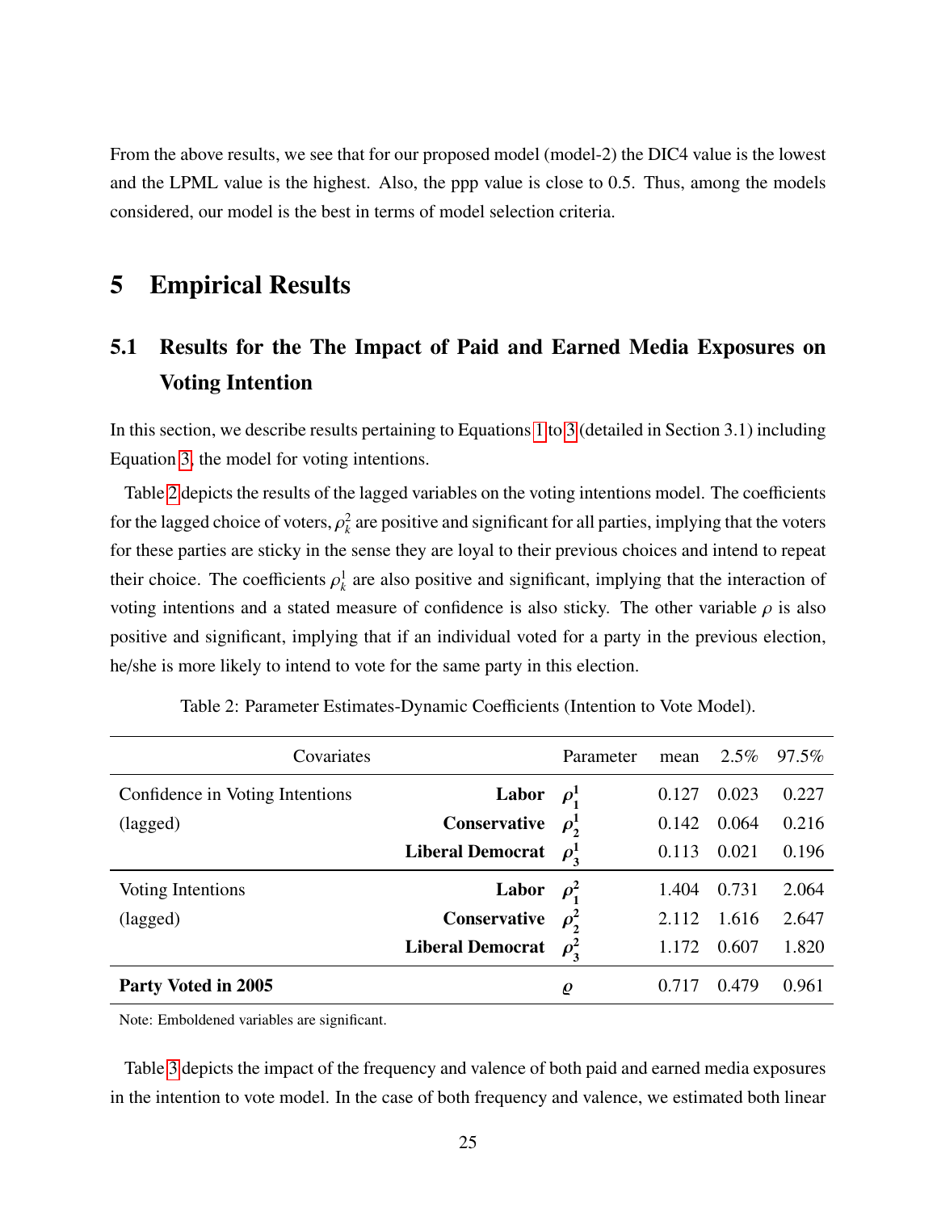From the above results, we see that for our proposed model (model-2) the DIC4 value is the lowest and the LPML value is the highest. Also, the ppp value is close to 0.5. Thus, among the models considered, our model is the best in terms of model selection criteria.

# 5 Empirical Results

## 5.1 Results for the The Impact of Paid and Earned Media Exposures on Voting Intention

In this section, we describe results pertaining to Equations 1 to 3 (detailed in Section 3.1) including Equation 3, the model for voting intentions.

Table 2 depicts the results of the lagged variables on the voting intentions model. The coefficients for the lagged choice of voters, $\rho_k^2$ are positive and significant for all parties, implying that the voters for these parties are sticky in the sense they are loyal to their previous choices and intend to repeat their choice. The coefficients $\rho_k^1$ are also positive and significant, implying that the interaction of voting intentions and a stated measure of confidence is also sticky. The other variable $\rho$ is also positive and significant, implying that if an individual voted for a party in the previous election, he/she is more likely to intend to vote for the same party in this election.

Table 2: Parameter Estimates-Dynamic Coefficients (Intention to Vote Model).

| Covariates | | Parameter | mean | 2.5% | 97.5% |
|---|---|---|---|---|---|
| Confidence in Voting Intentions | **Labor** | $\rho_1^1$ | 0.127 | 0.023 | 0.227 |
| (lagged) | **Conservative** | $\rho_2^1$ | 0.142 | 0.064 | 0.216 |
| | **Liberal Democrat** | $\rho_3^1$ | 0.113 | 0.021 | 0.196 |
| Voting Intentions | **Labor** | $\rho_1^2$ | 1.404 | 0.731 | 2.064 |
| (lagged) | **Conservative** | $\rho_2^2$ | 2.112 | 1.616 | 2.647 |
| | **Liberal Democrat** | $\rho_3^2$ | 1.172 | 0.607 | 1.820 |
| **Party Voted in 2005** | | $\varrho$ | 0.717 | 0.479 | 0.961 |

Note: Emboldened variables are significant.

Table 3 depicts the impact of the frequency and valence of both paid and earned media exposures in the intention to vote model. In the case of both frequency and valence, we estimated both linear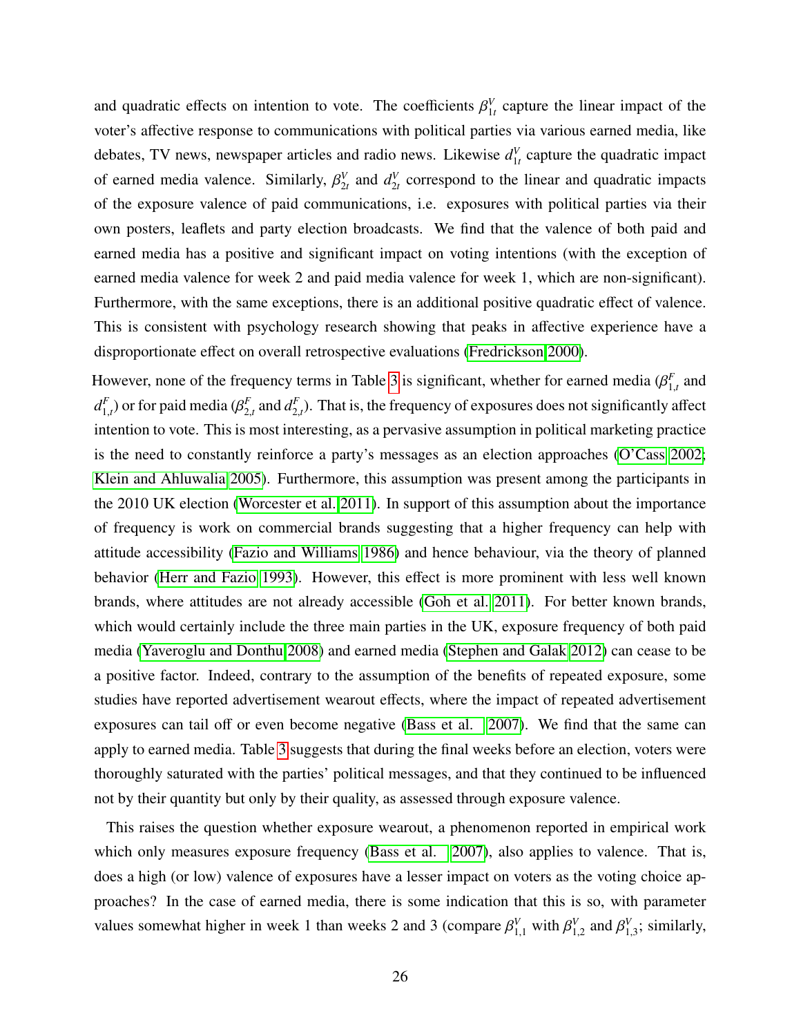and quadratic effects on intention to vote. The coefficients $\beta^V_{1t}$ capture the linear impact of the voter's affective response to communications with political parties via various earned media, like debates, TV news, newspaper articles and radio news. Likewise $d^V_{1t}$ capture the quadratic impact of earned media valence. Similarly, $\beta^V_{2t}$ and $d^V_{2t}$ correspond to the linear and quadratic impacts of the exposure valence of paid communications, i.e. exposures with political parties via their own posters, leaflets and party election broadcasts. We find that the valence of both paid and earned media has a positive and significant impact on voting intentions (with the exception of earned media valence for week 2 and paid media valence for week 1, which are non-significant). Furthermore, with the same exceptions, there is an additional positive quadratic effect of valence. This is consistent with psychology research showing that peaks in affective experience have a disproportionate effect on overall retrospective evaluations (Fredrickson 2000).

However, none of the frequency terms in Table 3 is significant, whether for earned media ($\beta^F_{1,t}$ and $d^F_{1,t}$) or for paid media ($\beta^F_{2,t}$ and $d^F_{2,t}$). That is, the frequency of exposures does not significantly affect intention to vote. This is most interesting, as a pervasive assumption in political marketing practice is the need to constantly reinforce a party's messages as an election approaches (O'Cass 2002; Klein and Ahluwalia 2005). Furthermore, this assumption was present among the participants in the 2010 UK election (Worcester et al. 2011). In support of this assumption about the importance of frequency is work on commercial brands suggesting that a higher frequency can help with attitude accessibility (Fazio and Williams 1986) and hence behaviour, via the theory of planned behavior (Herr and Fazio 1993). However, this effect is more prominent with less well known brands, where attitudes are not already accessible (Goh et al. 2011). For better known brands, which would certainly include the three main parties in the UK, exposure frequency of both paid media (Yaveroglu and Donthu 2008) and earned media (Stephen and Galak 2012) can cease to be a positive factor. Indeed, contrary to the assumption of the benefits of repeated exposure, some studies have reported advertisement wearout effects, where the impact of repeated advertisement exposures can tail off or even become negative (Bass et al. 2007). We find that the same can apply to earned media. Table 3 suggests that during the final weeks before an election, voters were thoroughly saturated with the parties' political messages, and that they continued to be influenced not by their quantity but only by their quality, as assessed through exposure valence.

This raises the question whether exposure wearout, a phenomenon reported in empirical work which only measures exposure frequency (Bass et al. 2007), also applies to valence. That is, does a high (or low) valence of exposures have a lesser impact on voters as the voting choice approaches? In the case of earned media, there is some indication that this is so, with parameter values somewhat higher in week 1 than weeks 2 and 3 (compare $\beta^V_{1,1}$ with $\beta^V_{1,2}$ and $\beta^V_{1,3}$; similarly,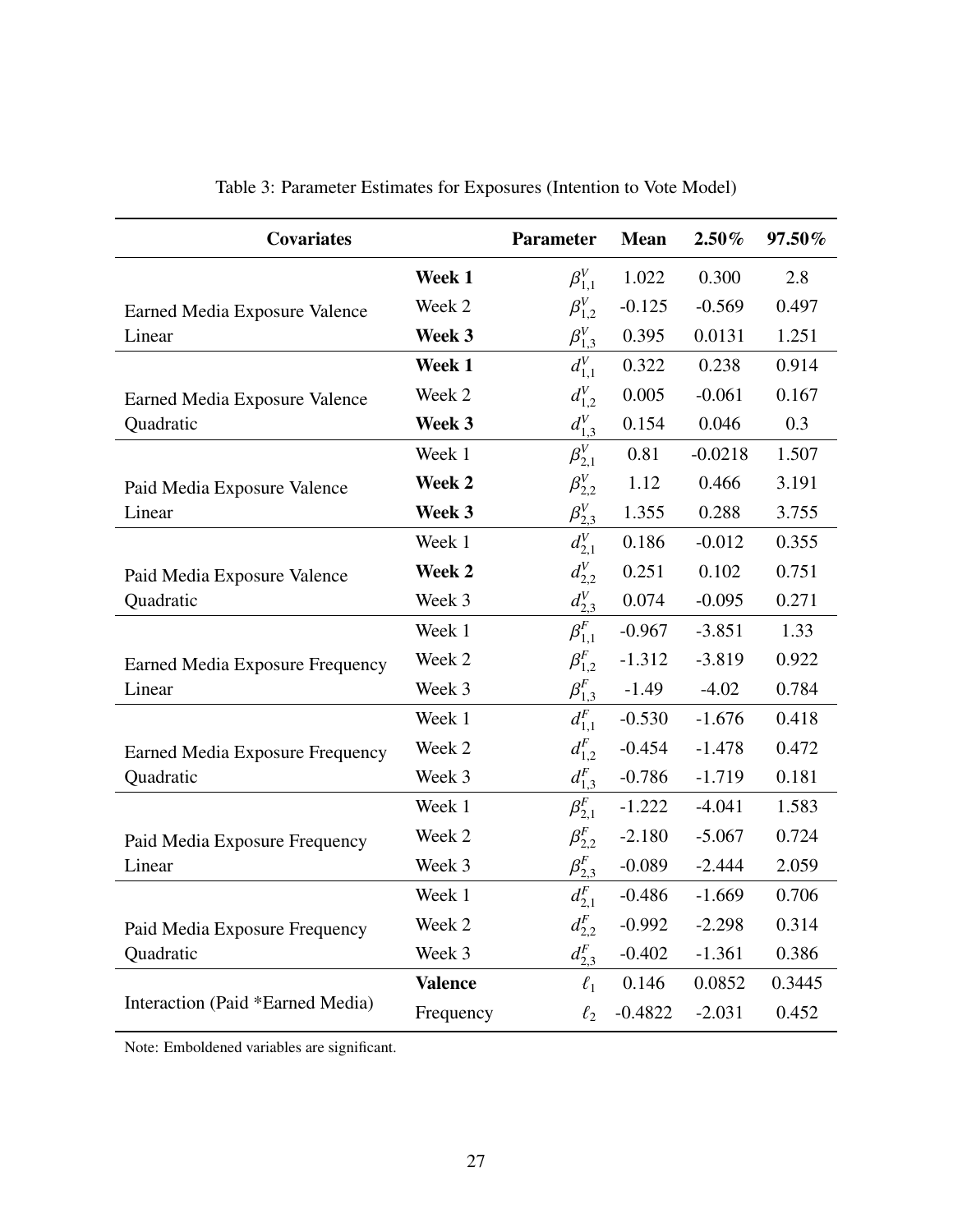Table 3: Parameter Estimates for Exposures (Intention to Vote Model)

| Covariates | | Parameter | Mean | 2.50% | 97.50% |
|---|---|---|---|---|---|
| Earned Media Exposure Valence Linear | **Week 1** | $\beta^V_{1,1}$ | 1.022 | 0.300 | 2.8 |
| | Week 2 | $\beta^V_{1,2}$ | -0.125 | -0.569 | 0.497 |
| | **Week 3** | $\beta^V_{1,3}$ | 0.395 | 0.0131 | 1.251 |
| Earned Media Exposure Valence Quadratic | **Week 1** | $d^V_{1,1}$ | 0.322 | 0.238 | 0.914 |
| | Week 2 | $d^V_{1,2}$ | 0.005 | -0.061 | 0.167 |
| | **Week 3** | $d^V_{1,3}$ | 0.154 | 0.046 | 0.3 |
| Paid Media Exposure Valence Linear | Week 1 | $\beta^V_{2,1}$ | 0.81 | -0.0218 | 1.507 |
| | **Week 2** | $\beta^V_{2,2}$ | 1.12 | 0.466 | 3.191 |
| | **Week 3** | $\beta^V_{2,3}$ | 1.355 | 0.288 | 3.755 |
| Paid Media Exposure Valence Quadratic | Week 1 | $d^V_{2,1}$ | 0.186 | -0.012 | 0.355 |
| | **Week 2** | $d^V_{2,2}$ | 0.251 | 0.102 | 0.751 |
| | Week 3 | $d^V_{2,3}$ | 0.074 | -0.095 | 0.271 |
| Earned Media Exposure Frequency Linear | Week 1 | $\beta^F_{1,1}$ | -0.967 | -3.851 | 1.33 |
| | Week 2 | $\beta^F_{1,2}$ | -1.312 | -3.819 | 0.922 |
| | Week 3 | $\beta^F_{1,3}$ | -1.49 | -4.02 | 0.784 |
| Earned Media Exposure Frequency Quadratic | Week 1 | $d^F_{1,1}$ | -0.530 | -1.676 | 0.418 |
| | Week 2 | $d^F_{1,2}$ | -0.454 | -1.478 | 0.472 |
| | Week 3 | $d^F_{1,3}$ | -0.786 | -1.719 | 0.181 |
| Paid Media Exposure Frequency Linear | Week 1 | $\beta^F_{2,1}$ | -1.222 | -4.041 | 1.583 |
| | Week 2 | $\beta^F_{2,2}$ | -2.180 | -5.067 | 0.724 |
| | Week 3 | $\beta^F_{2,3}$ | -0.089 | -2.444 | 2.059 |
| Paid Media Exposure Frequency Quadratic | Week 1 | $d^F_{2,1}$ | -0.486 | -1.669 | 0.706 |
| | Week 2 | $d^F_{2,2}$ | -0.992 | -2.298 | 0.314 |
| | Week 3 | $d^F_{2,3}$ | -0.402 | -1.361 | 0.386 |
| Interaction (Paid *Earned Media) | **Valence** | $\ell_1$ | 0.146 | 0.0852 | 0.3445 |
| | Frequency | $\ell_2$ | -0.4822 | -2.031 | 0.452 |

Note: Emboldened variables are significant.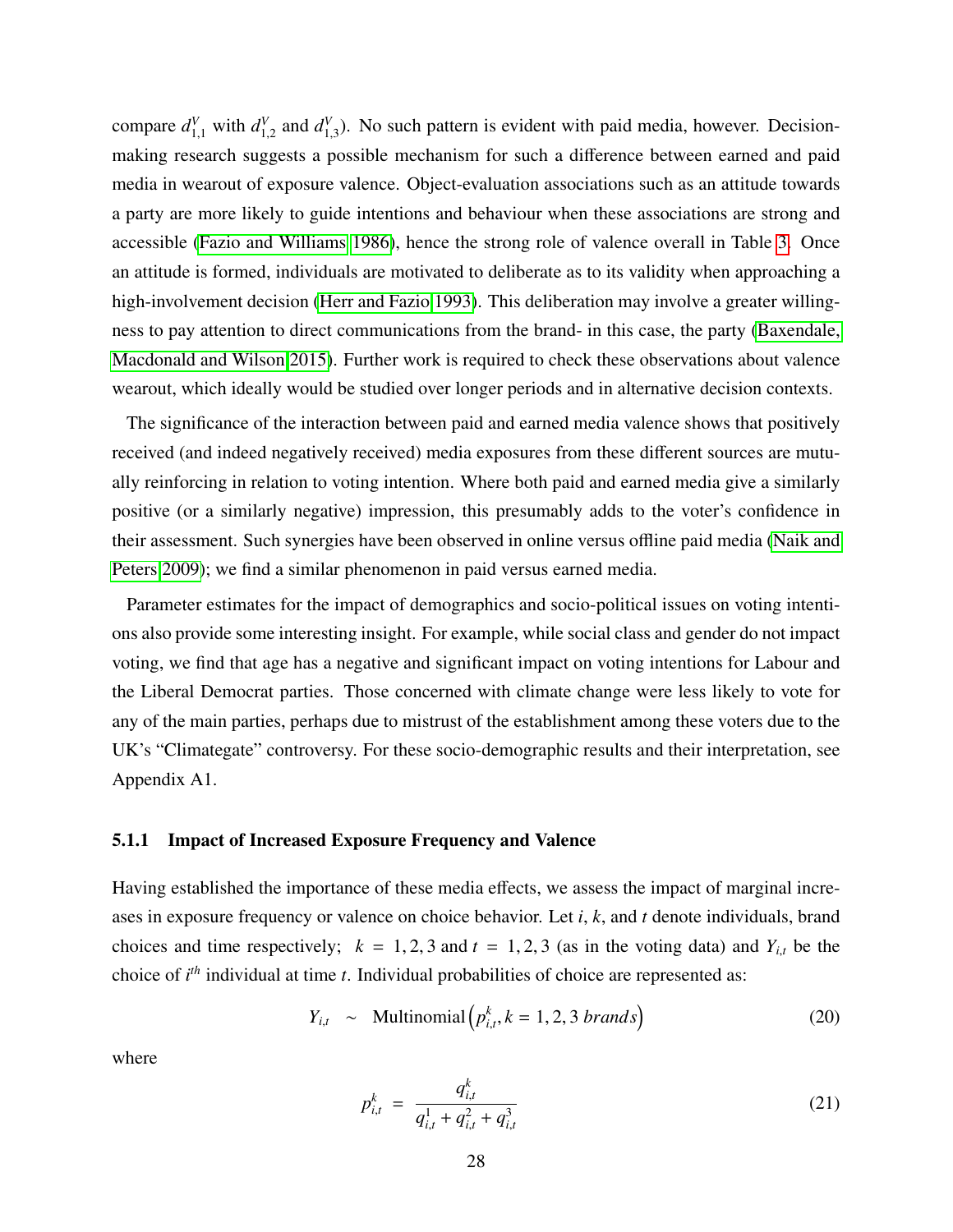compare $d^V_{1,1}$ with $d^V_{1,2}$ and $d^V_{1,3}$). No such pattern is evident with paid media, however. Decision-making research suggests a possible mechanism for such a difference between earned and paid media in wearout of exposure valence. Object-evaluation associations such as an attitude towards a party are more likely to guide intentions and behaviour when these associations are strong and accessible (Fazio and Williams 1986), hence the strong role of valence overall in Table 3. Once an attitude is formed, individuals are motivated to deliberate as to its validity when approaching a high-involvement decision (Herr and Fazio 1993). This deliberation may involve a greater willingness to pay attention to direct communications from the brand- in this case, the party (Baxendale, Macdonald and Wilson 2015). Further work is required to check these observations about valence wearout, which ideally would be studied over longer periods and in alternative decision contexts.

The significance of the interaction between paid and earned media valence shows that positively received (and indeed negatively received) media exposures from these different sources are mutually reinforcing in relation to voting intention. Where both paid and earned media give a similarly positive (or a similarly negative) impression, this presumably adds to the voter's confidence in their assessment. Such synergies have been observed in online versus offline paid media (Naik and Peters 2009); we find a similar phenomenon in paid versus earned media.

Parameter estimates for the impact of demographics and socio-political issues on voting intentions also provide some interesting insight. For example, while social class and gender do not impact voting, we find that age has a negative and significant impact on voting intentions for Labour and the Liberal Democrat parties. Those concerned with climate change were less likely to vote for any of the main parties, perhaps due to mistrust of the establishment among these voters due to the UK's "Climategate" controversy. For these socio-demographic results and their interpretation, see Appendix A1.

### 5.1.1 Impact of Increased Exposure Frequency and Valence

Having established the importance of these media effects, we assess the impact of marginal increases in exposure frequency or valence on choice behavior. Let $i$, $k$, and $t$ denote individuals, brand choices and time respectively; $k = 1, 2, 3$ and $t = 1, 2, 3$ (as in the voting data) and $Y_{i,t}$ be the choice of $i^{th}$ individual at time $t$. Individual probabilities of choice are represented as:

$$Y_{i,t} \sim \text{Multinomial}\left(p^k_{i,t}, k = 1, 2, 3 \; brands\right) \tag{20}$$

where

$$p^k_{i,t} = \frac{q^k_{i,t}}{q^1_{i,t} + q^2_{i,t} + q^3_{i,t}} \tag{21}$$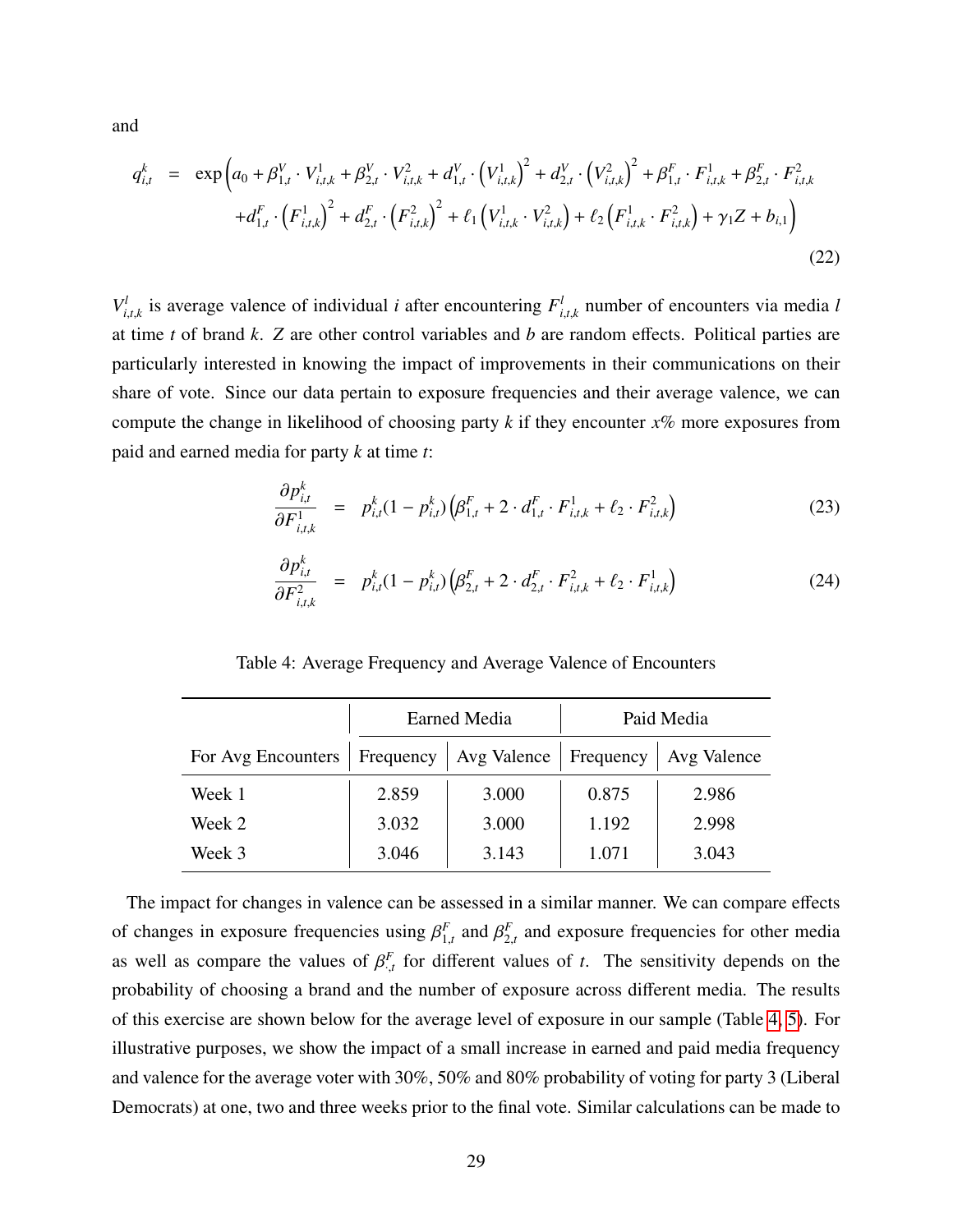and

$$
\begin{aligned}
q_{i,t}^{k} \quad = \quad & \exp\Big(a_0 + \beta_{1,t}^{V} \cdot V_{i,t,k}^{1} + \beta_{2,t}^{V} \cdot V_{i,t,k}^{2} + d_{1,t}^{V} \cdot \left(V_{i,t,k}^{1}\right)^2 + d_{2,t}^{V} \cdot \left(V_{i,t,k}^{2}\right)^2 + \beta_{1,t}^{F} \cdot F_{i,t,k}^{1} + \beta_{2,t}^{F} \cdot F_{i,t,k}^{2} \\
& + d_{1,t}^{F} \cdot \left(F_{i,t,k}^{1}\right)^2 + d_{2,t}^{F} \cdot \left(F_{i,t,k}^{2}\right)^2 + \ell_1 \left(V_{i,t,k}^{1} \cdot V_{i,t,k}^{2}\right) + \ell_2 \left(F_{i,t,k}^{1} \cdot F_{i,t,k}^{2}\right) + \gamma_1 Z + b_{i,1}\Big)
\end{aligned} \tag{22}
$$

$V_{i,t,k}^{l}$ is average valence of individual $i$ after encountering $F_{i,t,k}^{l}$ number of encounters via media $l$ at time $t$ of brand $k$. $Z$ are other control variables and $b$ are random effects. Political parties are particularly interested in knowing the impact of improvements in their communications on their share of vote. Since our data pertain to exposure frequencies and their average valence, we can compute the change in likelihood of choosing party $k$ if they encounter $x$% more exposures from paid and earned media for party $k$ at time $t$:

$$
\frac{\partial p_{i,t}^{k}}{\partial F_{i,t,k}^{1}} \quad = \quad p_{i,t}^{k}(1 - p_{i,t}^{k})\left(\beta_{1,t}^{F} + 2 \cdot d_{1,t}^{F} \cdot F_{i,t,k}^{1} + \ell_2 \cdot F_{i,t,k}^{2}\right) \tag{23}
$$

$$
\frac{\partial p_{i,t}^{k}}{\partial F_{i,t,k}^{2}} \quad = \quad p_{i,t}^{k}(1 - p_{i,t}^{k})\left(\beta_{2,t}^{F} + 2 \cdot d_{2,t}^{F} \cdot F_{i,t,k}^{2} + \ell_2 \cdot F_{i,t,k}^{1}\right) \tag{24}
$$

Table 4: Average Frequency and Average Valence of Encounters

| | Earned Media | | Paid Media | |
|---|---|---|---|---|
| For Avg Encounters | Frequency | Avg Valence | Frequency | Avg Valence |
| Week 1 | 2.859 | 3.000 | 0.875 | 2.986 |
| Week 2 | 3.032 | 3.000 | 1.192 | 2.998 |
| Week 3 | 3.046 | 3.143 | 1.071 | 3.043 |

The impact for changes in valence can be assessed in a similar manner. We can compare effects of changes in exposure frequencies using $\beta_{1,t}^{F}$ and $\beta_{2,t}^{F}$ and exposure frequencies for other media as well as compare the values of $\beta_{\cdot,t}^{F}$ for different values of $t$. The sensitivity depends on the probability of choosing a brand and the number of exposure across different media. The results of this exercise are shown below for the average level of exposure in our sample (Table 4, 5). For illustrative purposes, we show the impact of a small increase in earned and paid media frequency and valence for the average voter with 30%, 50% and 80% probability of voting for party 3 (Liberal Democrats) at one, two and three weeks prior to the final vote. Similar calculations can be made to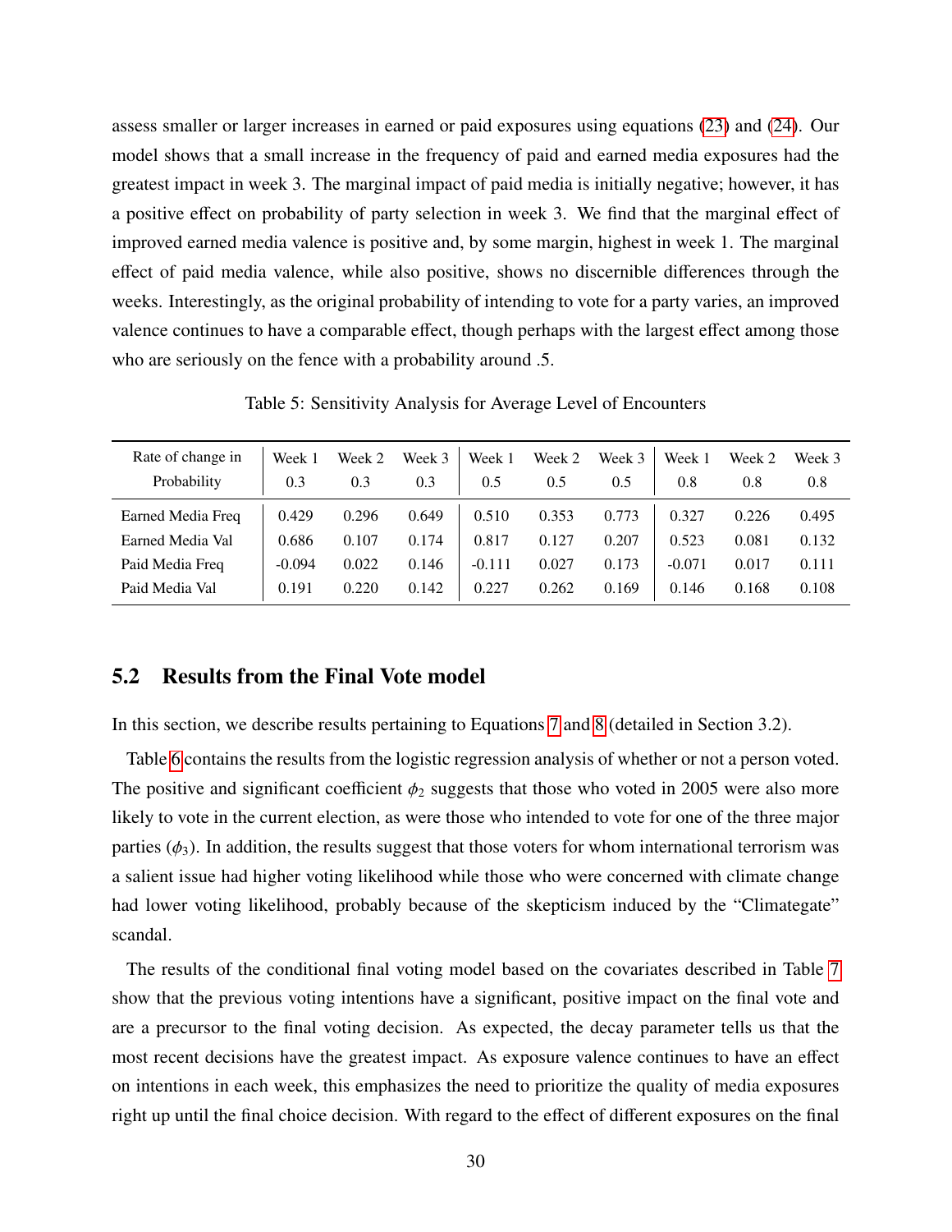assess smaller or larger increases in earned or paid exposures using equations (23) and (24). Our model shows that a small increase in the frequency of paid and earned media exposures had the greatest impact in week 3. The marginal impact of paid media is initially negative; however, it has a positive effect on probability of party selection in week 3. We find that the marginal effect of improved earned media valence is positive and, by some margin, highest in week 1. The marginal effect of paid media valence, while also positive, shows no discernible differences through the weeks. Interestingly, as the original probability of intending to vote for a party varies, an improved valence continues to have a comparable effect, though perhaps with the largest effect among those who are seriously on the fence with a probability around .5.

Table 5: Sensitivity Analysis for Average Level of Encounters

| Rate of change in Probability | Week 1 0.3 | Week 2 0.3 | Week 3 0.3 | Week 1 0.5 | Week 2 0.5 | Week 3 0.5 | Week 1 0.8 | Week 2 0.8 | Week 3 0.8 |
|---|---|---|---|---|---|---|---|---|---|
| Earned Media Freq | 0.429 | 0.296 | 0.649 | 0.510 | 0.353 | 0.773 | 0.327 | 0.226 | 0.495 |
| Earned Media Val | 0.686 | 0.107 | 0.174 | 0.817 | 0.127 | 0.207 | 0.523 | 0.081 | 0.132 |
| Paid Media Freq | -0.094 | 0.022 | 0.146 | -0.111 | 0.027 | 0.173 | -0.071 | 0.017 | 0.111 |
| Paid Media Val | 0.191 | 0.220 | 0.142 | 0.227 | 0.262 | 0.169 | 0.146 | 0.168 | 0.108 |

## 5.2 Results from the Final Vote model

In this section, we describe results pertaining to Equations 7 and 8 (detailed in Section 3.2).

Table 6 contains the results from the logistic regression analysis of whether or not a person voted. The positive and significant coefficient $\phi_2$ suggests that those who voted in 2005 were also more likely to vote in the current election, as were those who intended to vote for one of the three major parties ($\phi_3$). In addition, the results suggest that those voters for whom international terrorism was a salient issue had higher voting likelihood while those who were concerned with climate change had lower voting likelihood, probably because of the skepticism induced by the "Climategate" scandal.

The results of the conditional final voting model based on the covariates described in Table 7 show that the previous voting intentions have a significant, positive impact on the final vote and are a precursor to the final voting decision. As expected, the decay parameter tells us that the most recent decisions have the greatest impact. As exposure valence continues to have an effect on intentions in each week, this emphasizes the need to prioritize the quality of media exposures right up until the final choice decision. With regard to the effect of different exposures on the final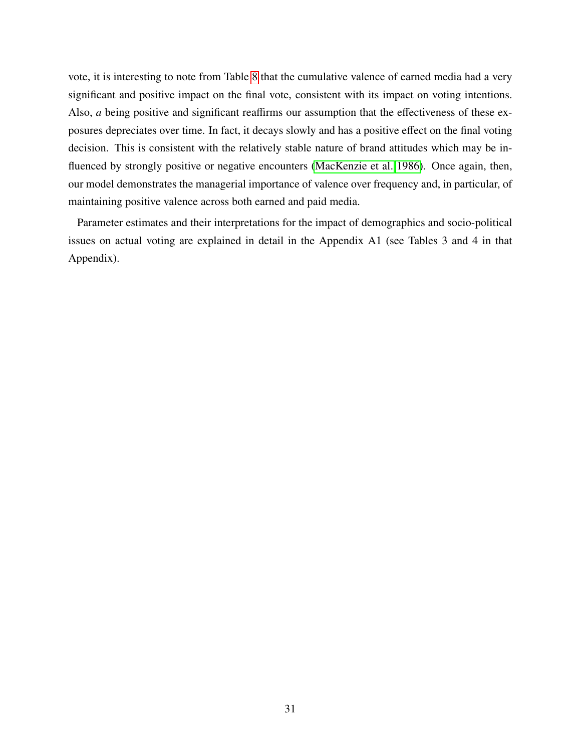vote, it is interesting to note from Table 8 that the cumulative valence of earned media had a very significant and positive impact on the final vote, consistent with its impact on voting intentions. Also, *a* being positive and significant reaffirms our assumption that the effectiveness of these exposures depreciates over time. In fact, it decays slowly and has a positive effect on the final voting decision. This is consistent with the relatively stable nature of brand attitudes which may be influenced by strongly positive or negative encounters (MacKenzie et al. 1986). Once again, then, our model demonstrates the managerial importance of valence over frequency and, in particular, of maintaining positive valence across both earned and paid media.

Parameter estimates and their interpretations for the impact of demographics and socio-political issues on actual voting are explained in detail in the Appendix A1 (see Tables 3 and 4 in that Appendix).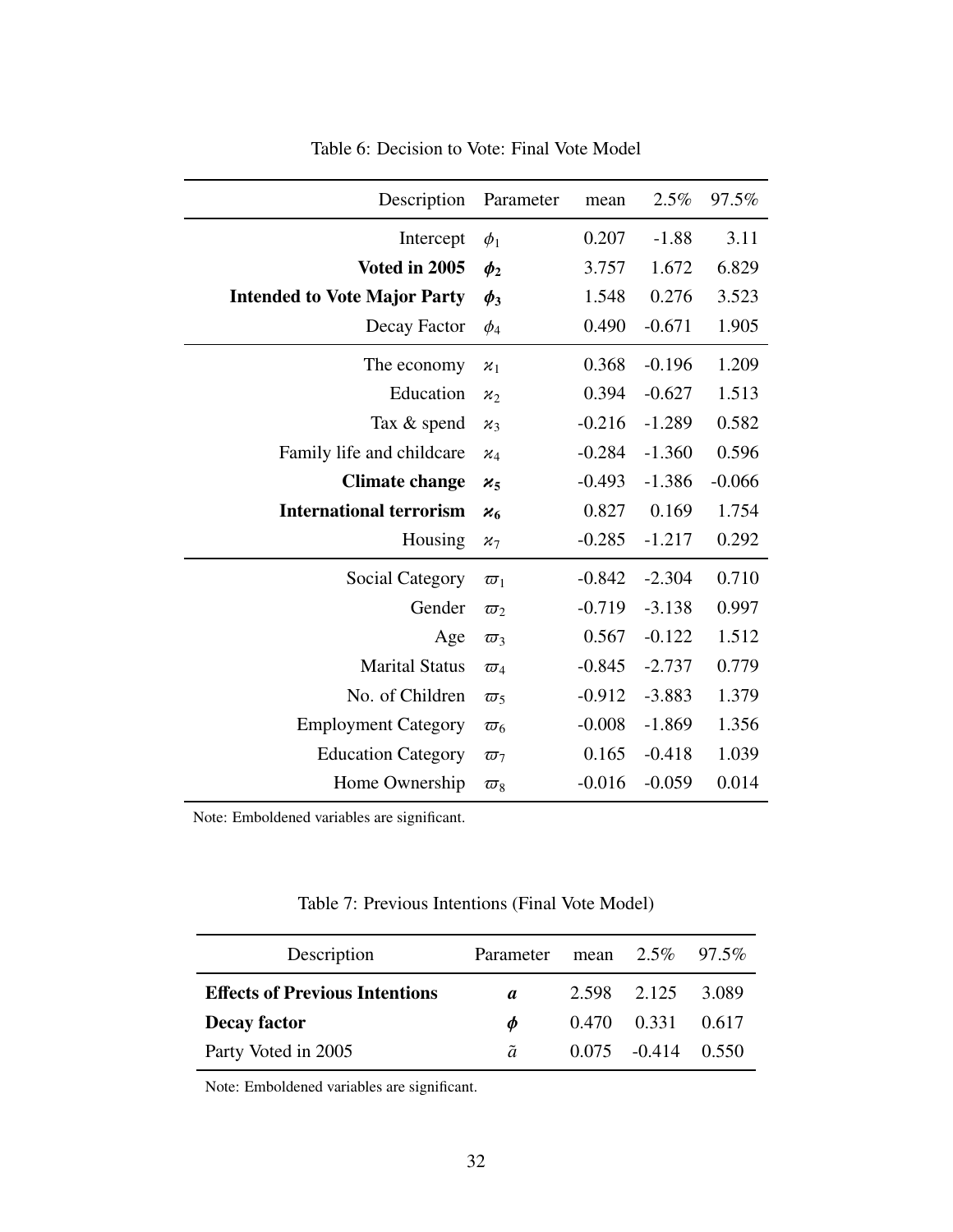Table 6: Decision to Vote: Final Vote Model

| Description | Parameter | mean | 2.5% | 97.5% |
|---|---|---|---|---|
| Intercept | $\phi_1$ | 0.207 | -1.88 | 3.11 |
| **Voted in 2005** | $\boldsymbol{\phi_2}$ | 3.757 | 1.672 | 6.829 |
| **Intended to Vote Major Party** | $\boldsymbol{\phi_3}$ | 1.548 | 0.276 | 3.523 |
| Decay Factor | $\phi_4$ | 0.490 | -0.671 | 1.905 |
| The economy | $\varkappa_1$ | 0.368 | -0.196 | 1.209 |
| Education | $\varkappa_2$ | 0.394 | -0.627 | 1.513 |
| Tax & spend | $\varkappa_3$ | -0.216 | -1.289 | 0.582 |
| Family life and childcare | $\varkappa_4$ | -0.284 | -1.360 | 0.596 |
| **Climate change** | $\boldsymbol{\varkappa_5}$ | -0.493 | -1.386 | -0.066 |
| **International terrorism** | $\boldsymbol{\varkappa_6}$ | 0.827 | 0.169 | 1.754 |
| Housing | $\varkappa_7$ | -0.285 | -1.217 | 0.292 |
| Social Category | $\varpi_1$ | -0.842 | -2.304 | 0.710 |
| Gender | $\varpi_2$ | -0.719 | -3.138 | 0.997 |
| Age | $\varpi_3$ | 0.567 | -0.122 | 1.512 |
| Marital Status | $\varpi_4$ | -0.845 | -2.737 | 0.779 |
| No. of Children | $\varpi_5$ | -0.912 | -3.883 | 1.379 |
| Employment Category | $\varpi_6$ | -0.008 | -1.869 | 1.356 |
| Education Category | $\varpi_7$ | 0.165 | -0.418 | 1.039 |
| Home Ownership | $\varpi_8$ | -0.016 | -0.059 | 0.014 |

Note: Emboldened variables are significant.

Table 7: Previous Intentions (Final Vote Model)

| Description | Parameter | mean | 2.5% | 97.5% |
|---|---|---|---|---|
| **Effects of Previous Intentions** | $\boldsymbol{a}$ | 2.598 | 2.125 | 3.089 |
| **Decay factor** | $\boldsymbol{\phi}$ | 0.470 | 0.331 | 0.617 |
| Party Voted in 2005 | $\tilde{a}$ | 0.075 | -0.414 | 0.550 |

Note: Emboldened variables are significant.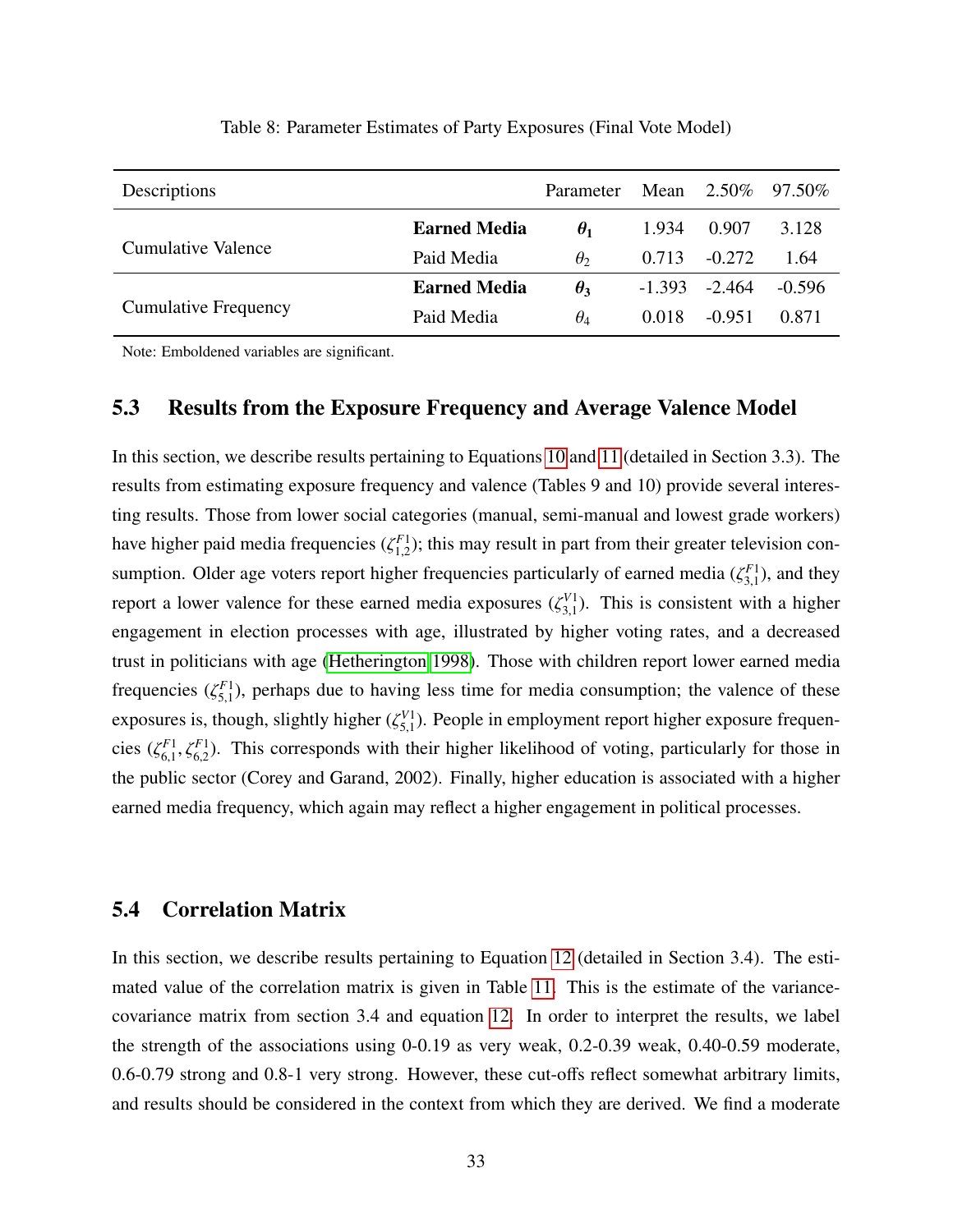Table 8: Parameter Estimates of Party Exposures (Final Vote Model)

| Descriptions | | Parameter | Mean | 2.50% | 97.50% |
|---|---|---|---|---|---|
| Cumulative Valence | **Earned Media** | $\boldsymbol{\theta_1}$ | 1.934 | 0.907 | 3.128 |
| | Paid Media | $\theta_2$ | 0.713 | -0.272 | 1.64 |
| Cumulative Frequency | **Earned Media** | $\boldsymbol{\theta_3}$ | -1.393 | -2.464 | -0.596 |
| | Paid Media | $\theta_4$ | 0.018 | -0.951 | 0.871 |

Note: Emboldened variables are significant.

## 5.3 Results from the Exposure Frequency and Average Valence Model

In this section, we describe results pertaining to Equations 10 and 11 (detailed in Section 3.3). The results from estimating exposure frequency and valence (Tables 9 and 10) provide several interesting results. Those from lower social categories (manual, semi-manual and lowest grade workers) have higher paid media frequencies ($\zeta^{F1}_{1,2}$); this may result in part from their greater television consumption. Older age voters report higher frequencies particularly of earned media ($\zeta^{F1}_{3,1}$), and they report a lower valence for these earned media exposures ($\zeta^{V1}_{3,1}$). This is consistent with a higher engagement in election processes with age, illustrated by higher voting rates, and a decreased trust in politicians with age (Hetherington 1998). Those with children report lower earned media frequencies ($\zeta^{F1}_{5,1}$), perhaps due to having less time for media consumption; the valence of these exposures is, though, slightly higher ($\zeta^{V1}_{5,1}$). People in employment report higher exposure frequencies ($\zeta^{F1}_{6,1}, \zeta^{F1}_{6,2}$). This corresponds with their higher likelihood of voting, particularly for those in the public sector (Corey and Garand, 2002). Finally, higher education is associated with a higher earned media frequency, which again may reflect a higher engagement in political processes.

## 5.4 Correlation Matrix

In this section, we describe results pertaining to Equation 12 (detailed in Section 3.4). The estimated value of the correlation matrix is given in Table 11. This is the estimate of the variance-covariance matrix from section 3.4 and equation 12. In order to interpret the results, we label the strength of the associations using 0-0.19 as very weak, 0.2-0.39 weak, 0.40-0.59 moderate, 0.6-0.79 strong and 0.8-1 very strong. However, these cut-offs reflect somewhat arbitrary limits, and results should be considered in the context from which they are derived. We find a moderate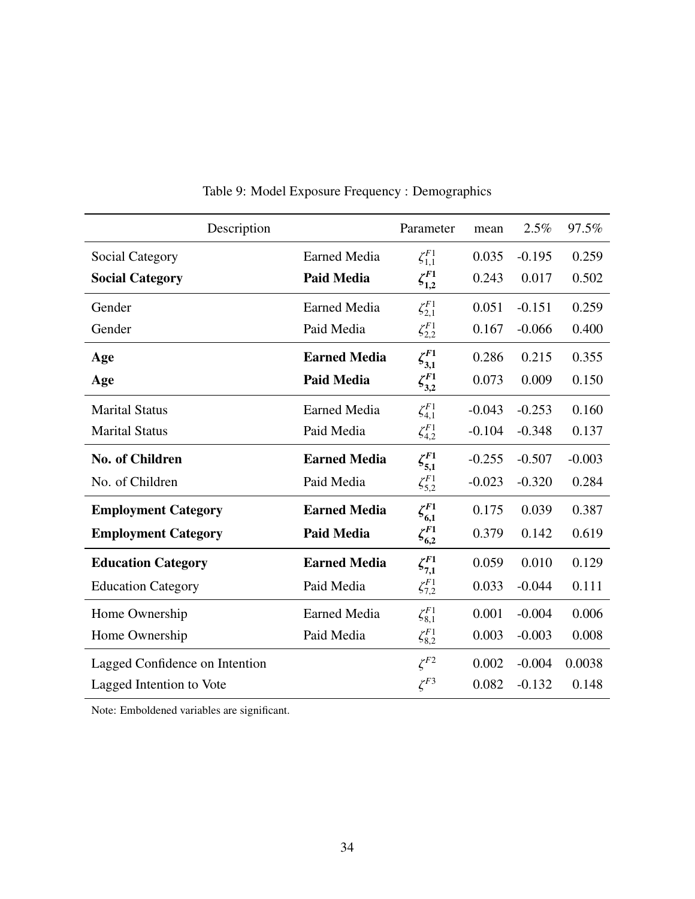Table 9: Model Exposure Frequency : Demographics

| Description | | Parameter | mean | 2.5% | 97.5% |
|---|---|---|---|---|---|
| Social Category | Earned Media | $\zeta^{F1}_{1,1}$ | 0.035 | -0.195 | 0.259 |
| **Social Category** | **Paid Media** | $\boldsymbol{\zeta^{F1}_{1,2}}$ | 0.243 | 0.017 | 0.502 |
| Gender | Earned Media | $\zeta^{F1}_{2,1}$ | 0.051 | -0.151 | 0.259 |
| Gender | Paid Media | $\zeta^{F1}_{2,2}$ | 0.167 | -0.066 | 0.400 |
| **Age** | **Earned Media** | $\boldsymbol{\zeta^{F1}_{3,1}}$ | 0.286 | 0.215 | 0.355 |
| **Age** | **Paid Media** | $\boldsymbol{\zeta^{F1}_{3,2}}$ | 0.073 | 0.009 | 0.150 |
| Marital Status | Earned Media | $\zeta^{F1}_{4,1}$ | -0.043 | -0.253 | 0.160 |
| Marital Status | Paid Media | $\zeta^{F1}_{4,2}$ | -0.104 | -0.348 | 0.137 |
| **No. of Children** | **Earned Media** | $\boldsymbol{\zeta^{F1}_{5,1}}$ | -0.255 | -0.507 | -0.003 |
| No. of Children | Paid Media | $\zeta^{F1}_{5,2}$ | -0.023 | -0.320 | 0.284 |
| **Employment Category** | **Earned Media** | $\boldsymbol{\zeta^{F1}_{6,1}}$ | 0.175 | 0.039 | 0.387 |
| **Employment Category** | **Paid Media** | $\boldsymbol{\zeta^{F1}_{6,2}}$ | 0.379 | 0.142 | 0.619 |
| **Education Category** | **Earned Media** | $\boldsymbol{\zeta^{F1}_{7,1}}$ | 0.059 | 0.010 | 0.129 |
| Education Category | Paid Media | $\zeta^{F1}_{7,2}$ | 0.033 | -0.044 | 0.111 |
| Home Ownership | Earned Media | $\zeta^{F1}_{8,1}$ | 0.001 | -0.004 | 0.006 |
| Home Ownership | Paid Media | $\zeta^{F1}_{8,2}$ | 0.003 | -0.003 | 0.008 |
| Lagged Confidence on Intention | | $\zeta^{F2}$ | 0.002 | -0.004 | 0.0038 |
| Lagged Intention to Vote | | $\zeta^{F3}$ | 0.082 | -0.132 | 0.148 |

Note: Emboldened variables are significant.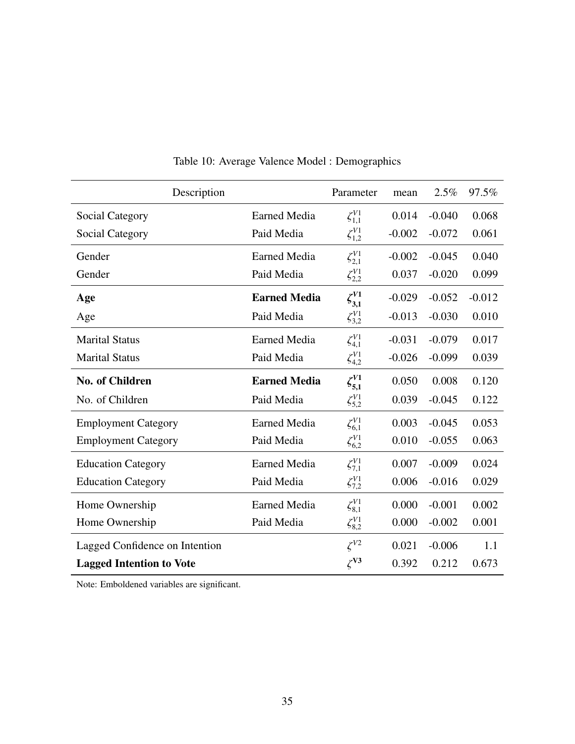Table 10: Average Valence Model : Demographics

| Description | | Parameter | mean | 2.5% | 97.5% |
|---|---|---|---|---|---|
| Social Category | Earned Media | $\zeta_{1,1}^{V1}$ | 0.014 | -0.040 | 0.068 |
| Social Category | Paid Media | $\zeta_{1,2}^{V1}$ | -0.002 | -0.072 | 0.061 |
| Gender | Earned Media | $\zeta_{2,1}^{V1}$ | -0.002 | -0.045 | 0.040 |
| Gender | Paid Media | $\zeta_{2,2}^{V1}$ | 0.037 | -0.020 | 0.099 |
| **Age** | **Earned Media** | $\boldsymbol{\zeta_{3,1}^{V1}}$ | -0.029 | -0.052 | -0.012 |
| Age | Paid Media | $\zeta_{3,2}^{V1}$ | -0.013 | -0.030 | 0.010 |
| Marital Status | Earned Media | $\zeta_{4,1}^{V1}$ | -0.031 | -0.079 | 0.017 |
| Marital Status | Paid Media | $\zeta_{4,2}^{V1}$ | -0.026 | -0.099 | 0.039 |
| **No. of Children** | **Earned Media** | $\boldsymbol{\zeta_{5,1}^{V1}}$ | 0.050 | 0.008 | 0.120 |
| No. of Children | Paid Media | $\zeta_{5,2}^{V1}$ | 0.039 | -0.045 | 0.122 |
| Employment Category | Earned Media | $\zeta_{6,1}^{V1}$ | 0.003 | -0.045 | 0.053 |
| Employment Category | Paid Media | $\zeta_{6,2}^{V1}$ | 0.010 | -0.055 | 0.063 |
| Education Category | Earned Media | $\zeta_{7,1}^{V1}$ | 0.007 | -0.009 | 0.024 |
| Education Category | Paid Media | $\zeta_{7,2}^{V1}$ | 0.006 | -0.016 | 0.029 |
| Home Ownership | Earned Media | $\zeta_{8,1}^{V1}$ | 0.000 | -0.001 | 0.002 |
| Home Ownership | Paid Media | $\zeta_{8,2}^{V1}$ | 0.000 | -0.002 | 0.001 |
| Lagged Confidence on Intention | | $\zeta^{V2}$ | 0.021 | -0.006 | 1.1 |
| **Lagged Intention to Vote** | | $\boldsymbol{\zeta^{V3}}$ | 0.392 | 0.212 | 0.673 |

Note: Emboldened variables are significant.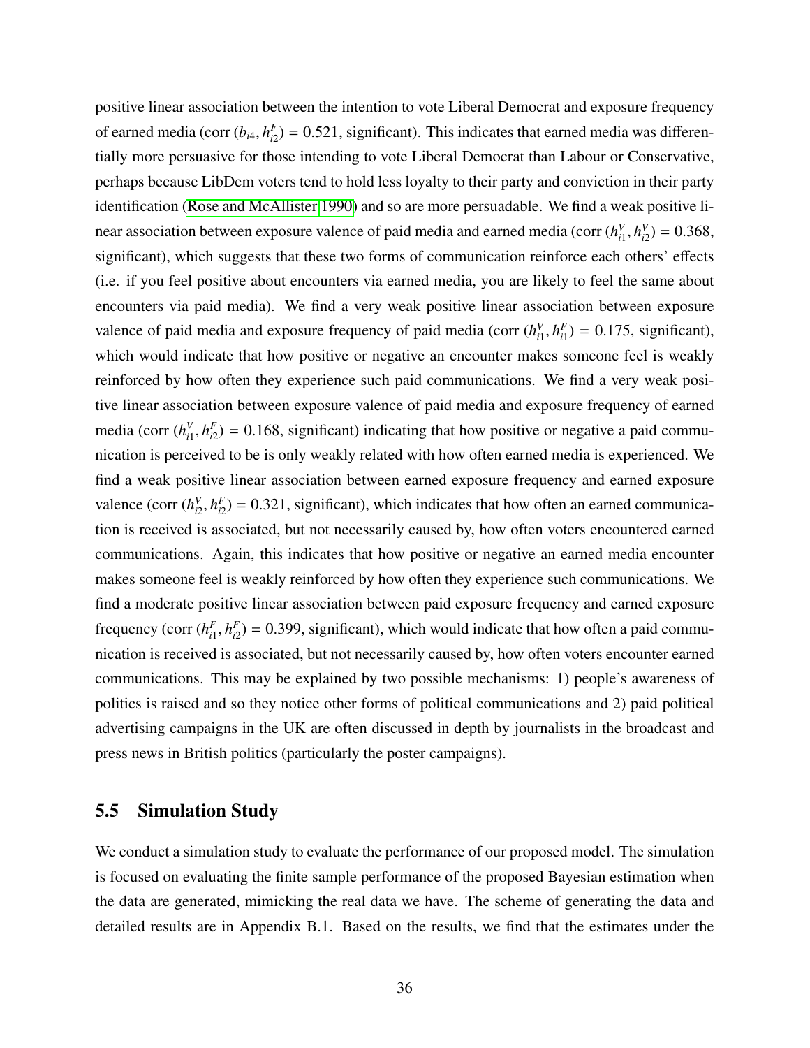positive linear association between the intention to vote Liberal Democrat and exposure frequency of earned media (corr $(b_{i4}, h^F_{i2}) = 0.521$, significant). This indicates that earned media was differentially more persuasive for those intending to vote Liberal Democrat than Labour or Conservative, perhaps because LibDem voters tend to hold less loyalty to their party and conviction in their party identification (Rose and McAllister 1990) and so are more persuadable. We find a weak positive linear association between exposure valence of paid media and earned media (corr $(h^V_{i1}, h^V_{i2}) = 0.368$, significant), which suggests that these two forms of communication reinforce each others' effects (i.e. if you feel positive about encounters via earned media, you are likely to feel the same about encounters via paid media). We find a very weak positive linear association between exposure valence of paid media and exposure frequency of paid media (corr $(h^V_{i1}, h^F_{i1}) = 0.175$, significant), which would indicate that how positive or negative an encounter makes someone feel is weakly reinforced by how often they experience such paid communications. We find a very weak positive linear association between exposure valence of paid media and exposure frequency of earned media (corr $(h^V_{i1}, h^F_{i2}) = 0.168$, significant) indicating that how positive or negative a paid communication is perceived to be is only weakly related with how often earned media is experienced. We find a weak positive linear association between earned exposure frequency and earned exposure valence (corr $(h^V_{i2}, h^F_{i2}) = 0.321$, significant), which indicates that how often an earned communication is received is associated, but not necessarily caused by, how often voters encountered earned communications. Again, this indicates that how positive or negative an earned media encounter makes someone feel is weakly reinforced by how often they experience such communications. We find a moderate positive linear association between paid exposure frequency and earned exposure frequency (corr $(h^F_{i1}, h^F_{i2}) = 0.399$, significant), which would indicate that how often a paid communication is received is associated, but not necessarily caused by, how often voters encounter earned communications. This may be explained by two possible mechanisms: 1) people's awareness of politics is raised and so they notice other forms of political communications and 2) paid political advertising campaigns in the UK are often discussed in depth by journalists in the broadcast and press news in British politics (particularly the poster campaigns).

## 5.5 Simulation Study

We conduct a simulation study to evaluate the performance of our proposed model. The simulation is focused on evaluating the finite sample performance of the proposed Bayesian estimation when the data are generated, mimicking the real data we have. The scheme of generating the data and detailed results are in Appendix B.1. Based on the results, we find that the estimates under the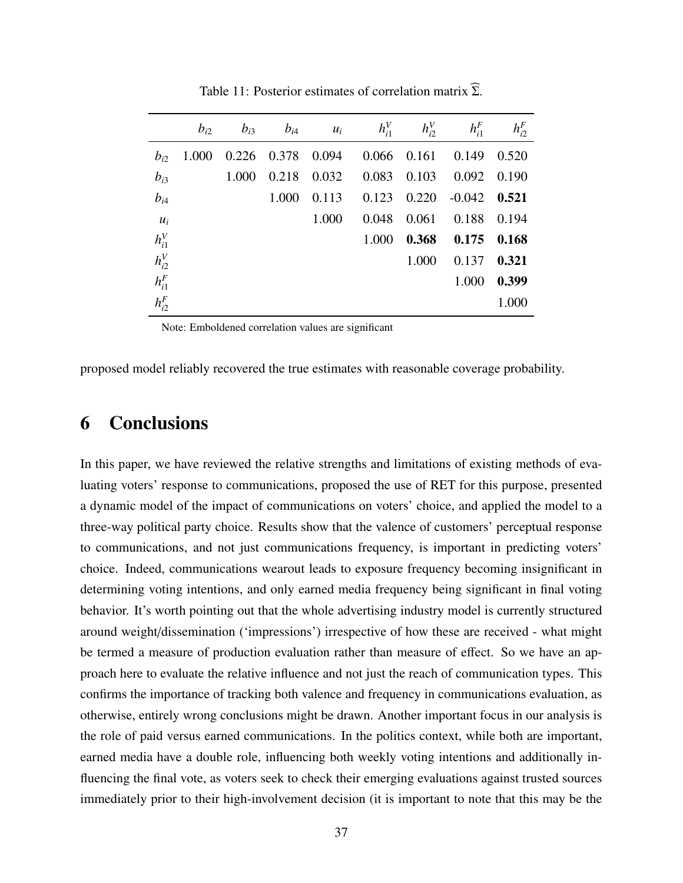Table 11: Posterior estimates of correlation matrix $\widehat{\Sigma}$.

| | $b_{i2}$ | $b_{i3}$ | $b_{i4}$ | $u_i$ | $h_{i1}^V$ | $h_{i2}^V$ | $h_{i1}^F$ | $h_{i2}^F$ |
|---|---|---|---|---|---|---|---|---|
| $b_{i2}$ | 1.000 | 0.226 | 0.378 | 0.094 | 0.066 | 0.161 | 0.149 | 0.520 |
| $b_{i3}$ | | 1.000 | 0.218 | 0.032 | 0.083 | 0.103 | 0.092 | 0.190 |
| $b_{i4}$ | | | 1.000 | 0.113 | 0.123 | 0.220 | -0.042 | **0.521** |
| $u_i$ | | | | 1.000 | 0.048 | 0.061 | 0.188 | 0.194 |
| $h_{i1}^V$ | | | | | 1.000 | **0.368** | **0.175** | **0.168** |
| $h_{i2}^V$ | | | | | | 1.000 | 0.137 | **0.321** |
| $h_{i1}^F$ | | | | | | | 1.000 | **0.399** |
| $h_{i2}^F$ | | | | | | | | 1.000 |

Note: Emboldened correlation values are significant

proposed model reliably recovered the true estimates with reasonable coverage probability.

# 6 Conclusions

In this paper, we have reviewed the relative strengths and limitations of existing methods of evaluating voters' response to communications, proposed the use of RET for this purpose, presented a dynamic model of the impact of communications on voters' choice, and applied the model to a three-way political party choice. Results show that the valence of customers' perceptual response to communications, and not just communications frequency, is important in predicting voters' choice. Indeed, communications wearout leads to exposure frequency becoming insignificant in determining voting intentions, and only earned media frequency being significant in final voting behavior. It's worth pointing out that the whole advertising industry model is currently structured around weight/dissemination ('impressions') irrespective of how these are received - what might be termed a measure of production evaluation rather than measure of effect. So we have an approach here to evaluate the relative influence and not just the reach of communication types. This confirms the importance of tracking both valence and frequency in communications evaluation, as otherwise, entirely wrong conclusions might be drawn. Another important focus in our analysis is the role of paid versus earned communications. In the politics context, while both are important, earned media have a double role, influencing both weekly voting intentions and additionally influencing the final vote, as voters seek to check their emerging evaluations against trusted sources immediately prior to their high-involvement decision (it is important to note that this may be the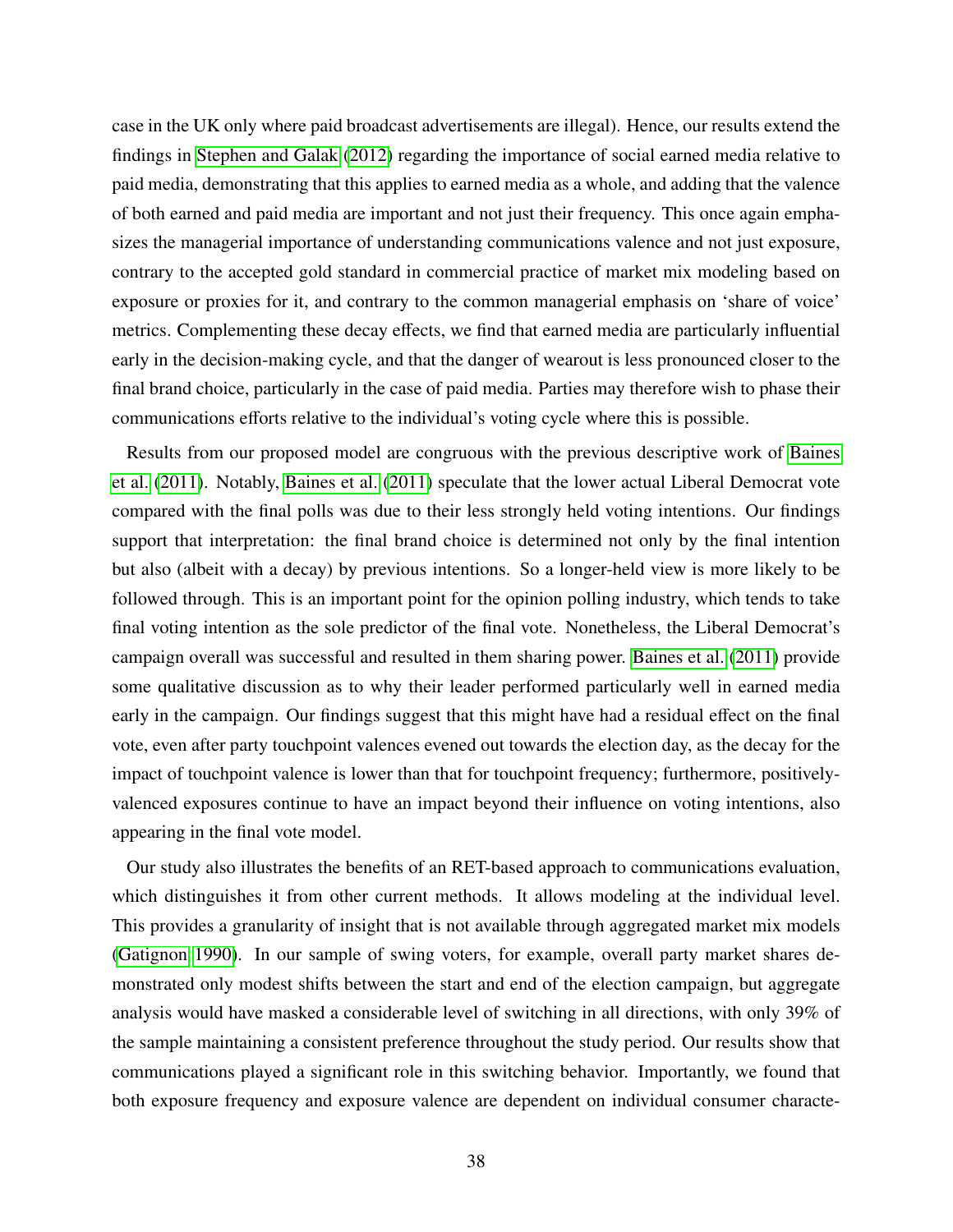case in the UK only where paid broadcast advertisements are illegal). Hence, our results extend the findings in Stephen and Galak (2012) regarding the importance of social earned media relative to paid media, demonstrating that this applies to earned media as a whole, and adding that the valence of both earned and paid media are important and not just their frequency. This once again emphasizes the managerial importance of understanding communications valence and not just exposure, contrary to the accepted gold standard in commercial practice of market mix modeling based on exposure or proxies for it, and contrary to the common managerial emphasis on 'share of voice' metrics. Complementing these decay effects, we find that earned media are particularly influential early in the decision-making cycle, and that the danger of wearout is less pronounced closer to the final brand choice, particularly in the case of paid media. Parties may therefore wish to phase their communications efforts relative to the individual's voting cycle where this is possible.

Results from our proposed model are congruous with the previous descriptive work of Baines et al. (2011). Notably, Baines et al. (2011) speculate that the lower actual Liberal Democrat vote compared with the final polls was due to their less strongly held voting intentions. Our findings support that interpretation: the final brand choice is determined not only by the final intention but also (albeit with a decay) by previous intentions. So a longer-held view is more likely to be followed through. This is an important point for the opinion polling industry, which tends to take final voting intention as the sole predictor of the final vote. Nonetheless, the Liberal Democrat's campaign overall was successful and resulted in them sharing power. Baines et al. (2011) provide some qualitative discussion as to why their leader performed particularly well in earned media early in the campaign. Our findings suggest that this might have had a residual effect on the final vote, even after party touchpoint valences evened out towards the election day, as the decay for the impact of touchpoint valence is lower than that for touchpoint frequency; furthermore, positively-valenced exposures continue to have an impact beyond their influence on voting intentions, also appearing in the final vote model.

Our study also illustrates the benefits of an RET-based approach to communications evaluation, which distinguishes it from other current methods. It allows modeling at the individual level. This provides a granularity of insight that is not available through aggregated market mix models (Gatignon 1990). In our sample of swing voters, for example, overall party market shares demonstrated only modest shifts between the start and end of the election campaign, but aggregate analysis would have masked a considerable level of switching in all directions, with only 39% of the sample maintaining a consistent preference throughout the study period. Our results show that communications played a significant role in this switching behavior. Importantly, we found that both exposure frequency and exposure valence are dependent on individual consumer characte-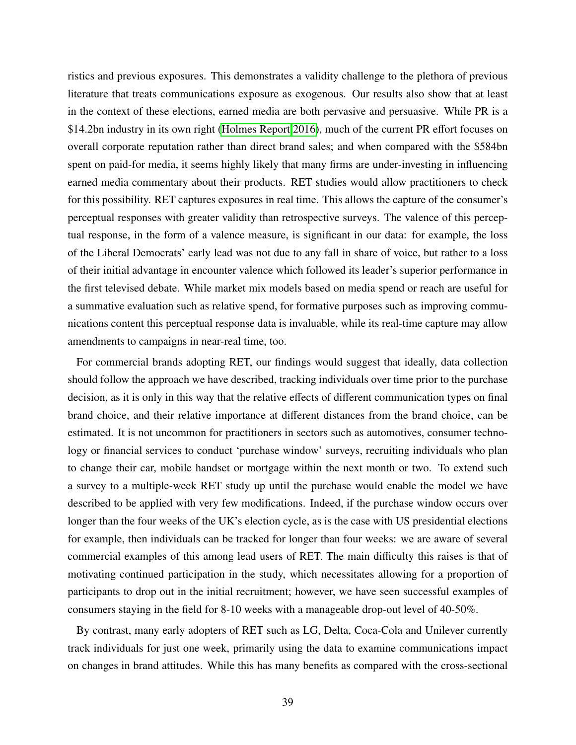ristics and previous exposures. This demonstrates a validity challenge to the plethora of previous literature that treats communications exposure as exogenous. Our results also show that at least in the context of these elections, earned media are both pervasive and persuasive. While PR is a $14.2bn industry in its own right (Holmes Report 2016), much of the current PR effort focuses on overall corporate reputation rather than direct brand sales; and when compared with the $584bn spent on paid-for media, it seems highly likely that many firms are under-investing in influencing earned media commentary about their products. RET studies would allow practitioners to check for this possibility. RET captures exposures in real time. This allows the capture of the consumer's perceptual responses with greater validity than retrospective surveys. The valence of this perceptual response, in the form of a valence measure, is significant in our data: for example, the loss of the Liberal Democrats' early lead was not due to any fall in share of voice, but rather to a loss of their initial advantage in encounter valence which followed its leader's superior performance in the first televised debate. While market mix models based on media spend or reach are useful for a summative evaluation such as relative spend, for formative purposes such as improving communications content this perceptual response data is invaluable, while its real-time capture may allow amendments to campaigns in near-real time, too.

For commercial brands adopting RET, our findings would suggest that ideally, data collection should follow the approach we have described, tracking individuals over time prior to the purchase decision, as it is only in this way that the relative effects of different communication types on final brand choice, and their relative importance at different distances from the brand choice, can be estimated. It is not uncommon for practitioners in sectors such as automotives, consumer technology or financial services to conduct 'purchase window' surveys, recruiting individuals who plan to change their car, mobile handset or mortgage within the next month or two. To extend such a survey to a multiple-week RET study up until the purchase would enable the model we have described to be applied with very few modifications. Indeed, if the purchase window occurs over longer than the four weeks of the UK's election cycle, as is the case with US presidential elections for example, then individuals can be tracked for longer than four weeks: we are aware of several commercial examples of this among lead users of RET. The main difficulty this raises is that of motivating continued participation in the study, which necessitates allowing for a proportion of participants to drop out in the initial recruitment; however, we have seen successful examples of consumers staying in the field for 8-10 weeks with a manageable drop-out level of 40-50%.

By contrast, many early adopters of RET such as LG, Delta, Coca-Cola and Unilever currently track individuals for just one week, primarily using the data to examine communications impact on changes in brand attitudes. While this has many benefits as compared with the cross-sectional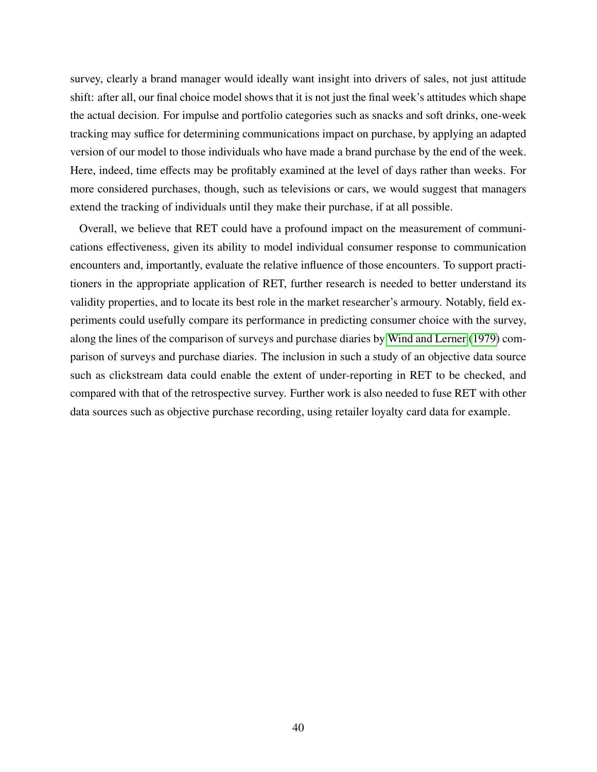survey, clearly a brand manager would ideally want insight into drivers of sales, not just attitude shift: after all, our final choice model shows that it is not just the final week's attitudes which shape the actual decision. For impulse and portfolio categories such as snacks and soft drinks, one-week tracking may suffice for determining communications impact on purchase, by applying an adapted version of our model to those individuals who have made a brand purchase by the end of the week. Here, indeed, time effects may be profitably examined at the level of days rather than weeks. For more considered purchases, though, such as televisions or cars, we would suggest that managers extend the tracking of individuals until they make their purchase, if at all possible.

Overall, we believe that RET could have a profound impact on the measurement of communications effectiveness, given its ability to model individual consumer response to communication encounters and, importantly, evaluate the relative influence of those encounters. To support practitioners in the appropriate application of RET, further research is needed to better understand its validity properties, and to locate its best role in the market researcher's armoury. Notably, field experiments could usefully compare its performance in predicting consumer choice with the survey, along the lines of the comparison of surveys and purchase diaries by Wind and Lerner (1979) comparison of surveys and purchase diaries. The inclusion in such a study of an objective data source such as clickstream data could enable the extent of under-reporting in RET to be checked, and compared with that of the retrospective survey. Further work is also needed to fuse RET with other data sources such as objective purchase recording, using retailer loyalty card data for example.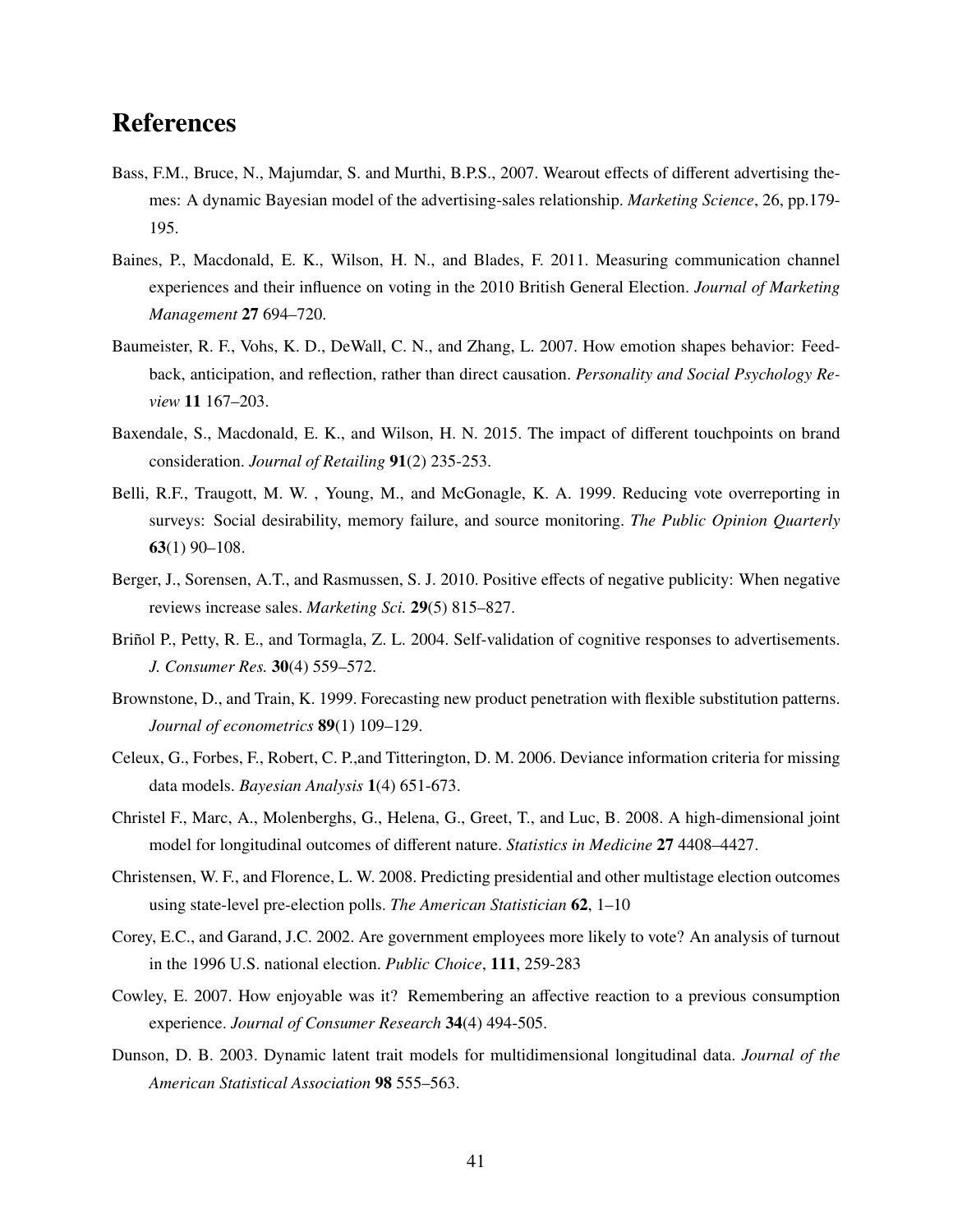# References

Bass, F.M., Bruce, N., Majumdar, S. and Murthi, B.P.S., 2007. Wearout effects of different advertising themes: A dynamic Bayesian model of the advertising-sales relationship. *Marketing Science*, 26, pp.179-195.

Baines, P., Macdonald, E. K., Wilson, H. N., and Blades, F. 2011. Measuring communication channel experiences and their influence on voting in the 2010 British General Election. *Journal of Marketing Management* **27** 694–720.

Baumeister, R. F., Vohs, K. D., DeWall, C. N., and Zhang, L. 2007. How emotion shapes behavior: Feedback, anticipation, and reflection, rather than direct causation. *Personality and Social Psychology Review* **11** 167–203.

Baxendale, S., Macdonald, E. K., and Wilson, H. N. 2015. The impact of different touchpoints on brand consideration. *Journal of Retailing* **91**(2) 235-253.

Belli, R.F., Traugott, M. W. , Young, M., and McGonagle, K. A. 1999. Reducing vote overreporting in surveys: Social desirability, memory failure, and source monitoring. *The Public Opinion Quarterly* **63**(1) 90–108.

Berger, J., Sorensen, A.T., and Rasmussen, S. J. 2010. Positive effects of negative publicity: When negative reviews increase sales. *Marketing Sci.* **29**(5) 815–827.

Briñol P., Petty, R. E., and Tormagla, Z. L. 2004. Self-validation of cognitive responses to advertisements. *J. Consumer Res.* **30**(4) 559–572.

Brownstone, D., and Train, K. 1999. Forecasting new product penetration with flexible substitution patterns. *Journal of econometrics* **89**(1) 109–129.

Celeux, G., Forbes, F., Robert, C. P.,and Titterington, D. M. 2006. Deviance information criteria for missing data models. *Bayesian Analysis* **1**(4) 651-673.

Christel F., Marc, A., Molenberghs, G., Helena, G., Greet, T., and Luc, B. 2008. A high-dimensional joint model for longitudinal outcomes of different nature. *Statistics in Medicine* **27** 4408–4427.

Christensen, W. F., and Florence, L. W. 2008. Predicting presidential and other multistage election outcomes using state-level pre-election polls. *The American Statistician* **62**, 1–10

Corey, E.C., and Garand, J.C. 2002. Are government employees more likely to vote? An analysis of turnout in the 1996 U.S. national election. *Public Choice*, **111**, 259-283

Cowley, E. 2007. How enjoyable was it? Remembering an affective reaction to a previous consumption experience. *Journal of Consumer Research* **34**(4) 494-505.

Dunson, D. B. 2003. Dynamic latent trait models for multidimensional longitudinal data. *Journal of the American Statistical Association* **98** 555–563.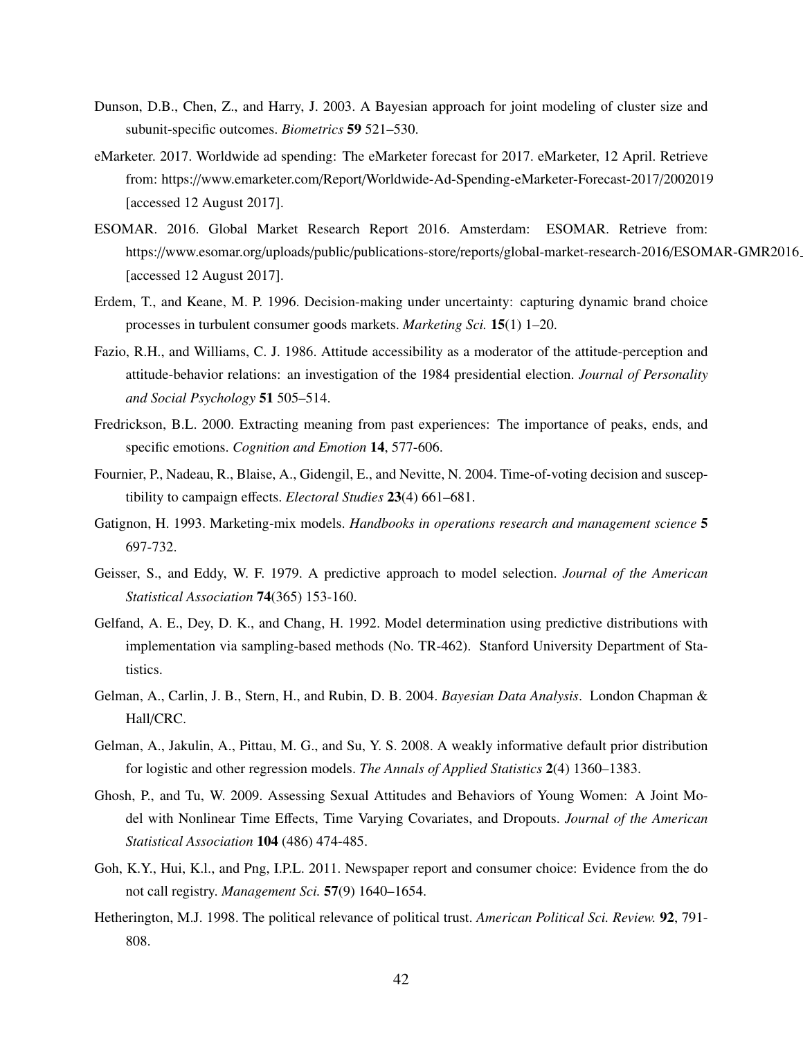Dunson, D.B., Chen, Z., and Harry, J. 2003. A Bayesian approach for joint modeling of cluster size and subunit-specific outcomes. *Biometrics* **59** 521–530.

eMarketer. 2017. Worldwide ad spending: The eMarketer forecast for 2017. eMarketer, 12 April. Retrieve from: https://www.emarketer.com/Report/Worldwide-Ad-Spending-eMarketer-Forecast-2017/2002019 [accessed 12 August 2017].

ESOMAR. 2016. Global Market Research Report 2016. Amsterdam: ESOMAR. Retrieve from: https://www.esomar.org/uploads/public/publications-store/reports/global-market-research-2016/ESOMAR-GMR2016_ [accessed 12 August 2017].

Erdem, T., and Keane, M. P. 1996. Decision-making under uncertainty: capturing dynamic brand choice processes in turbulent consumer goods markets. *Marketing Sci.* **15**(1) 1–20.

Fazio, R.H., and Williams, C. J. 1986. Attitude accessibility as a moderator of the attitude-perception and attitude-behavior relations: an investigation of the 1984 presidential election. *Journal of Personality and Social Psychology* **51** 505–514.

Fredrickson, B.L. 2000. Extracting meaning from past experiences: The importance of peaks, ends, and specific emotions. *Cognition and Emotion* **14**, 577-606.

Fournier, P., Nadeau, R., Blaise, A., Gidengil, E., and Nevitte, N. 2004. Time-of-voting decision and susceptibility to campaign effects. *Electoral Studies* **23**(4) 661–681.

Gatignon, H. 1993. Marketing-mix models. *Handbooks in operations research and management science* **5** 697-732.

Geisser, S., and Eddy, W. F. 1979. A predictive approach to model selection. *Journal of the American Statistical Association* **74**(365) 153-160.

Gelfand, A. E., Dey, D. K., and Chang, H. 1992. Model determination using predictive distributions with implementation via sampling-based methods (No. TR-462). Stanford University Department of Statistics.

Gelman, A., Carlin, J. B., Stern, H., and Rubin, D. B. 2004. *Bayesian Data Analysis*. London Chapman & Hall/CRC.

Gelman, A., Jakulin, A., Pittau, M. G., and Su, Y. S. 2008. A weakly informative default prior distribution for logistic and other regression models. *The Annals of Applied Statistics* **2**(4) 1360–1383.

Ghosh, P., and Tu, W. 2009. Assessing Sexual Attitudes and Behaviors of Young Women: A Joint Model with Nonlinear Time Effects, Time Varying Covariates, and Dropouts. *Journal of the American Statistical Association* **104** (486) 474-485.

Goh, K.Y., Hui, K.l., and Png, I.P.L. 2011. Newspaper report and consumer choice: Evidence from the do not call registry. *Management Sci.* **57**(9) 1640–1654.

Hetherington, M.J. 1998. The political relevance of political trust. *American Political Sci. Review.* **92**, 791-808.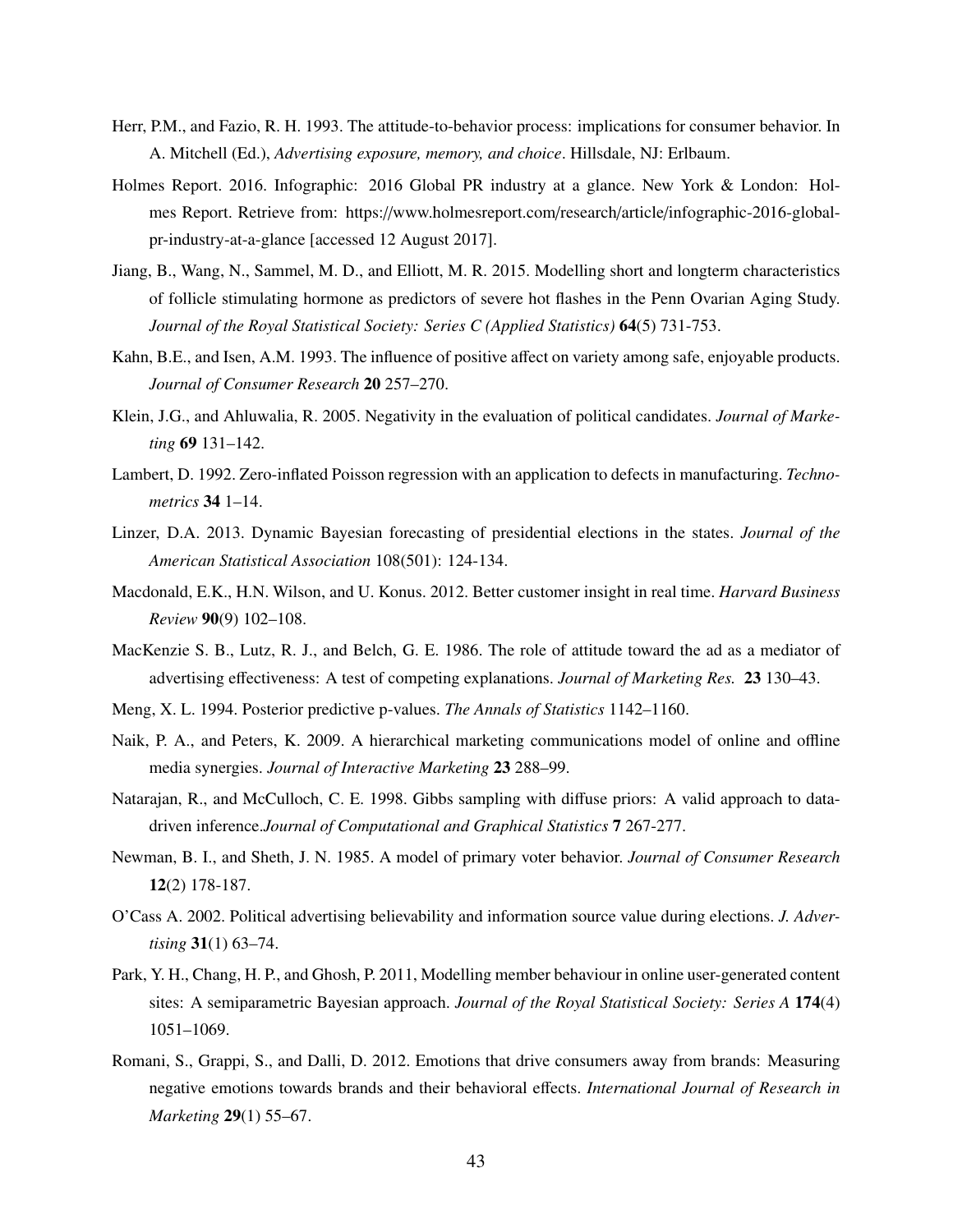Herr, P.M., and Fazio, R. H. 1993. The attitude-to-behavior process: implications for consumer behavior. In A. Mitchell (Ed.), *Advertising exposure, memory, and choice*. Hillsdale, NJ: Erlbaum.

Holmes Report. 2016. Infographic: 2016 Global PR industry at a glance. New York & London: Holmes Report. Retrieve from: https://www.holmesreport.com/research/article/infographic-2016-global-pr-industry-at-a-glance [accessed 12 August 2017].

Jiang, B., Wang, N., Sammel, M. D., and Elliott, M. R. 2015. Modelling short and longterm characteristics of follicle stimulating hormone as predictors of severe hot flashes in the Penn Ovarian Aging Study. *Journal of the Royal Statistical Society: Series C (Applied Statistics)* **64**(5) 731-753.

Kahn, B.E., and Isen, A.M. 1993. The influence of positive affect on variety among safe, enjoyable products. *Journal of Consumer Research* **20** 257–270.

Klein, J.G., and Ahluwalia, R. 2005. Negativity in the evaluation of political candidates. *Journal of Marketing* **69** 131–142.

Lambert, D. 1992. Zero-inflated Poisson regression with an application to defects in manufacturing. *Technometrics* **34** 1–14.

Linzer, D.A. 2013. Dynamic Bayesian forecasting of presidential elections in the states. *Journal of the American Statistical Association* 108(501): 124-134.

Macdonald, E.K., H.N. Wilson, and U. Konus. 2012. Better customer insight in real time. *Harvard Business Review* **90**(9) 102–108.

MacKenzie S. B., Lutz, R. J., and Belch, G. E. 1986. The role of attitude toward the ad as a mediator of advertising effectiveness: A test of competing explanations. *Journal of Marketing Res.* **23** 130–43.

Meng, X. L. 1994. Posterior predictive p-values. *The Annals of Statistics* 1142–1160.

Naik, P. A., and Peters, K. 2009. A hierarchical marketing communications model of online and offline media synergies. *Journal of Interactive Marketing* **23** 288–99.

Natarajan, R., and McCulloch, C. E. 1998. Gibbs sampling with diffuse priors: A valid approach to data-driven inference.*Journal of Computational and Graphical Statistics* **7** 267-277.

Newman, B. I., and Sheth, J. N. 1985. A model of primary voter behavior. *Journal of Consumer Research* **12**(2) 178-187.

O'Cass A. 2002. Political advertising believability and information source value during elections. *J. Advertising* **31**(1) 63–74.

Park, Y. H., Chang, H. P., and Ghosh, P. 2011, Modelling member behaviour in online user-generated content sites: A semiparametric Bayesian approach. *Journal of the Royal Statistical Society: Series A* **174**(4) 1051–1069.

Romani, S., Grappi, S., and Dalli, D. 2012. Emotions that drive consumers away from brands: Measuring negative emotions towards brands and their behavioral effects. *International Journal of Research in Marketing* **29**(1) 55–67.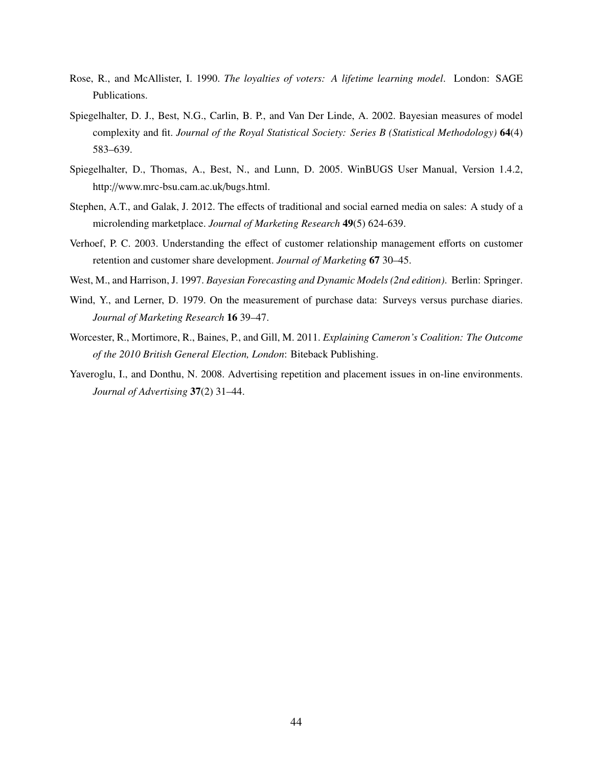Rose, R., and McAllister, I. 1990. *The loyalties of voters: A lifetime learning model*. London: SAGE Publications.

Spiegelhalter, D. J., Best, N.G., Carlin, B. P., and Van Der Linde, A. 2002. Bayesian measures of model complexity and fit. *Journal of the Royal Statistical Society: Series B (Statistical Methodology)* **64**(4) 583–639.

Spiegelhalter, D., Thomas, A., Best, N., and Lunn, D. 2005. WinBUGS User Manual, Version 1.4.2, http://www.mrc-bsu.cam.ac.uk/bugs.html.

Stephen, A.T., and Galak, J. 2012. The effects of traditional and social earned media on sales: A study of a microlending marketplace. *Journal of Marketing Research* **49**(5) 624-639.

Verhoef, P. C. 2003. Understanding the effect of customer relationship management efforts on customer retention and customer share development. *Journal of Marketing* **67** 30–45.

West, M., and Harrison, J. 1997. *Bayesian Forecasting and Dynamic Models (2nd edition)*. Berlin: Springer.

Wind, Y., and Lerner, D. 1979. On the measurement of purchase data: Surveys versus purchase diaries. *Journal of Marketing Research* **16** 39–47.

Worcester, R., Mortimore, R., Baines, P., and Gill, M. 2011. *Explaining Cameron's Coalition: The Outcome of the 2010 British General Election, London*: Biteback Publishing.

Yaveroglu, I., and Donthu, N. 2008. Advertising repetition and placement issues in on-line environments. *Journal of Advertising* **37**(2) 31–44.